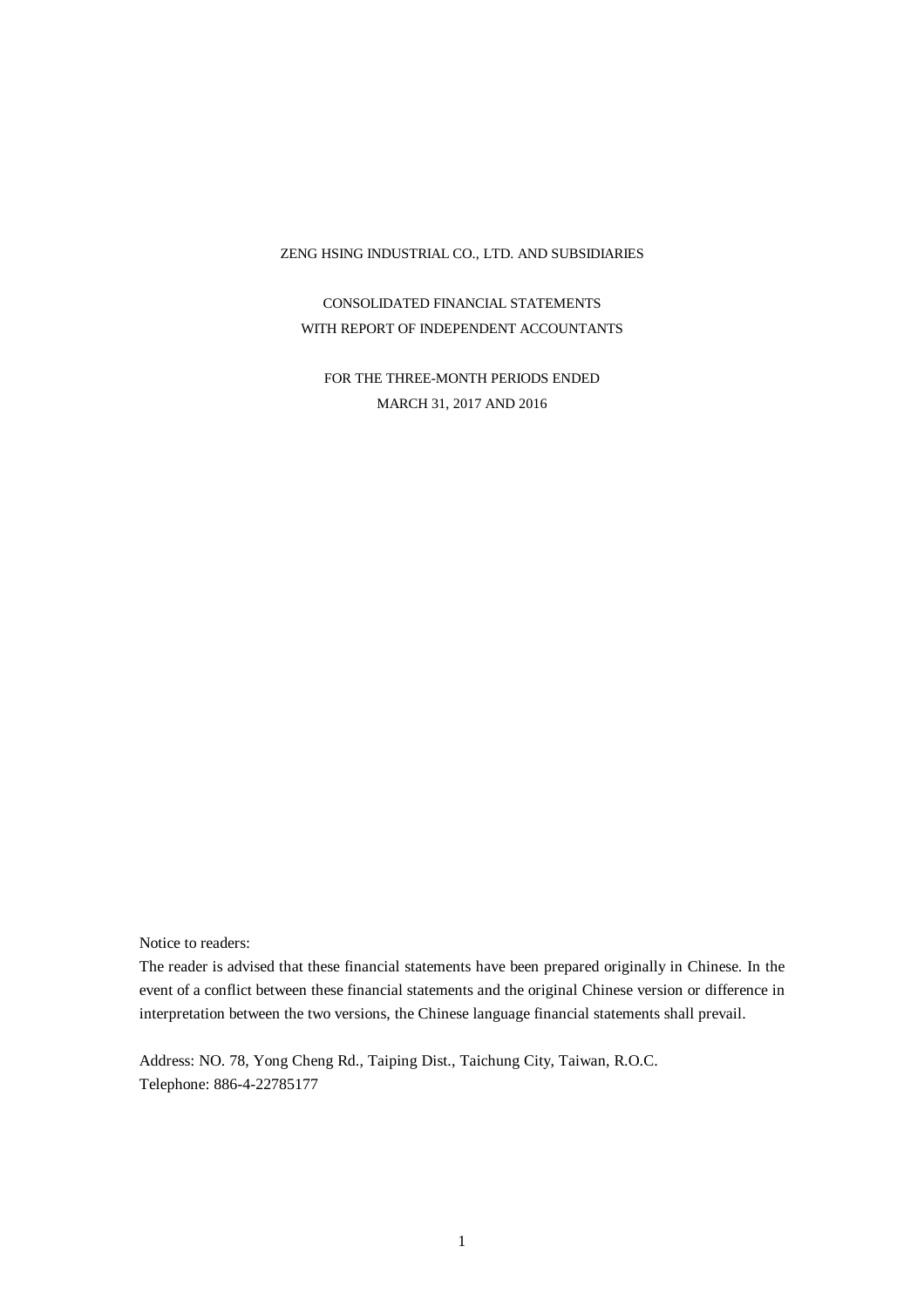# ZENG HSING INDUSTRIAL CO., LTD. AND SUBSIDIARIES

## CONSOLIDATED FINANCIAL STATEMENTS
## WITH REPORT OF INDEPENDENT ACCOUNTANTS

### FOR THE THREE-MONTH PERIODS ENDED
### MARCH 31, 2017 AND 2016

Notice to readers:

The reader is advised that these financial statements have been prepared originally in Chinese. In the event of a conflict between these financial statements and the original Chinese version or difference in interpretation between the two versions, the Chinese language financial statements shall prevail.

Address: NO. 78, Yong Cheng Rd., Taiping Dist., Taichung City, Taiwan, R.O.C.
Telephone: 886-4-22785177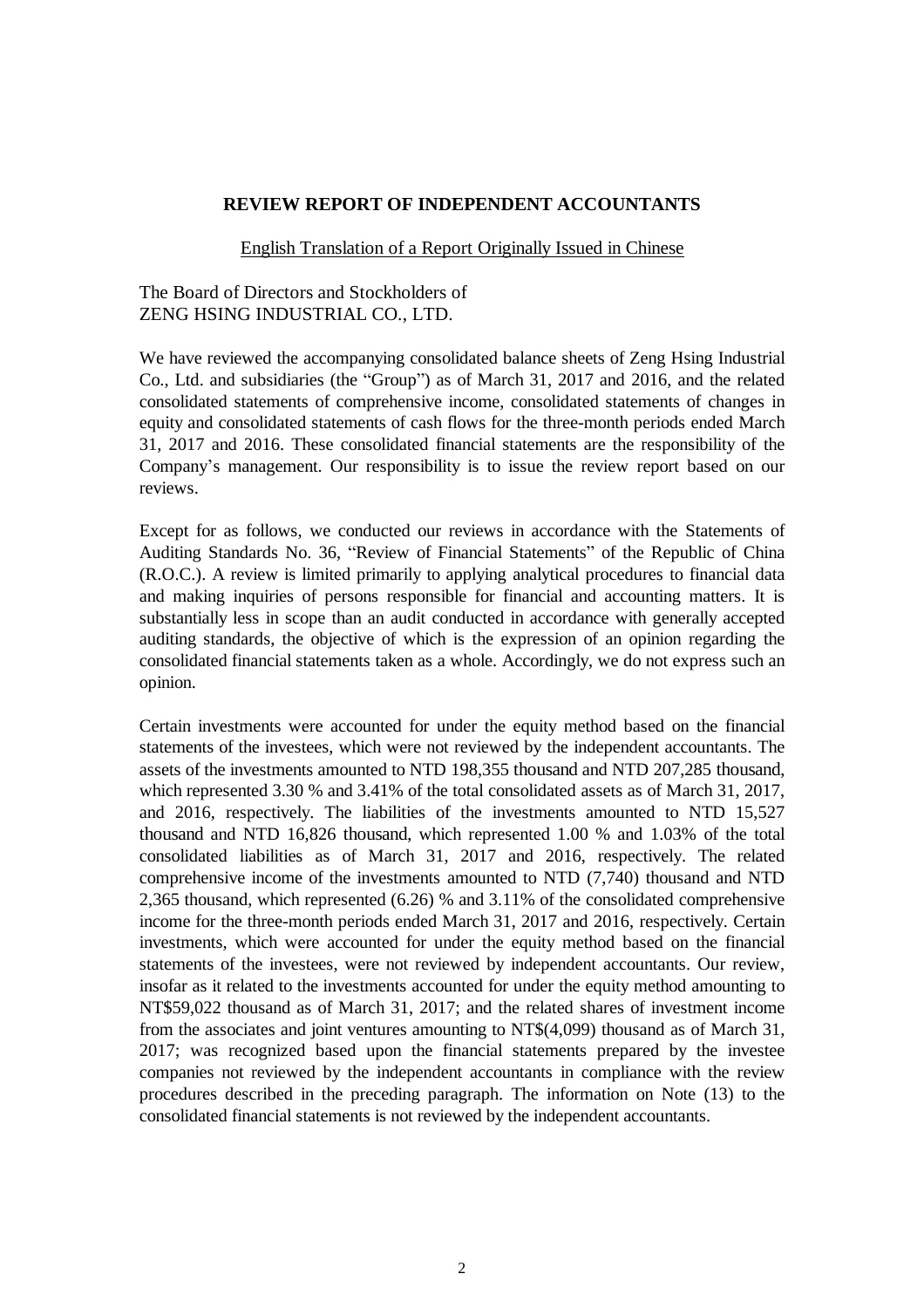# REVIEW REPORT OF INDEPENDENT ACCOUNTANTS

English Translation of a Report Originally Issued in Chinese

The Board of Directors and Stockholders of
ZENG HSING INDUSTRIAL CO., LTD.

We have reviewed the accompanying consolidated balance sheets of Zeng Hsing Industrial Co., Ltd. and subsidiaries (the "Group") as of March 31, 2017 and 2016, and the related consolidated statements of comprehensive income, consolidated statements of changes in equity and consolidated statements of cash flows for the three-month periods ended March 31, 2017 and 2016. These consolidated financial statements are the responsibility of the Company's management. Our responsibility is to issue the review report based on our reviews.

Except for as follows, we conducted our reviews in accordance with the Statements of Auditing Standards No. 36, "Review of Financial Statements" of the Republic of China (R.O.C.). A review is limited primarily to applying analytical procedures to financial data and making inquiries of persons responsible for financial and accounting matters. It is substantially less in scope than an audit conducted in accordance with generally accepted auditing standards, the objective of which is the expression of an opinion regarding the consolidated financial statements taken as a whole. Accordingly, we do not express such an opinion.

Certain investments were accounted for under the equity method based on the financial statements of the investees, which were not reviewed by the independent accountants. The assets of the investments amounted to NTD 198,355 thousand and NTD 207,285 thousand, which represented 3.30 % and 3.41% of the total consolidated assets as of March 31, 2017, and 2016, respectively. The liabilities of the investments amounted to NTD 15,527 thousand and NTD 16,826 thousand, which represented 1.00 % and 1.03% of the total consolidated liabilities as of March 31, 2017 and 2016, respectively. The related comprehensive income of the investments amounted to NTD (7,740) thousand and NTD 2,365 thousand, which represented (6.26) % and 3.11% of the consolidated comprehensive income for the three-month periods ended March 31, 2017 and 2016, respectively. Certain investments, which were accounted for under the equity method based on the financial statements of the investees, were not reviewed by independent accountants. Our review, insofar as it related to the investments accounted for under the equity method amounting to NT$59,022 thousand as of March 31, 2017; and the related shares of investment income from the associates and joint ventures amounting to NT$(4,099) thousand as of March 31, 2017; was recognized based upon the financial statements prepared by the investee companies not reviewed by the independent accountants in compliance with the review procedures described in the preceding paragraph. The information on Note (13) to the consolidated financial statements is not reviewed by the independent accountants.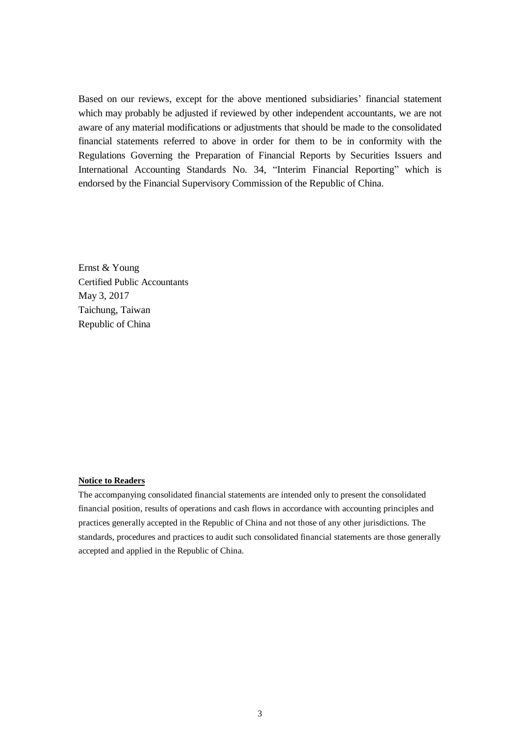Based on our reviews, except for the above mentioned subsidiaries' financial statement which may probably be adjusted if reviewed by other independent accountants, we are not aware of any material modifications or adjustments that should be made to the consolidated financial statements referred to above in order for them to be in conformity with the Regulations Governing the Preparation of Financial Reports by Securities Issuers and International Accounting Standards No. 34, "Interim Financial Reporting" which is endorsed by the Financial Supervisory Commission of the Republic of China.

Ernst & Young
Certified Public Accountants
May 3, 2017
Taichung, Taiwan
Republic of China

**Notice to Readers**

The accompanying consolidated financial statements are intended only to present the consolidated financial position, results of operations and cash flows in accordance with accounting principles and practices generally accepted in the Republic of China and not those of any other jurisdictions. The standards, procedures and practices to audit such consolidated financial statements are those generally accepted and applied in the Republic of China.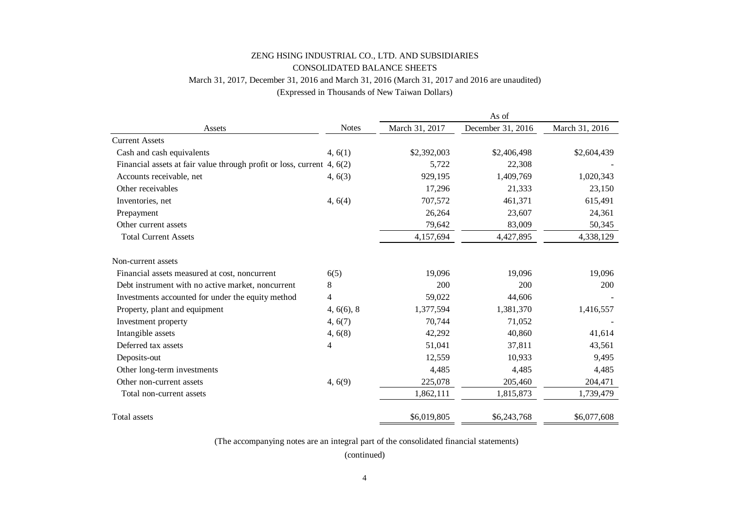# ZENG HSING INDUSTRIAL CO., LTD. AND SUBSIDIARIES

## CONSOLIDATED BALANCE SHEETS

March 31, 2017, December 31, 2016 and March 31, 2016 (March 31, 2017 and 2016 are unaudited)

(Expressed in Thousands of New Taiwan Dollars)

| Assets | Notes | As of March 31, 2017 | As of December 31, 2016 | As of March 31, 2016 |
|---|---|---|---|---|
| Current Assets | | | | |
| Cash and cash equivalents | 4, 6(1) | $2,392,003 | $2,406,498 | $2,604,439 |
| Financial assets at fair value through profit or loss, current | 4, 6(2) | 5,722 | 22,308 | - |
| Accounts receivable, net | 4, 6(3) | 929,195 | 1,409,769 | 1,020,343 |
| Other receivables | | 17,296 | 21,333 | 23,150 |
| Inventories, net | 4, 6(4) | 707,572 | 461,371 | 615,491 |
| Prepayment | | 26,264 | 23,607 | 24,361 |
| Other current assets | | 79,642 | 83,009 | 50,345 |
| Total Current Assets | | 4,157,694 | 4,427,895 | 4,338,129 |
| | | | | |
| Non-current assets | | | | |
| Financial assets measured at cost, noncurrent | 6(5) | 19,096 | 19,096 | 19,096 |
| Debt instrument with no active market, noncurrent | 8 | 200 | 200 | 200 |
| Investments accounted for under the equity method | 4 | 59,022 | 44,606 | - |
| Property, plant and equipment | 4, 6(6), 8 | 1,377,594 | 1,381,370 | 1,416,557 |
| Investment property | 4, 6(7) | 70,744 | 71,052 | - |
| Intangible assets | 4, 6(8) | 42,292 | 40,860 | 41,614 |
| Deferred tax assets | 4 | 51,041 | 37,811 | 43,561 |
| Deposits-out | | 12,559 | 10,933 | 9,495 |
| Other long-term investments | | 4,485 | 4,485 | 4,485 |
| Other non-current assets | 4, 6(9) | 225,078 | 205,460 | 204,471 |
| Total non-current assets | | 1,862,111 | 1,815,873 | 1,739,479 |
| | | | | |
| Total assets | | $6,019,805 | $6,243,768 | $6,077,608 |

(The accompanying notes are an integral part of the consolidated financial statements)

(continued)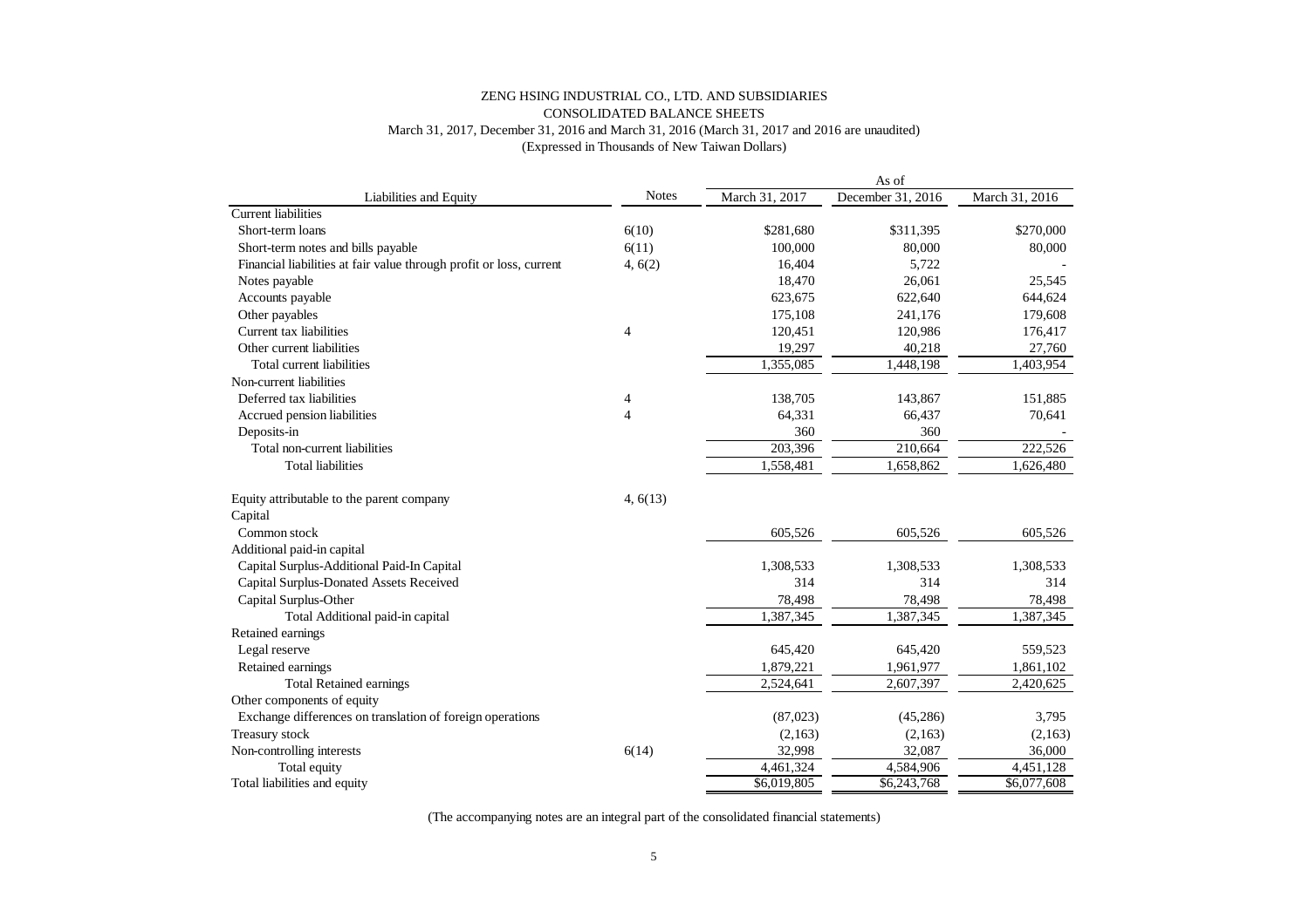ZENG HSING INDUSTRIAL CO., LTD. AND SUBSIDIARIES

CONSOLIDATED BALANCE SHEETS

March 31, 2017, December 31, 2016 and March 31, 2016 (March 31, 2017 and 2016 are unaudited)

(Expressed in Thousands of New Taiwan Dollars)

| | | As of | | |
|---|---|---|---|---|
| Liabilities and Equity | Notes | March 31, 2017 | December 31, 2016 | March 31, 2016 |
| Current liabilities | | | | |
| Short-term loans | 6(10) | $281,680 | $311,395 | $270,000 |
| Short-term notes and bills payable | 6(11) | 100,000 | 80,000 | 80,000 |
| Financial liabilities at fair value through profit or loss, current | 4, 6(2) | 16,404 | 5,722 | - |
| Notes payable | | 18,470 | 26,061 | 25,545 |
| Accounts payable | | 623,675 | 622,640 | 644,624 |
| Other payables | | 175,108 | 241,176 | 179,608 |
| Current tax liabilities | 4 | 120,451 | 120,986 | 176,417 |
| Other current liabilities | | 19,297 | 40,218 | 27,760 |
| Total current liabilities | | 1,355,085 | 1,448,198 | 1,403,954 |
| Non-current liabilities | | | | |
| Deferred tax liabilities | 4 | 138,705 | 143,867 | 151,885 |
| Accrued pension liabilities | 4 | 64,331 | 66,437 | 70,641 |
| Deposits-in | | 360 | 360 | - |
| Total non-current liabilities | | 203,396 | 210,664 | 222,526 |
| Total liabilities | | 1,558,481 | 1,658,862 | 1,626,480 |
| | | | | |
| Equity attributable to the parent company | 4, 6(13) | | | |
| Capital | | | | |
| Common stock | | 605,526 | 605,526 | 605,526 |
| Additional paid-in capital | | | | |
| Capital Surplus-Additional Paid-In Capital | | 1,308,533 | 1,308,533 | 1,308,533 |
| Capital Surplus-Donated Assets Received | | 314 | 314 | 314 |
| Capital Surplus-Other | | 78,498 | 78,498 | 78,498 |
| Total Additional paid-in capital | | 1,387,345 | 1,387,345 | 1,387,345 |
| Retained earnings | | | | |
| Legal reserve | | 645,420 | 645,420 | 559,523 |
| Retained earnings | | 1,879,221 | 1,961,977 | 1,861,102 |
| Total Retained earnings | | 2,524,641 | 2,607,397 | 2,420,625 |
| Other components of equity | | | | |
| Exchange differences on translation of foreign operations | | (87,023) | (45,286) | 3,795 |
| Treasury stock | | (2,163) | (2,163) | (2,163) |
| Non-controlling interests | 6(14) | 32,998 | 32,087 | 36,000 |
| Total equity | | 4,461,324 | 4,584,906 | 4,451,128 |
| Total liabilities and equity | | $6,019,805 | $6,243,768 | $6,077,608 |

(The accompanying notes are an integral part of the consolidated financial statements)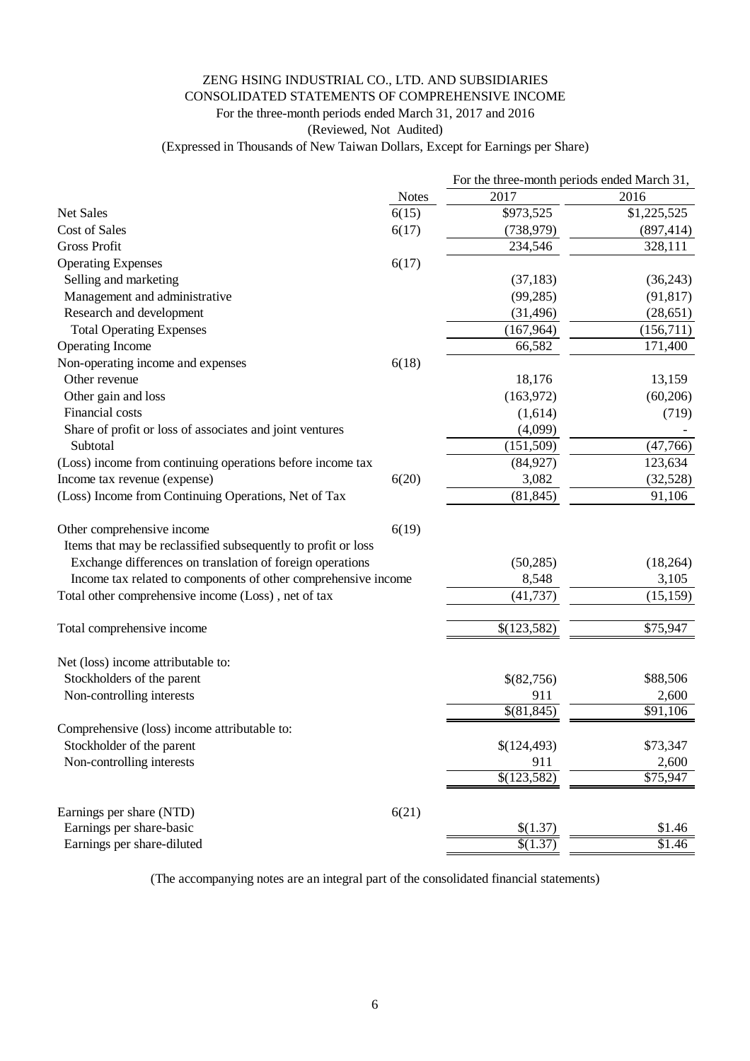# ZENG HSING INDUSTRIAL CO., LTD. AND SUBSIDIARIES
## CONSOLIDATED STATEMENTS OF COMPREHENSIVE INCOME
For the three-month periods ended March 31, 2017 and 2016

(Reviewed, Not Audited)

(Expressed in Thousands of New Taiwan Dollars, Except for Earnings per Share)

| | Notes | For the three-month periods ended March 31, 2017 | 2016 |
|---|---|---|---|
| Net Sales | 6(15) | \$973,525 | \$1,225,525 |
| Cost of Sales | 6(17) | (738,979) | (897,414) |
| Gross Profit | | 234,546 | 328,111 |
| Operating Expenses | 6(17) | | |
| Selling and marketing | | (37,183) | (36,243) |
| Management and administrative | | (99,285) | (91,817) |
| Research and development | | (31,496) | (28,651) |
| Total Operating Expenses | | (167,964) | (156,711) |
| Operating Income | | 66,582 | 171,400 |
| Non-operating income and expenses | 6(18) | | |
| Other revenue | | 18,176 | 13,159 |
| Other gain and loss | | (163,972) | (60,206) |
| Financial costs | | (1,614) | (719) |
| Share of profit or loss of associates and joint ventures | | (4,099) | - |
| Subtotal | | (151,509) | (47,766) |
| (Loss) income from continuing operations before income tax | | (84,927) | 123,634 |
| Income tax revenue (expense) | 6(20) | 3,082 | (32,528) |
| (Loss) Income from Continuing Operations, Net of Tax | | (81,845) | 91,106 |
| | | | |
| Other comprehensive income | 6(19) | | |
| Items that may be reclassified subsequently to profit or loss | | | |
| Exchange differences on translation of foreign operations | | (50,285) | (18,264) |
| Income tax related to components of other comprehensive income | | 8,548 | 3,105 |
| Total other comprehensive income (Loss) , net of tax | | (41,737) | (15,159) |
| | | | |
| Total comprehensive income | | \$(123,582) | \$75,947 |
| | | | |
| Net (loss) income attributable to: | | | |
| Stockholders of the parent | | \$(82,756) | \$88,506 |
| Non-controlling interests | | 911 | 2,600 |
| | | \$(81,845) | \$91,106 |
| Comprehensive (loss) income attributable to: | | | |
| Stockholder of the parent | | \$(124,493) | \$73,347 |
| Non-controlling interests | | 911 | 2,600 |
| | | \$(123,582) | \$75,947 |
| | | | |
| Earnings per share (NTD) | 6(21) | | |
| Earnings per share-basic | | \$(1.37) | \$1.46 |
| Earnings per share-diluted | | \$(1.37) | \$1.46 |

(The accompanying notes are an integral part of the consolidated financial statements)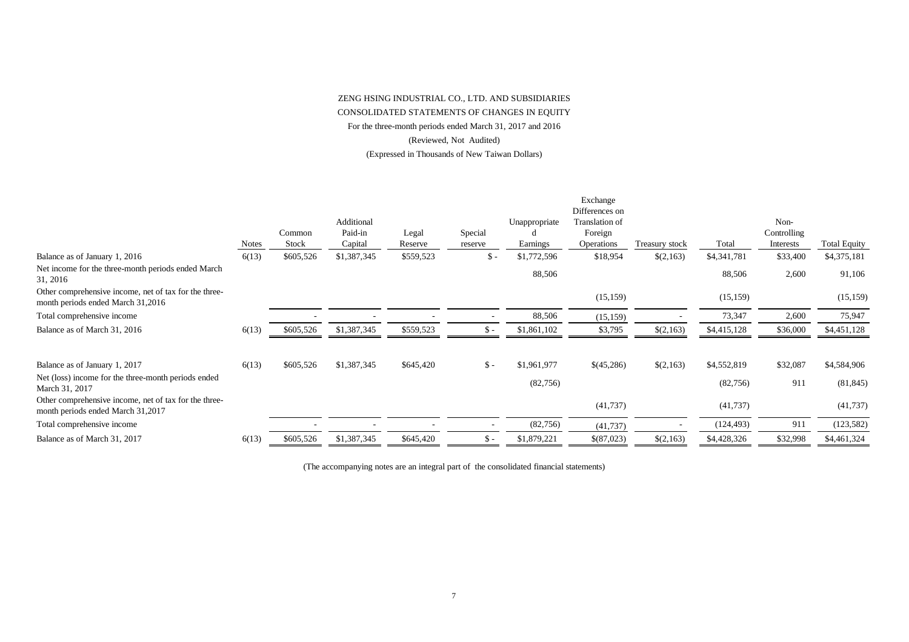ZENG HSING INDUSTRIAL CO., LTD. AND SUBSIDIARIES

CONSOLIDATED STATEMENTS OF CHANGES IN EQUITY

For the three-month periods ended March 31, 2017 and 2016

(Reviewed, Not Audited)

(Expressed in Thousands of New Taiwan Dollars)

| | Notes | Common Stock | Additional Paid-in Capital | Legal Reserve | Special reserve | Unappropriated Earnings | Exchange Differences on Translation of Foreign Operations | Treasury stock | Total | Non-Controlling Interests | Total Equity |
|---|---|---|---|---|---|---|---|---|---|---|---|
| Balance as of January 1, 2016 | 6(13) | $605,526 | $1,387,345 | $559,523 | $ - | $1,772,596 | $18,954 | $(2,163) | $4,341,781 | $33,400 | $4,375,181 |
| Net income for the three-month periods ended March 31, 2016 | | | | | | 88,506 | | | 88,506 | 2,600 | 91,106 |
| Other comprehensive income, net of tax for the three-month periods ended March 31,2016 | | | | | | | (15,159) | | (15,159) | | (15,159) |
| Total comprehensive income | | - | - | - | - | 88,506 | (15,159) | - | 73,347 | 2,600 | 75,947 |
| Balance as of March 31, 2016 | 6(13) | $605,526 | $1,387,345 | $559,523 | $ - | $1,861,102 | $3,795 | $(2,163) | $4,415,128 | $36,000 | $4,451,128 |
| | | | | | | | | | | | |
| Balance as of January 1, 2017 | 6(13) | $605,526 | $1,387,345 | $645,420 | $ - | $1,961,977 | $(45,286) | $(2,163) | $4,552,819 | $32,087 | $4,584,906 |
| Net (loss) income for the three-month periods ended March 31, 2017 | | | | | | (82,756) | | | (82,756) | 911 | (81,845) |
| Other comprehensive income, net of tax for the three-month periods ended March 31,2017 | | | | | | | (41,737) | | (41,737) | | (41,737) |
| Total comprehensive income | | - | - | - | - | (82,756) | (41,737) | - | (124,493) | 911 | (123,582) |
| Balance as of March 31, 2017 | 6(13) | $605,526 | $1,387,345 | $645,420 | $ - | $1,879,221 | $(87,023) | $(2,163) | $4,428,326 | $32,998 | $4,461,324 |

(The accompanying notes are an integral part of the consolidated financial statements)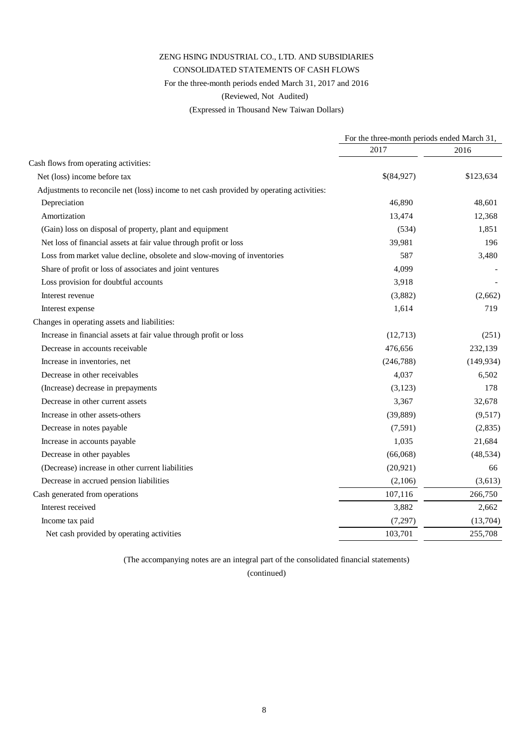ZENG HSING INDUSTRIAL CO., LTD. AND SUBSIDIARIES

CONSOLIDATED STATEMENTS OF CASH FLOWS

For the three-month periods ended March 31, 2017 and 2016

(Reviewed, Not Audited)

(Expressed in Thousand New Taiwan Dollars)

| | For the three-month periods ended March 31, | |
|---|---|---|
| | 2017 | 2016 |
| Cash flows from operating activities: | | |
| Net (loss) income before tax | $(84,927) | $123,634 |
| Adjustments to reconcile net (loss) income to net cash provided by operating activities: | | |
| Depreciation | 46,890 | 48,601 |
| Amortization | 13,474 | 12,368 |
| (Gain) loss on disposal of property, plant and equipment | (534) | 1,851 |
| Net loss of financial assets at fair value through profit or loss | 39,981 | 196 |
| Loss from market value decline, obsolete and slow-moving of inventories | 587 | 3,480 |
| Share of profit or loss of associates and joint ventures | 4,099 | - |
| Loss provision for doubtful accounts | 3,918 | - |
| Interest revenue | (3,882) | (2,662) |
| Interest expense | 1,614 | 719 |
| Changes in operating assets and liabilities: | | |
| Increase in financial assets at fair value through profit or loss | (12,713) | (251) |
| Decrease in accounts receivable | 476,656 | 232,139 |
| Increase in inventories, net | (246,788) | (149,934) |
| Decrease in other receivables | 4,037 | 6,502 |
| (Increase) decrease in prepayments | (3,123) | 178 |
| Decrease in other current assets | 3,367 | 32,678 |
| Increase in other assets-others | (39,889) | (9,517) |
| Decrease in notes payable | (7,591) | (2,835) |
| Increase in accounts payable | 1,035 | 21,684 |
| Decrease in other payables | (66,068) | (48,534) |
| (Decrease) increase in other current liabilities | (20,921) | 66 |
| Decrease in accrued pension liabilities | (2,106) | (3,613) |
| Cash generated from operations | 107,116 | 266,750 |
| Interest received | 3,882 | 2,662 |
| Income tax paid | (7,297) | (13,704) |
| Net cash provided by operating activities | 103,701 | 255,708 |

(The accompanying notes are an integral part of the consolidated financial statements)

(continued)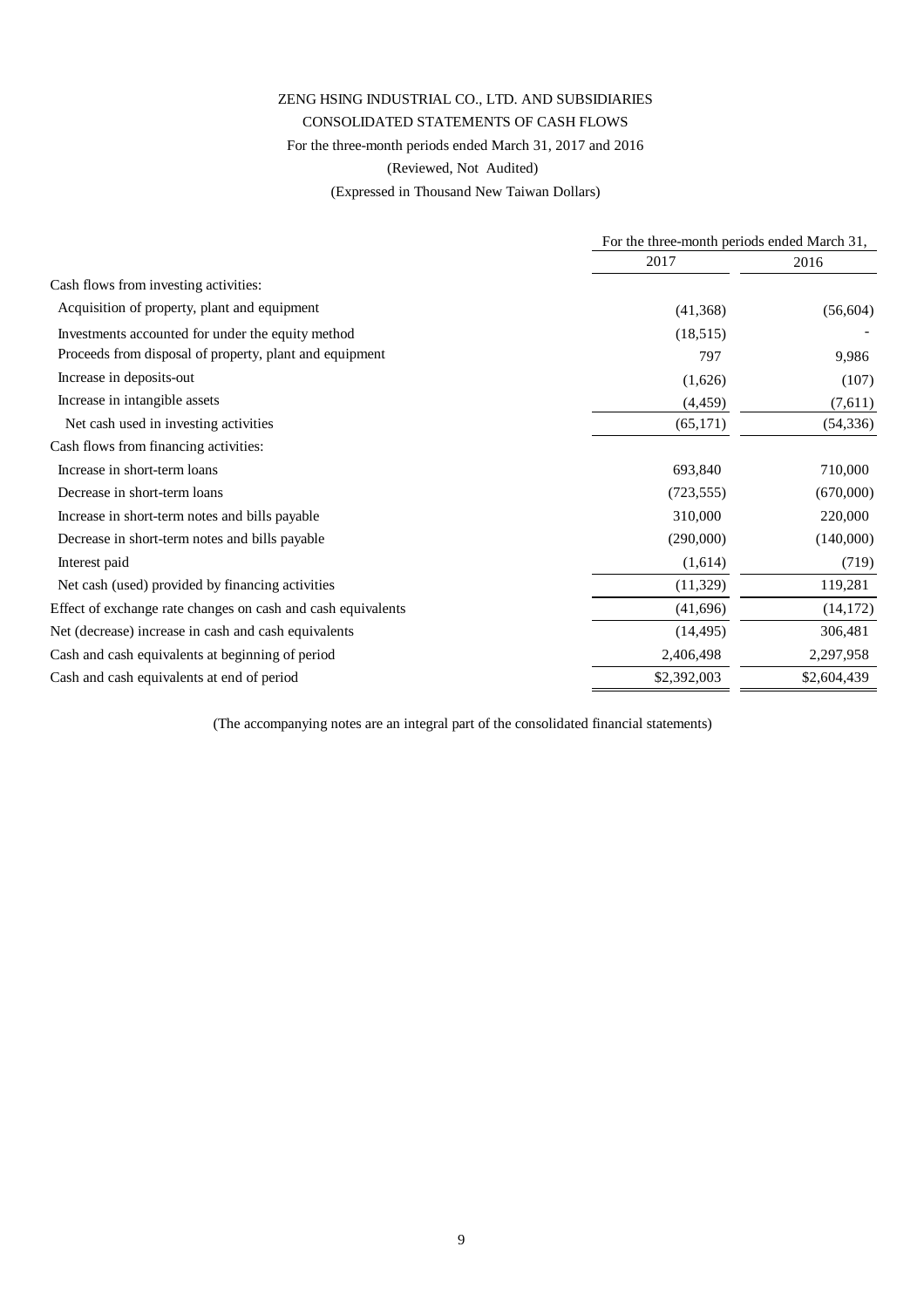# ZENG HSING INDUSTRIAL CO., LTD. AND SUBSIDIARIES

## CONSOLIDATED STATEMENTS OF CASH FLOWS

For the three-month periods ended March 31, 2017 and 2016

(Reviewed, Not Audited)

(Expressed in Thousand New Taiwan Dollars)

| | For the three-month periods ended March 31, | |
|---|---|---|
| | 2017 | 2016 |
| Cash flows from investing activities: | | |
| Acquisition of property, plant and equipment | (41,368) | (56,604) |
| Investments accounted for under the equity method | (18,515) | - |
| Proceeds from disposal of property, plant and equipment | 797 | 9,986 |
| Increase in deposits-out | (1,626) | (107) |
| Increase in intangible assets | (4,459) | (7,611) |
| Net cash used in investing activities | (65,171) | (54,336) |
| Cash flows from financing activities: | | |
| Increase in short-term loans | 693,840 | 710,000 |
| Decrease in short-term loans | (723,555) | (670,000) |
| Increase in short-term notes and bills payable | 310,000 | 220,000 |
| Decrease in short-term notes and bills payable | (290,000) | (140,000) |
| Interest paid | (1,614) | (719) |
| Net cash (used) provided by financing activities | (11,329) | 119,281 |
| Effect of exchange rate changes on cash and cash equivalents | (41,696) | (14,172) |
| Net (decrease) increase in cash and cash equivalents | (14,495) | 306,481 |
| Cash and cash equivalents at beginning of period | 2,406,498 | 2,297,958 |
| Cash and cash equivalents at end of period | $2,392,003 | $2,604,439 |

(The accompanying notes are an integral part of the consolidated financial statements)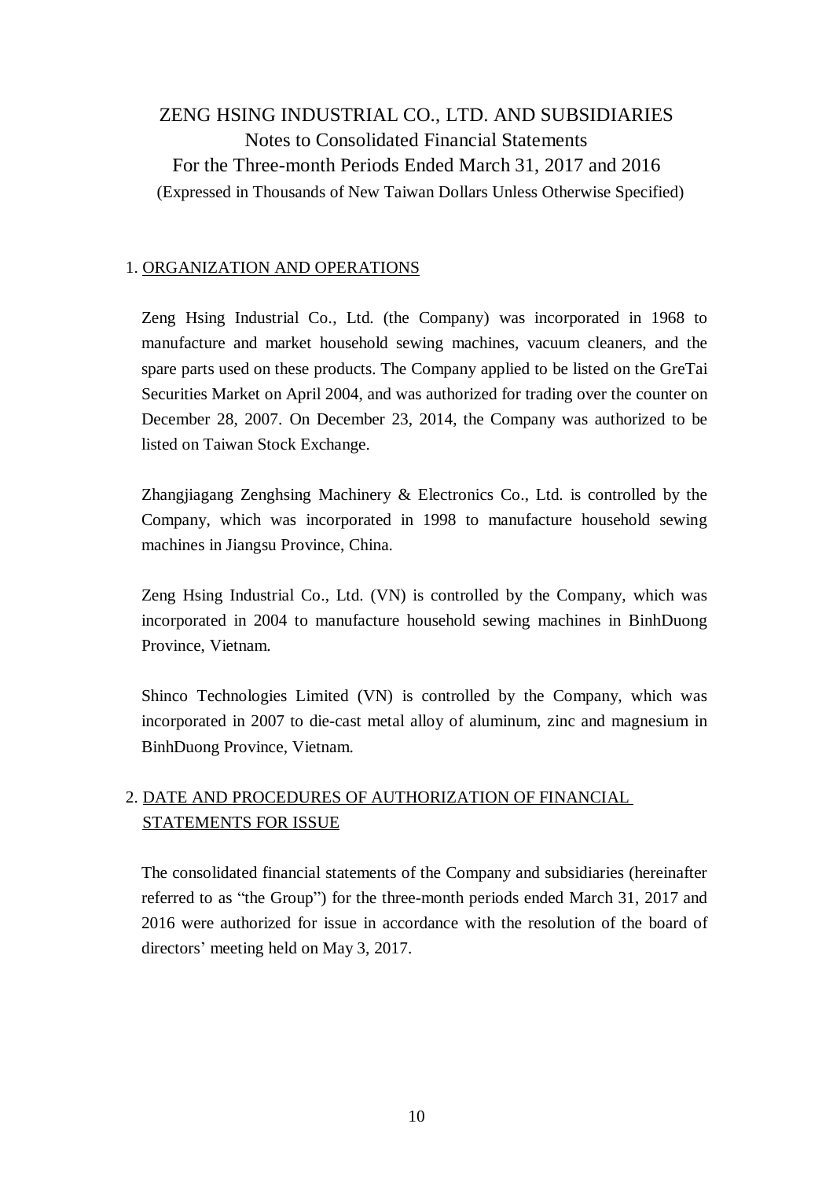# ZENG HSING INDUSTRIAL CO., LTD. AND SUBSIDIARIES

## Notes to Consolidated Financial Statements

## For the Three-month Periods Ended March 31, 2017 and 2016

(Expressed in Thousands of New Taiwan Dollars Unless Otherwise Specified)

### 1. ORGANIZATION AND OPERATIONS

Zeng Hsing Industrial Co., Ltd. (the Company) was incorporated in 1968 to manufacture and market household sewing machines, vacuum cleaners, and the spare parts used on these products. The Company applied to be listed on the GreTai Securities Market on April 2004, and was authorized for trading over the counter on December 28, 2007. On December 23, 2014, the Company was authorized to be listed on Taiwan Stock Exchange.

Zhangjiagang Zenghsing Machinery & Electronics Co., Ltd. is controlled by the Company, which was incorporated in 1998 to manufacture household sewing machines in Jiangsu Province, China.

Zeng Hsing Industrial Co., Ltd. (VN) is controlled by the Company, which was incorporated in 2004 to manufacture household sewing machines in BinhDuong Province, Vietnam.

Shinco Technologies Limited (VN) is controlled by the Company, which was incorporated in 2007 to die-cast metal alloy of aluminum, zinc and magnesium in BinhDuong Province, Vietnam.

### 2. DATE AND PROCEDURES OF AUTHORIZATION OF FINANCIAL STATEMENTS FOR ISSUE

The consolidated financial statements of the Company and subsidiaries (hereinafter referred to as "the Group") for the three-month periods ended March 31, 2017 and 2016 were authorized for issue in accordance with the resolution of the board of directors' meeting held on May 3, 2017.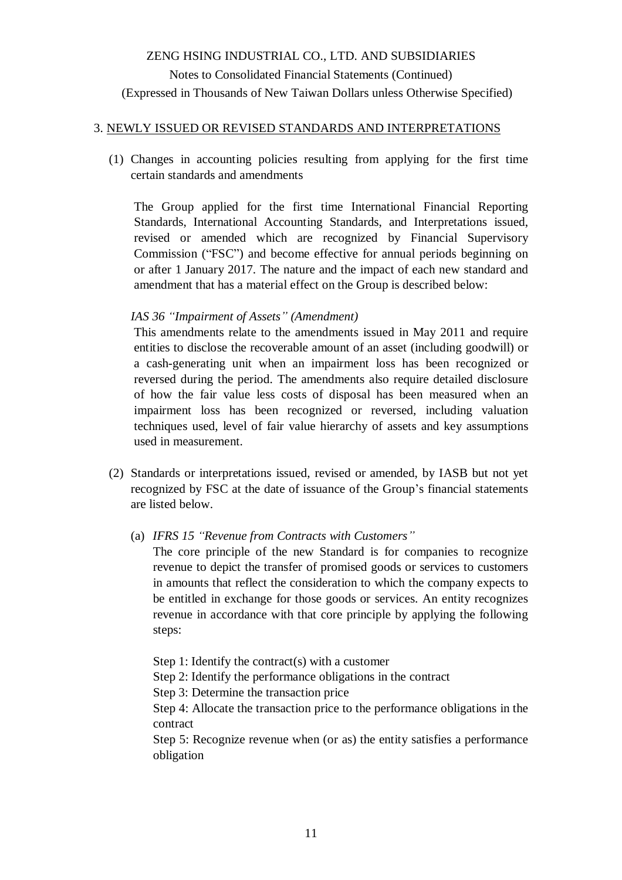ZENG HSING INDUSTRIAL CO., LTD. AND SUBSIDIARIES

Notes to Consolidated Financial Statements (Continued)

(Expressed in Thousands of New Taiwan Dollars unless Otherwise Specified)

## 3. NEWLY ISSUED OR REVISED STANDARDS AND INTERPRETATIONS

(1) Changes in accounting policies resulting from applying for the first time certain standards and amendments

The Group applied for the first time International Financial Reporting Standards, International Accounting Standards, and Interpretations issued, revised or amended which are recognized by Financial Supervisory Commission ("FSC") and become effective for annual periods beginning on or after 1 January 2017. The nature and the impact of each new standard and amendment that has a material effect on the Group is described below:

*IAS 36 "Impairment of Assets" (Amendment)*

This amendments relate to the amendments issued in May 2011 and require entities to disclose the recoverable amount of an asset (including goodwill) or a cash-generating unit when an impairment loss has been recognized or reversed during the period. The amendments also require detailed disclosure of how the fair value less costs of disposal has been measured when an impairment loss has been recognized or reversed, including valuation techniques used, level of fair value hierarchy of assets and key assumptions used in measurement.

(2) Standards or interpretations issued, revised or amended, by IASB but not yet recognized by FSC at the date of issuance of the Group's financial statements are listed below.

(a) *IFRS 15 "Revenue from Contracts with Customers"*

The core principle of the new Standard is for companies to recognize revenue to depict the transfer of promised goods or services to customers in amounts that reflect the consideration to which the company expects to be entitled in exchange for those goods or services. An entity recognizes revenue in accordance with that core principle by applying the following steps:

Step 1: Identify the contract(s) with a customer

Step 2: Identify the performance obligations in the contract

Step 3: Determine the transaction price

Step 4: Allocate the transaction price to the performance obligations in the contract

Step 5: Recognize revenue when (or as) the entity satisfies a performance obligation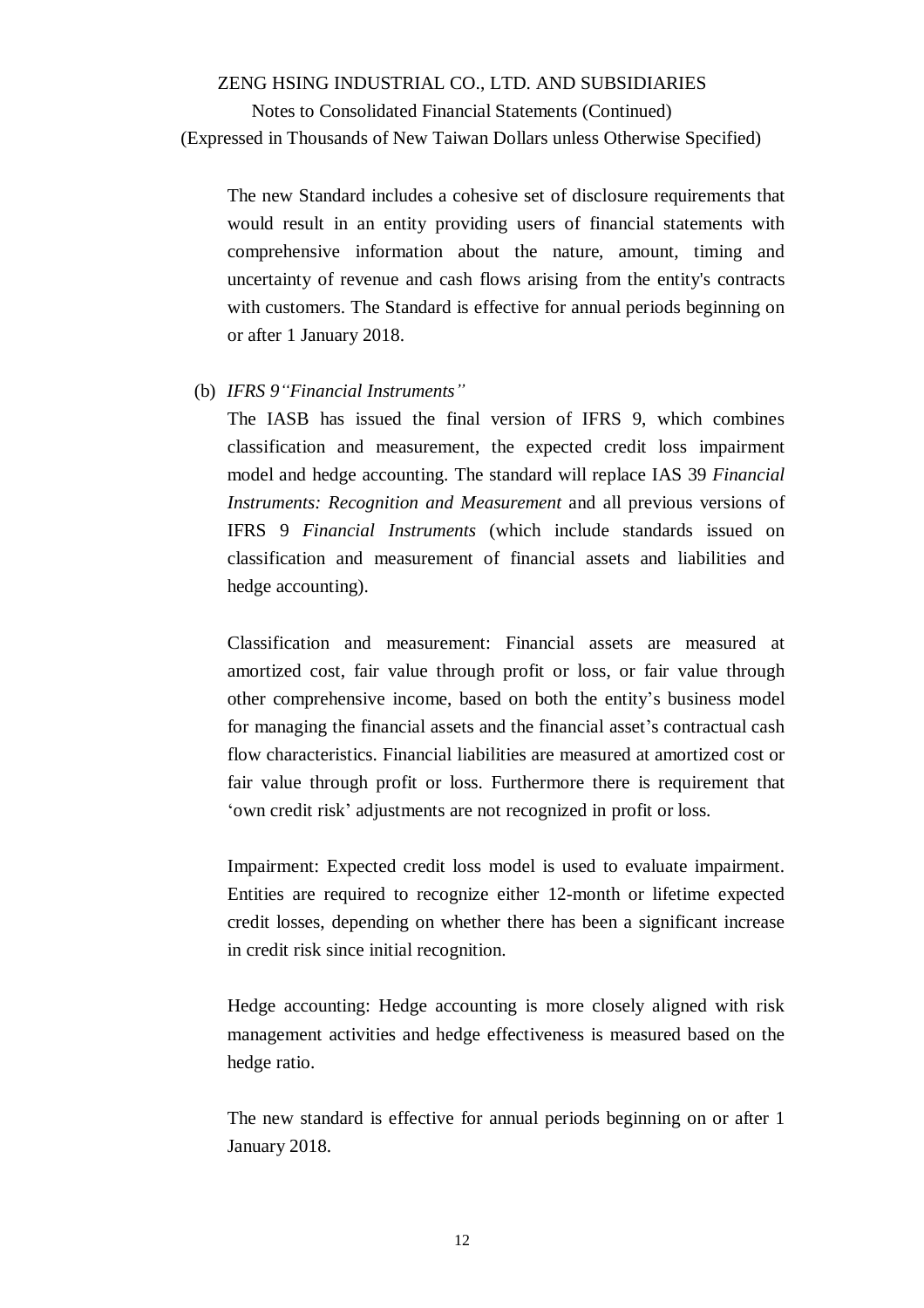The new Standard includes a cohesive set of disclosure requirements that would result in an entity providing users of financial statements with comprehensive information about the nature, amount, timing and uncertainty of revenue and cash flows arising from the entity's contracts with customers. The Standard is effective for annual periods beginning on or after 1 January 2018.

(b) *IFRS 9"Financial Instruments"*

The IASB has issued the final version of IFRS 9, which combines classification and measurement, the expected credit loss impairment model and hedge accounting. The standard will replace IAS 39 *Financial Instruments: Recognition and Measurement* and all previous versions of IFRS 9 *Financial Instruments* (which include standards issued on classification and measurement of financial assets and liabilities and hedge accounting).

Classification and measurement: Financial assets are measured at amortized cost, fair value through profit or loss, or fair value through other comprehensive income, based on both the entity's business model for managing the financial assets and the financial asset's contractual cash flow characteristics. Financial liabilities are measured at amortized cost or fair value through profit or loss. Furthermore there is requirement that 'own credit risk' adjustments are not recognized in profit or loss.

Impairment: Expected credit loss model is used to evaluate impairment. Entities are required to recognize either 12-month or lifetime expected credit losses, depending on whether there has been a significant increase in credit risk since initial recognition.

Hedge accounting: Hedge accounting is more closely aligned with risk management activities and hedge effectiveness is measured based on the hedge ratio.

The new standard is effective for annual periods beginning on or after 1 January 2018.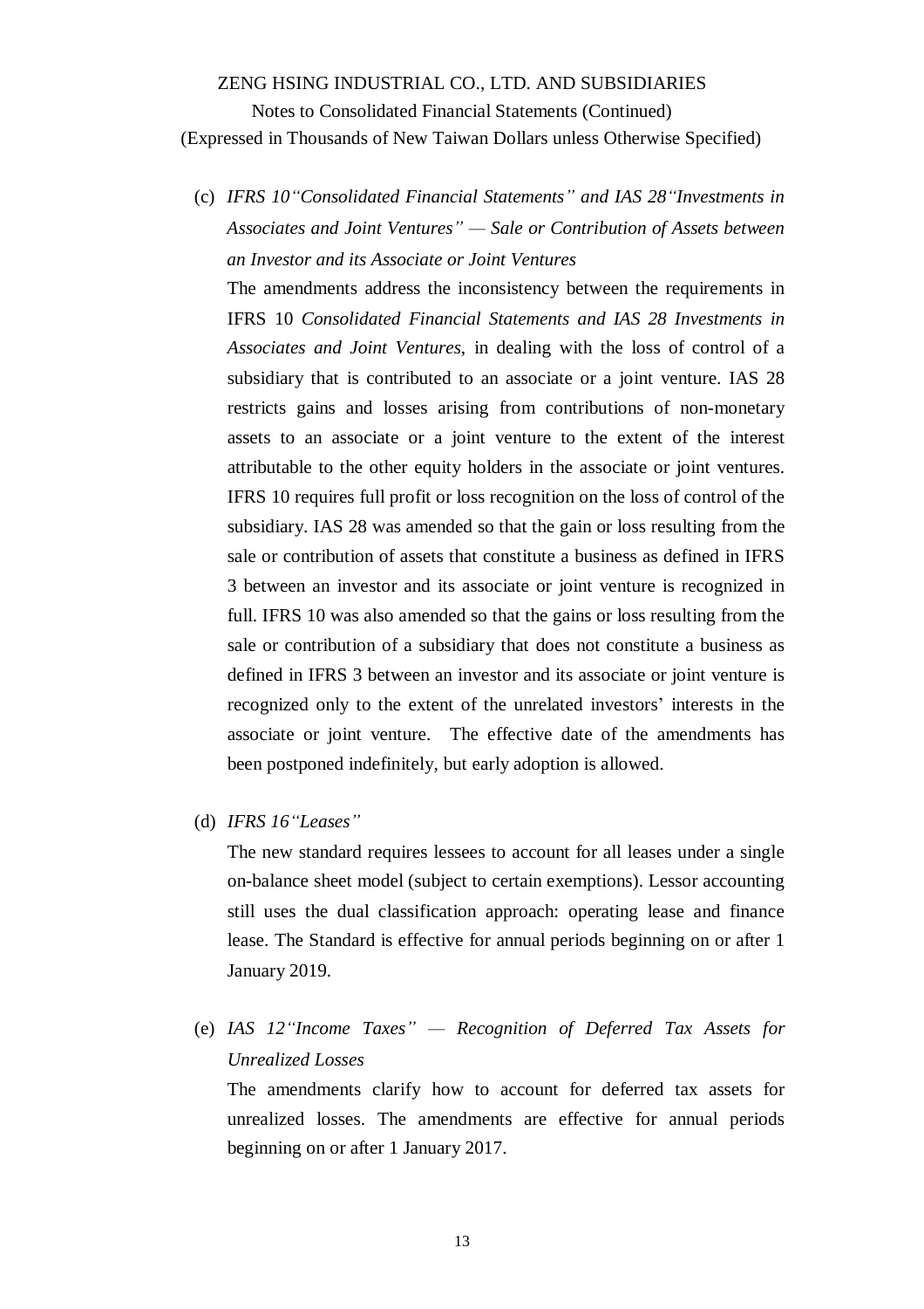(c) *IFRS 10"Consolidated Financial Statements" and IAS 28"Investments in Associates and Joint Ventures" — Sale or Contribution of Assets between an Investor and its Associate or Joint Ventures*

The amendments address the inconsistency between the requirements in IFRS 10 *Consolidated Financial Statements and IAS 28 Investments in Associates and Joint Ventures*, in dealing with the loss of control of a subsidiary that is contributed to an associate or a joint venture. IAS 28 restricts gains and losses arising from contributions of non-monetary assets to an associate or a joint venture to the extent of the interest attributable to the other equity holders in the associate or joint ventures. IFRS 10 requires full profit or loss recognition on the loss of control of the subsidiary. IAS 28 was amended so that the gain or loss resulting from the sale or contribution of assets that constitute a business as defined in IFRS 3 between an investor and its associate or joint venture is recognized in full. IFRS 10 was also amended so that the gains or loss resulting from the sale or contribution of a subsidiary that does not constitute a business as defined in IFRS 3 between an investor and its associate or joint venture is recognized only to the extent of the unrelated investors' interests in the associate or joint venture. The effective date of the amendments has been postponed indefinitely, but early adoption is allowed.

(d) *IFRS 16"Leases"*

The new standard requires lessees to account for all leases under a single on-balance sheet model (subject to certain exemptions). Lessor accounting still uses the dual classification approach: operating lease and finance lease. The Standard is effective for annual periods beginning on or after 1 January 2019.

(e) *IAS 12"Income Taxes" — Recognition of Deferred Tax Assets for Unrealized Losses*

The amendments clarify how to account for deferred tax assets for unrealized losses. The amendments are effective for annual periods beginning on or after 1 January 2017.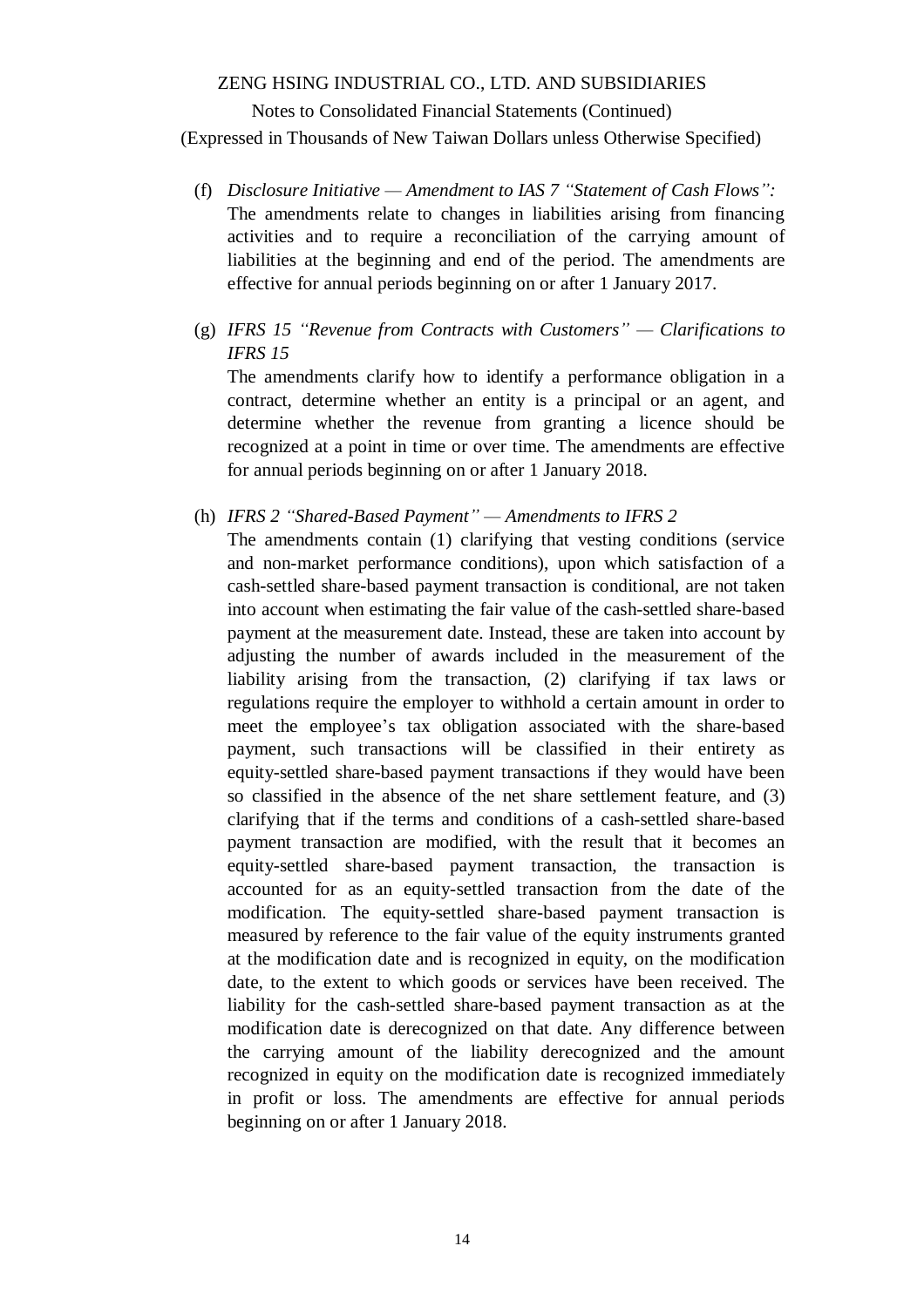(f) *Disclosure Initiative — Amendment to IAS 7 "Statement of Cash Flows":* The amendments relate to changes in liabilities arising from financing activities and to require a reconciliation of the carrying amount of liabilities at the beginning and end of the period. The amendments are effective for annual periods beginning on or after 1 January 2017.

(g) *IFRS 15 "Revenue from Contracts with Customers" — Clarifications to IFRS 15*

The amendments clarify how to identify a performance obligation in a contract, determine whether an entity is a principal or an agent, and determine whether the revenue from granting a licence should be recognized at a point in time or over time. The amendments are effective for annual periods beginning on or after 1 January 2018.

(h) *IFRS 2 "Shared-Based Payment" — Amendments to IFRS 2*

The amendments contain (1) clarifying that vesting conditions (service and non-market performance conditions), upon which satisfaction of a cash-settled share-based payment transaction is conditional, are not taken into account when estimating the fair value of the cash-settled share-based payment at the measurement date. Instead, these are taken into account by adjusting the number of awards included in the measurement of the liability arising from the transaction, (2) clarifying if tax laws or regulations require the employer to withhold a certain amount in order to meet the employee's tax obligation associated with the share-based payment, such transactions will be classified in their entirety as equity-settled share-based payment transactions if they would have been so classified in the absence of the net share settlement feature, and (3) clarifying that if the terms and conditions of a cash-settled share-based payment transaction are modified, with the result that it becomes an equity-settled share-based payment transaction, the transaction is accounted for as an equity-settled transaction from the date of the modification. The equity-settled share-based payment transaction is measured by reference to the fair value of the equity instruments granted at the modification date and is recognized in equity, on the modification date, to the extent to which goods or services have been received. The liability for the cash-settled share-based payment transaction as at the modification date is derecognized on that date. Any difference between the carrying amount of the liability derecognized and the amount recognized in equity on the modification date is recognized immediately in profit or loss. The amendments are effective for annual periods beginning on or after 1 January 2018.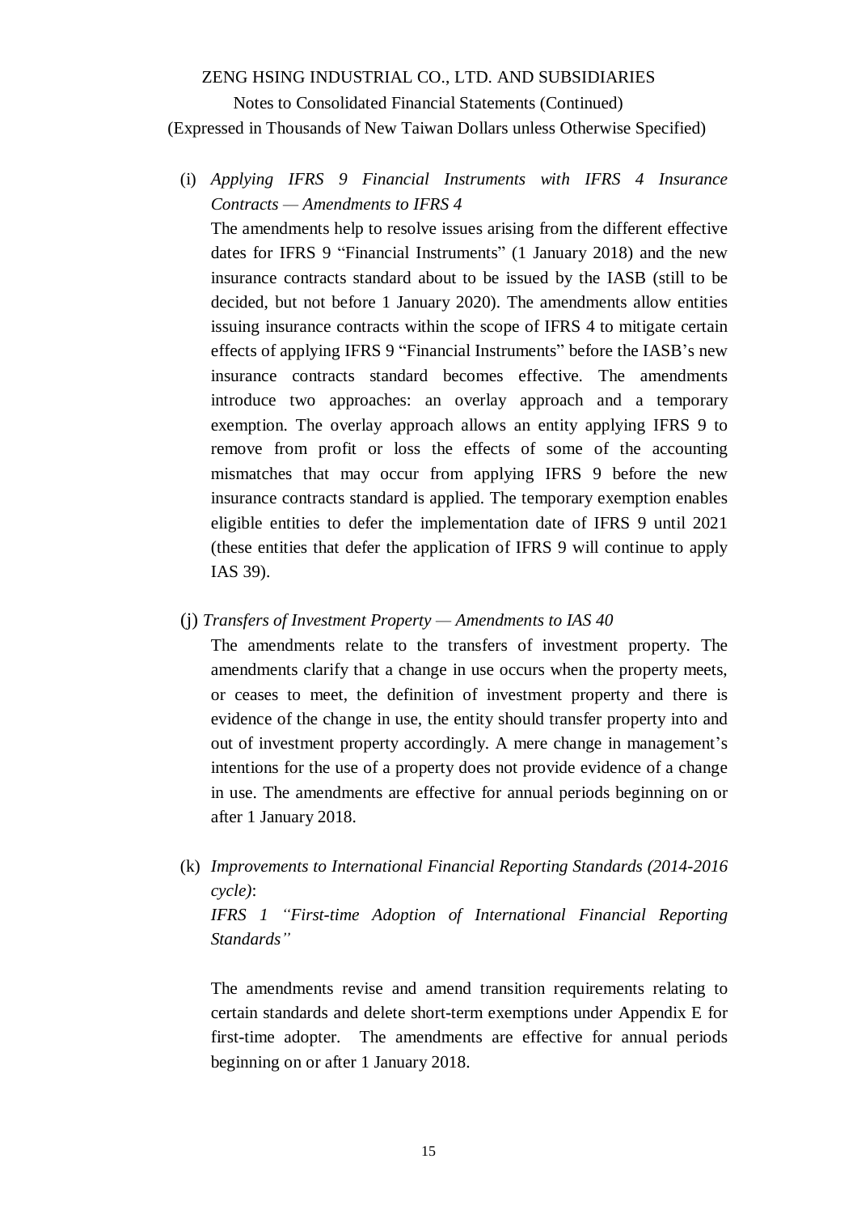(i) *Applying IFRS 9 Financial Instruments with IFRS 4 Insurance Contracts — Amendments to IFRS 4*

The amendments help to resolve issues arising from the different effective dates for IFRS 9 "Financial Instruments" (1 January 2018) and the new insurance contracts standard about to be issued by the IASB (still to be decided, but not before 1 January 2020). The amendments allow entities issuing insurance contracts within the scope of IFRS 4 to mitigate certain effects of applying IFRS 9 "Financial Instruments" before the IASB's new insurance contracts standard becomes effective. The amendments introduce two approaches: an overlay approach and a temporary exemption. The overlay approach allows an entity applying IFRS 9 to remove from profit or loss the effects of some of the accounting mismatches that may occur from applying IFRS 9 before the new insurance contracts standard is applied. The temporary exemption enables eligible entities to defer the implementation date of IFRS 9 until 2021 (these entities that defer the application of IFRS 9 will continue to apply IAS 39).

(j) *Transfers of Investment Property — Amendments to IAS 40*

The amendments relate to the transfers of investment property. The amendments clarify that a change in use occurs when the property meets, or ceases to meet, the definition of investment property and there is evidence of the change in use, the entity should transfer property into and out of investment property accordingly. A mere change in management's intentions for the use of a property does not provide evidence of a change in use. The amendments are effective for annual periods beginning on or after 1 January 2018.

(k) *Improvements to International Financial Reporting Standards (2014-2016 cycle)*:

*IFRS 1 "First-time Adoption of International Financial Reporting Standards"*

The amendments revise and amend transition requirements relating to certain standards and delete short-term exemptions under Appendix E for first-time adopter. The amendments are effective for annual periods beginning on or after 1 January 2018.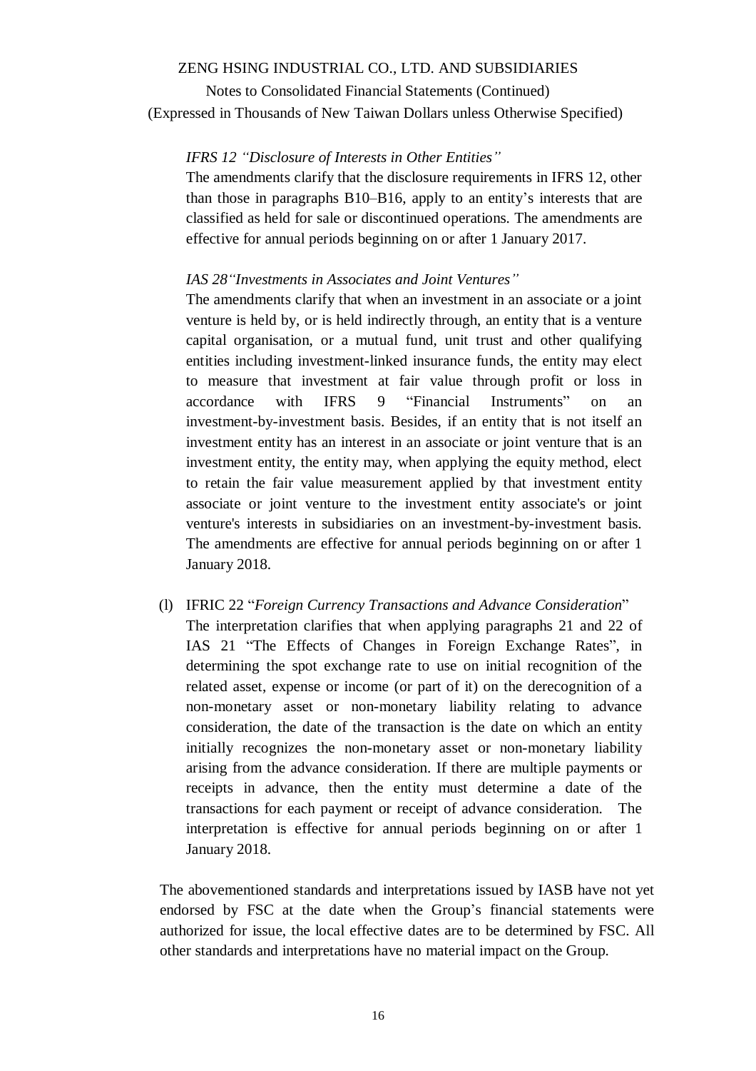*IFRS 12 "Disclosure of Interests in Other Entities"*

The amendments clarify that the disclosure requirements in IFRS 12, other than those in paragraphs B10–B16, apply to an entity's interests that are classified as held for sale or discontinued operations. The amendments are effective for annual periods beginning on or after 1 January 2017.

*IAS 28"Investments in Associates and Joint Ventures"*

The amendments clarify that when an investment in an associate or a joint venture is held by, or is held indirectly through, an entity that is a venture capital organisation, or a mutual fund, unit trust and other qualifying entities including investment-linked insurance funds, the entity may elect to measure that investment at fair value through profit or loss in accordance with IFRS 9 "Financial Instruments" on an investment-by-investment basis. Besides, if an entity that is not itself an investment entity has an interest in an associate or joint venture that is an investment entity, the entity may, when applying the equity method, elect to retain the fair value measurement applied by that investment entity associate or joint venture to the investment entity associate's or joint venture's interests in subsidiaries on an investment-by-investment basis. The amendments are effective for annual periods beginning on or after 1 January 2018.

(l) IFRIC 22 "*Foreign Currency Transactions and Advance Consideration*"

The interpretation clarifies that when applying paragraphs 21 and 22 of IAS 21 "The Effects of Changes in Foreign Exchange Rates", in determining the spot exchange rate to use on initial recognition of the related asset, expense or income (or part of it) on the derecognition of a non-monetary asset or non-monetary liability relating to advance consideration, the date of the transaction is the date on which an entity initially recognizes the non-monetary asset or non-monetary liability arising from the advance consideration. If there are multiple payments or receipts in advance, then the entity must determine a date of the transactions for each payment or receipt of advance consideration. The interpretation is effective for annual periods beginning on or after 1 January 2018.

The abovementioned standards and interpretations issued by IASB have not yet endorsed by FSC at the date when the Group's financial statements were authorized for issue, the local effective dates are to be determined by FSC. All other standards and interpretations have no material impact on the Group.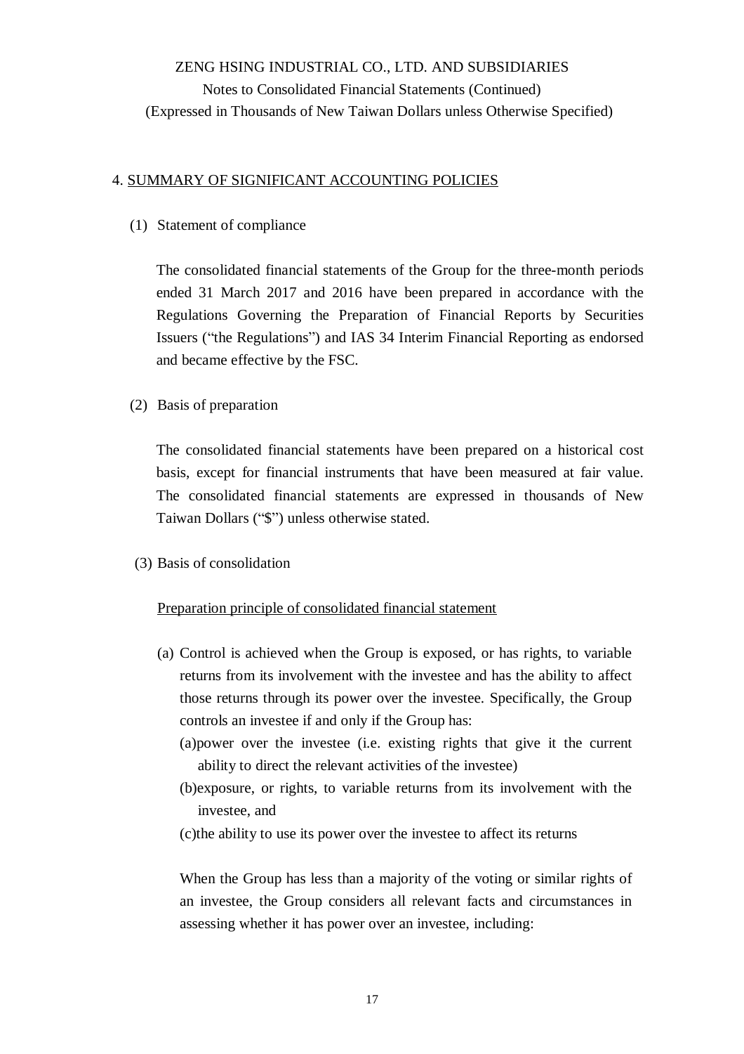## 4. SUMMARY OF SIGNIFICANT ACCOUNTING POLICIES

### (1) Statement of compliance

The consolidated financial statements of the Group for the three-month periods ended 31 March 2017 and 2016 have been prepared in accordance with the Regulations Governing the Preparation of Financial Reports by Securities Issuers ("the Regulations") and IAS 34 Interim Financial Reporting as endorsed and became effective by the FSC.

### (2) Basis of preparation

The consolidated financial statements have been prepared on a historical cost basis, except for financial instruments that have been measured at fair value. The consolidated financial statements are expressed in thousands of New Taiwan Dollars ("$") unless otherwise stated.

### (3) Basis of consolidation

Preparation principle of consolidated financial statement

(a) Control is achieved when the Group is exposed, or has rights, to variable returns from its involvement with the investee and has the ability to affect those returns through its power over the investee. Specifically, the Group controls an investee if and only if the Group has:

(a) power over the investee (i.e. existing rights that give it the current ability to direct the relevant activities of the investee)

(b) exposure, or rights, to variable returns from its involvement with the investee, and

(c) the ability to use its power over the investee to affect its returns

When the Group has less than a majority of the voting or similar rights of an investee, the Group considers all relevant facts and circumstances in assessing whether it has power over an investee, including: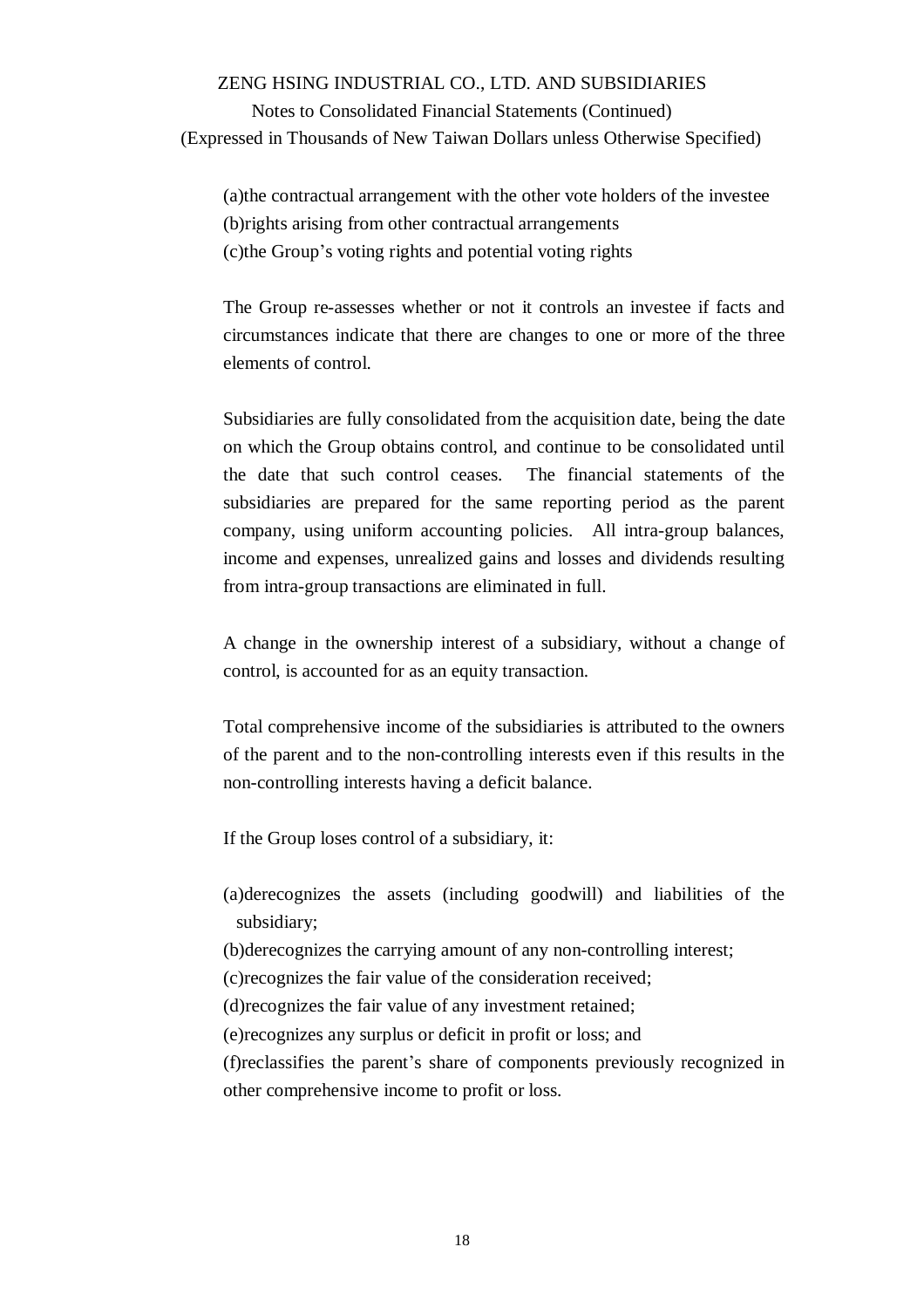(a)the contractual arrangement with the other vote holders of the investee
(b)rights arising from other contractual arrangements
(c)the Group's voting rights and potential voting rights

The Group re-assesses whether or not it controls an investee if facts and circumstances indicate that there are changes to one or more of the three elements of control.

Subsidiaries are fully consolidated from the acquisition date, being the date on which the Group obtains control, and continue to be consolidated until the date that such control ceases. The financial statements of the subsidiaries are prepared for the same reporting period as the parent company, using uniform accounting policies. All intra-group balances, income and expenses, unrealized gains and losses and dividends resulting from intra-group transactions are eliminated in full.

A change in the ownership interest of a subsidiary, without a change of control, is accounted for as an equity transaction.

Total comprehensive income of the subsidiaries is attributed to the owners of the parent and to the non-controlling interests even if this results in the non-controlling interests having a deficit balance.

If the Group loses control of a subsidiary, it:

(a)derecognizes the assets (including goodwill) and liabilities of the subsidiary;
(b)derecognizes the carrying amount of any non-controlling interest;
(c)recognizes the fair value of the consideration received;
(d)recognizes the fair value of any investment retained;
(e)recognizes any surplus or deficit in profit or loss; and
(f)reclassifies the parent's share of components previously recognized in other comprehensive income to profit or loss.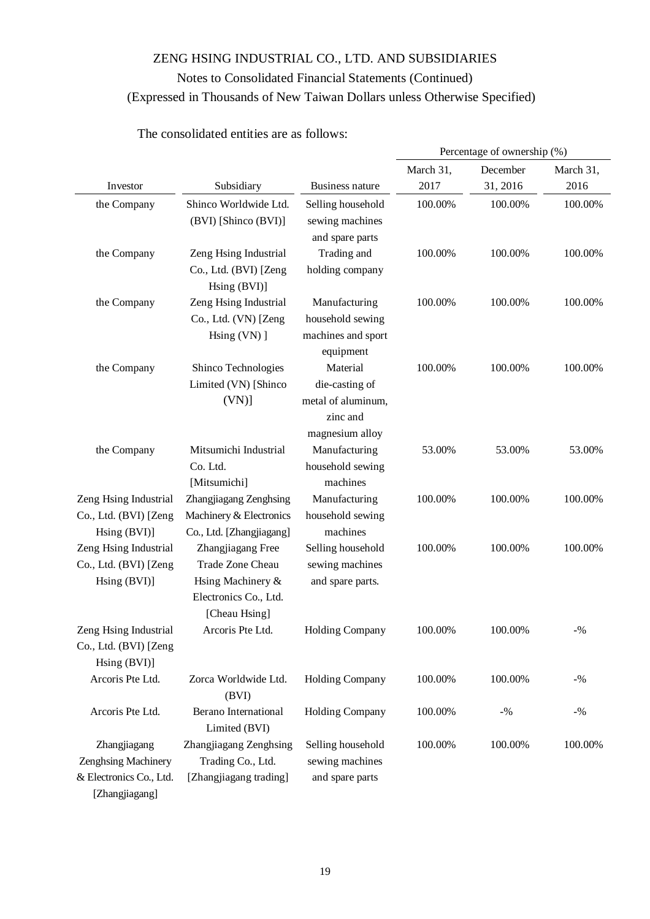ZENG HSING INDUSTRIAL CO., LTD. AND SUBSIDIARIES

Notes to Consolidated Financial Statements (Continued)

(Expressed in Thousands of New Taiwan Dollars unless Otherwise Specified)

The consolidated entities are as follows:

| | | | Percentage of ownership (%) | | |
|---|---|---|---|---|---|
| Investor | Subsidiary | Business nature | March 31, 2017 | December 31, 2016 | March 31, 2016 |
| the Company | Shinco Worldwide Ltd. (BVI) [Shinco (BVI)] | Selling household sewing machines and spare parts | 100.00% | 100.00% | 100.00% |
| the Company | Zeng Hsing Industrial Co., Ltd. (BVI) [Zeng Hsing (BVI)] | Trading and holding company | 100.00% | 100.00% | 100.00% |
| the Company | Zeng Hsing Industrial Co., Ltd. (VN) [Zeng Hsing (VN) ] | Manufacturing household sewing machines and sport equipment | 100.00% | 100.00% | 100.00% |
| the Company | Shinco Technologies Limited (VN) [Shinco (VN)] | Material die-casting of metal of aluminum, zinc and magnesium alloy | 100.00% | 100.00% | 100.00% |
| the Company | Mitsumichi Industrial Co. Ltd. [Mitsumichi] | Manufacturing household sewing machines | 53.00% | 53.00% | 53.00% |
| Zeng Hsing Industrial Co., Ltd. (BVI) [Zeng Hsing (BVI)] | Zhangjiagang Zenghsing Machinery & Electronics Co., Ltd. [Zhangjiagang] | Manufacturing household sewing machines | 100.00% | 100.00% | 100.00% |
| Zeng Hsing Industrial Co., Ltd. (BVI) [Zeng Hsing (BVI)] | Zhangjiagang Free Trade Zone Cheau Hsing Machinery & Electronics Co., Ltd. [Cheau Hsing] | Selling household sewing machines and spare parts. | 100.00% | 100.00% | 100.00% |
| Zeng Hsing Industrial Co., Ltd. (BVI) [Zeng Hsing (BVI)] | Arcoris Pte Ltd. | Holding Company | 100.00% | 100.00% | -% |
| Arcoris Pte Ltd. | Zorca Worldwide Ltd. (BVI) | Holding Company | 100.00% | 100.00% | -% |
| Arcoris Pte Ltd. | Berano International Limited (BVI) | Holding Company | 100.00% | -% | -% |
| Zhangjiagang Zenghsing Machinery & Electronics Co., Ltd. [Zhangjiagang] | Zhangjiagang Zenghsing Trading Co., Ltd. [Zhangjiagang trading] | Selling household sewing machines and spare parts | 100.00% | 100.00% | 100.00% |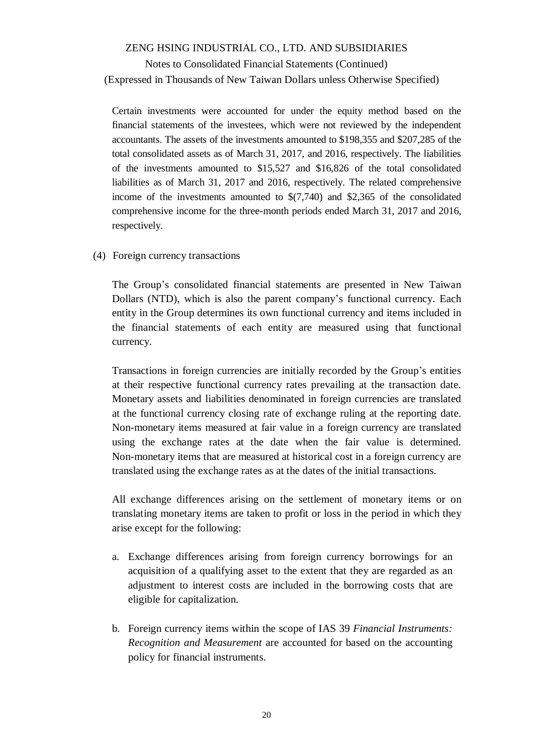Certain investments were accounted for under the equity method based on the financial statements of the investees, which were not reviewed by the independent accountants. The assets of the investments amounted to $198,355 and $207,285 of the total consolidated assets as of March 31, 2017, and 2016, respectively. The liabilities of the investments amounted to $15,527 and $16,826 of the total consolidated liabilities as of March 31, 2017 and 2016, respectively. The related comprehensive income of the investments amounted to $(7,740) and $2,365 of the consolidated comprehensive income for the three-month periods ended March 31, 2017 and 2016, respectively.

(4) Foreign currency transactions

The Group's consolidated financial statements are presented in New Taiwan Dollars (NTD), which is also the parent company's functional currency. Each entity in the Group determines its own functional currency and items included in the financial statements of each entity are measured using that functional currency.

Transactions in foreign currencies are initially recorded by the Group's entities at their respective functional currency rates prevailing at the transaction date. Monetary assets and liabilities denominated in foreign currencies are translated at the functional currency closing rate of exchange ruling at the reporting date. Non-monetary items measured at fair value in a foreign currency are translated using the exchange rates at the date when the fair value is determined. Non-monetary items that are measured at historical cost in a foreign currency are translated using the exchange rates as at the dates of the initial transactions.

All exchange differences arising on the settlement of monetary items or on translating monetary items are taken to profit or loss in the period in which they arise except for the following:

a. Exchange differences arising from foreign currency borrowings for an acquisition of a qualifying asset to the extent that they are regarded as an adjustment to interest costs are included in the borrowing costs that are eligible for capitalization.

b. Foreign currency items within the scope of IAS 39 *Financial Instruments: Recognition and Measurement* are accounted for based on the accounting policy for financial instruments.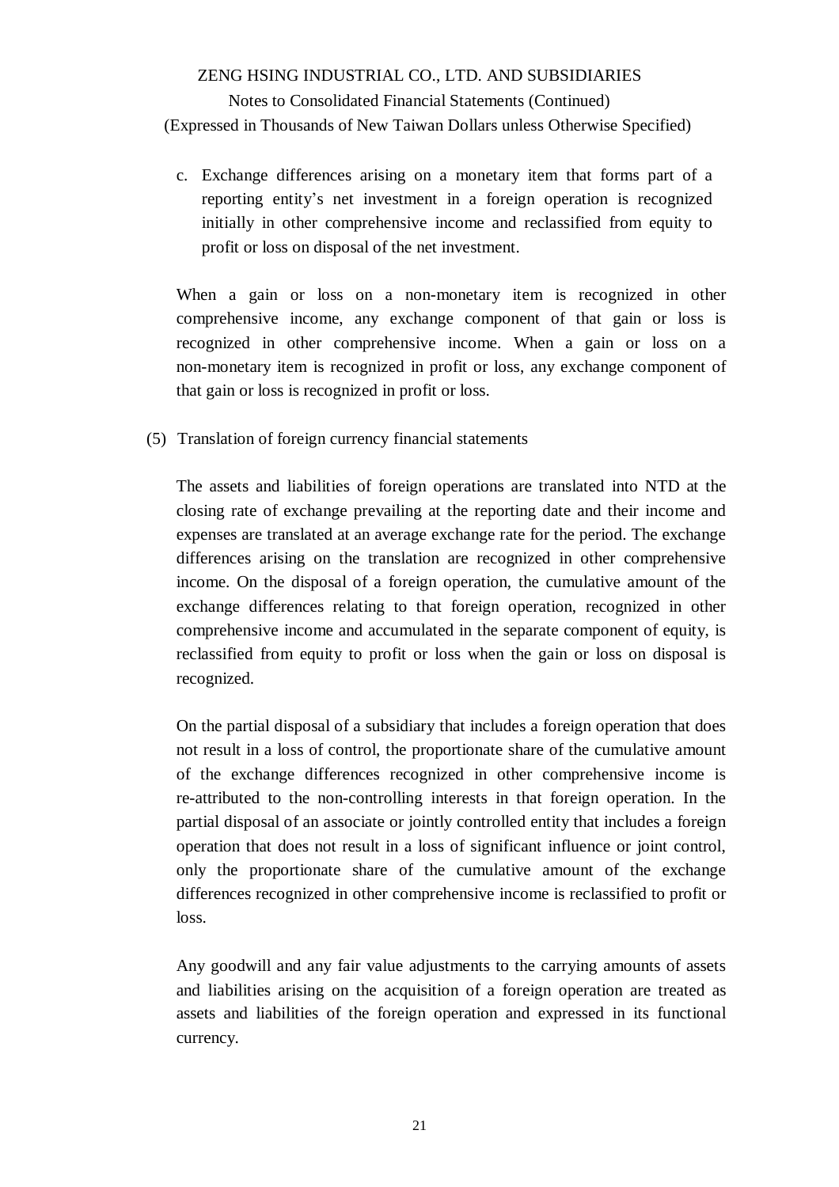c. Exchange differences arising on a monetary item that forms part of a reporting entity's net investment in a foreign operation is recognized initially in other comprehensive income and reclassified from equity to profit or loss on disposal of the net investment.

When a gain or loss on a non-monetary item is recognized in other comprehensive income, any exchange component of that gain or loss is recognized in other comprehensive income. When a gain or loss on a non-monetary item is recognized in profit or loss, any exchange component of that gain or loss is recognized in profit or loss.

(5) Translation of foreign currency financial statements

The assets and liabilities of foreign operations are translated into NTD at the closing rate of exchange prevailing at the reporting date and their income and expenses are translated at an average exchange rate for the period. The exchange differences arising on the translation are recognized in other comprehensive income. On the disposal of a foreign operation, the cumulative amount of the exchange differences relating to that foreign operation, recognized in other comprehensive income and accumulated in the separate component of equity, is reclassified from equity to profit or loss when the gain or loss on disposal is recognized.

On the partial disposal of a subsidiary that includes a foreign operation that does not result in a loss of control, the proportionate share of the cumulative amount of the exchange differences recognized in other comprehensive income is re-attributed to the non-controlling interests in that foreign operation. In the partial disposal of an associate or jointly controlled entity that includes a foreign operation that does not result in a loss of significant influence or joint control, only the proportionate share of the cumulative amount of the exchange differences recognized in other comprehensive income is reclassified to profit or loss.

Any goodwill and any fair value adjustments to the carrying amounts of assets and liabilities arising on the acquisition of a foreign operation are treated as assets and liabilities of the foreign operation and expressed in its functional currency.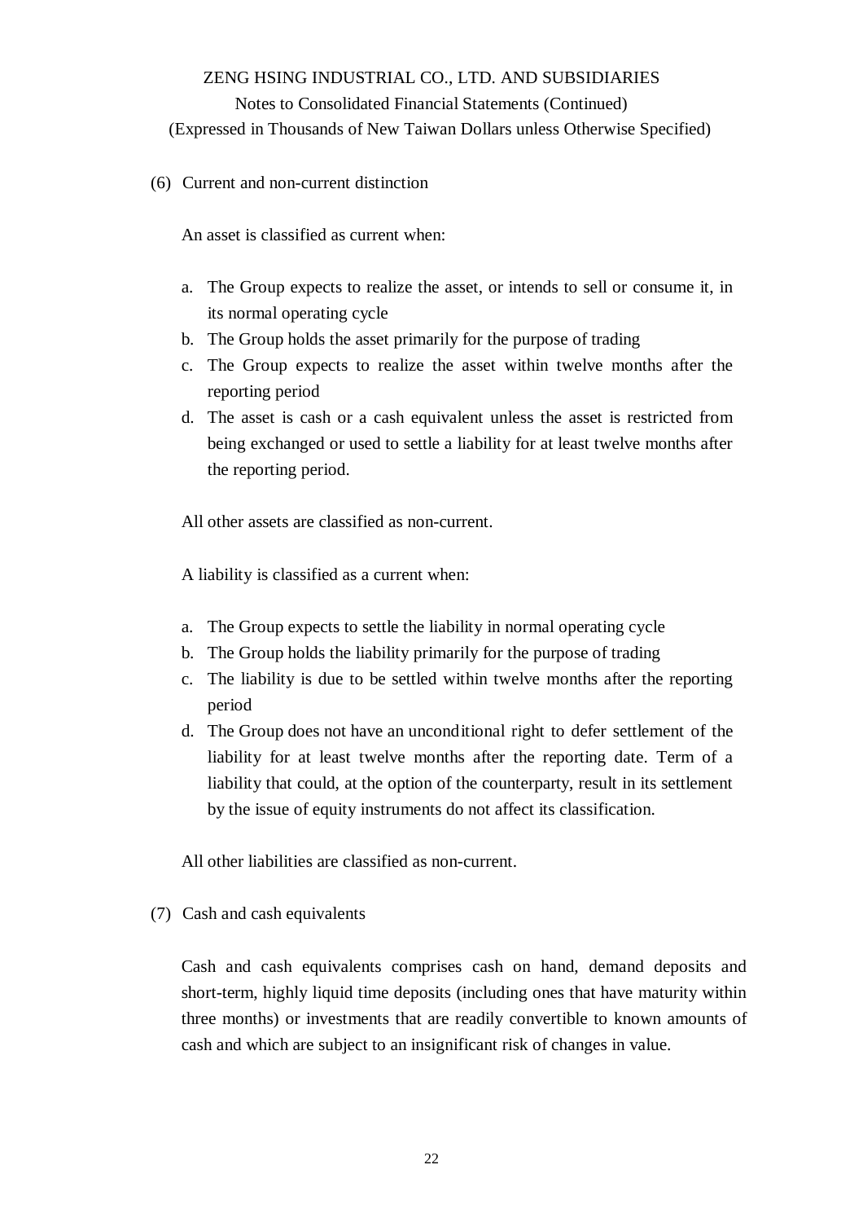(6) Current and non-current distinction

An asset is classified as current when:

a. The Group expects to realize the asset, or intends to sell or consume it, in its normal operating cycle
b. The Group holds the asset primarily for the purpose of trading
c. The Group expects to realize the asset within twelve months after the reporting period
d. The asset is cash or a cash equivalent unless the asset is restricted from being exchanged or used to settle a liability for at least twelve months after the reporting period.

All other assets are classified as non-current.

A liability is classified as a current when:

a. The Group expects to settle the liability in normal operating cycle
b. The Group holds the liability primarily for the purpose of trading
c. The liability is due to be settled within twelve months after the reporting period
d. The Group does not have an unconditional right to defer settlement of the liability for at least twelve months after the reporting date. Term of a liability that could, at the option of the counterparty, result in its settlement by the issue of equity instruments do not affect its classification.

All other liabilities are classified as non-current.

(7) Cash and cash equivalents

Cash and cash equivalents comprises cash on hand, demand deposits and short-term, highly liquid time deposits (including ones that have maturity within three months) or investments that are readily convertible to known amounts of cash and which are subject to an insignificant risk of changes in value.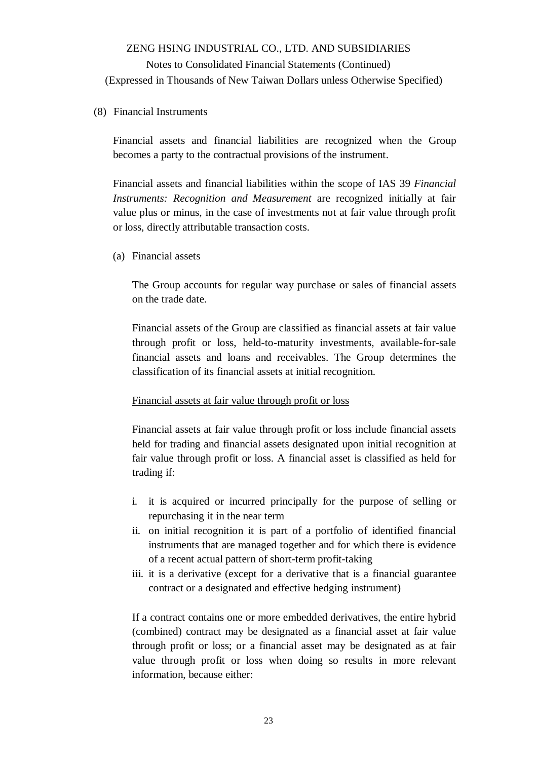(8) Financial Instruments

Financial assets and financial liabilities are recognized when the Group becomes a party to the contractual provisions of the instrument.

Financial assets and financial liabilities within the scope of IAS 39 *Financial Instruments: Recognition and Measurement* are recognized initially at fair value plus or minus, in the case of investments not at fair value through profit or loss, directly attributable transaction costs.

(a) Financial assets

The Group accounts for regular way purchase or sales of financial assets on the trade date.

Financial assets of the Group are classified as financial assets at fair value through profit or loss, held-to-maturity investments, available-for-sale financial assets and loans and receivables. The Group determines the classification of its financial assets at initial recognition.

<u>Financial assets at fair value through profit or loss</u>

Financial assets at fair value through profit or loss include financial assets held for trading and financial assets designated upon initial recognition at fair value through profit or loss. A financial asset is classified as held for trading if:

i. it is acquired or incurred principally for the purpose of selling or repurchasing it in the near term
ii. on initial recognition it is part of a portfolio of identified financial instruments that are managed together and for which there is evidence of a recent actual pattern of short-term profit-taking
iii. it is a derivative (except for a derivative that is a financial guarantee contract or a designated and effective hedging instrument)

If a contract contains one or more embedded derivatives, the entire hybrid (combined) contract may be designated as a financial asset at fair value through profit or loss; or a financial asset may be designated as at fair value through profit or loss when doing so results in more relevant information, because either: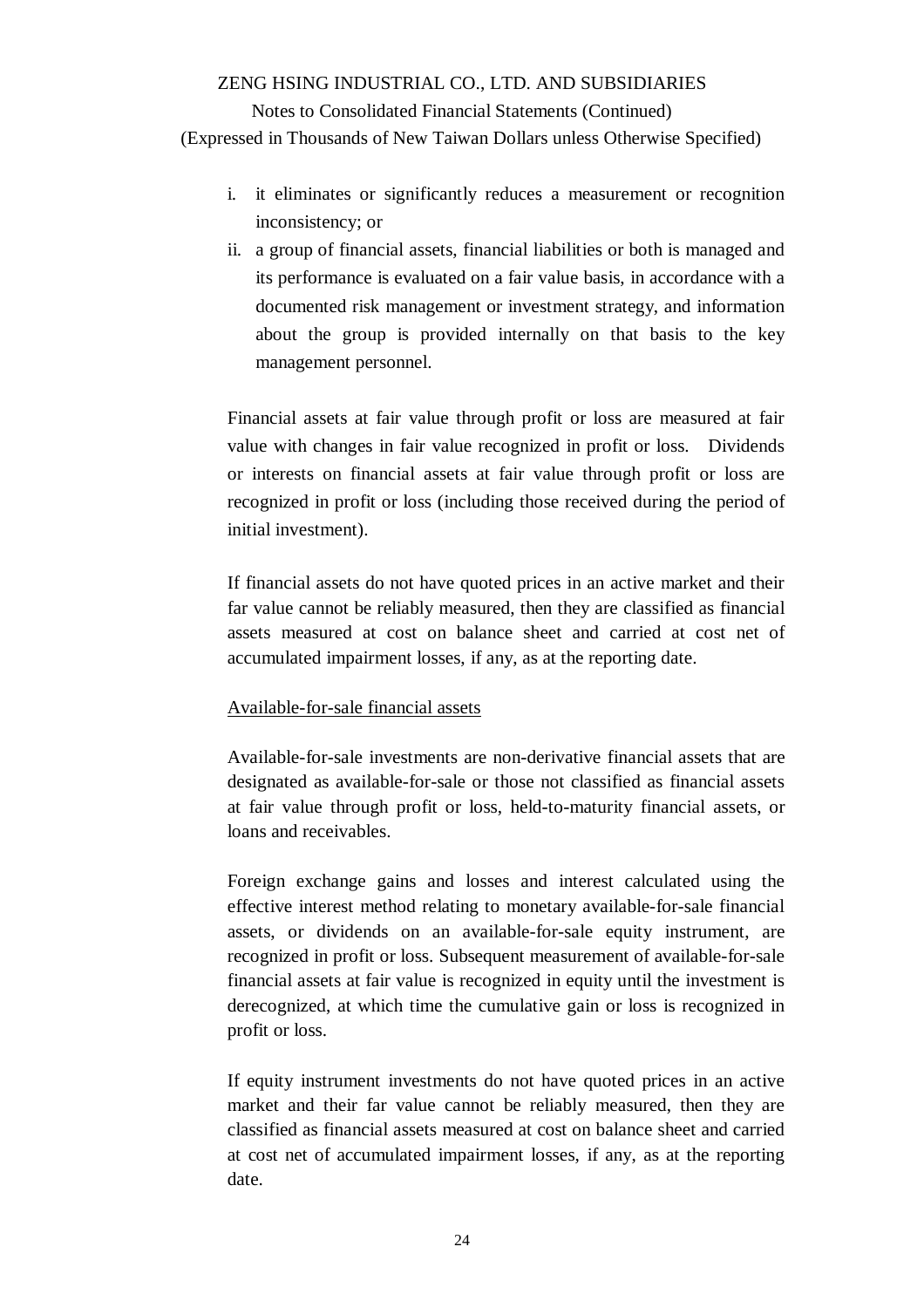i. it eliminates or significantly reduces a measurement or recognition inconsistency; or
ii. a group of financial assets, financial liabilities or both is managed and its performance is evaluated on a fair value basis, in accordance with a documented risk management or investment strategy, and information about the group is provided internally on that basis to the key management personnel.

Financial assets at fair value through profit or loss are measured at fair value with changes in fair value recognized in profit or loss. Dividends or interests on financial assets at fair value through profit or loss are recognized in profit or loss (including those received during the period of initial investment).

If financial assets do not have quoted prices in an active market and their far value cannot be reliably measured, then they are classified as financial assets measured at cost on balance sheet and carried at cost net of accumulated impairment losses, if any, as at the reporting date.

Available-for-sale financial assets

Available-for-sale investments are non-derivative financial assets that are designated as available-for-sale or those not classified as financial assets at fair value through profit or loss, held-to-maturity financial assets, or loans and receivables.

Foreign exchange gains and losses and interest calculated using the effective interest method relating to monetary available-for-sale financial assets, or dividends on an available-for-sale equity instrument, are recognized in profit or loss. Subsequent measurement of available-for-sale financial assets at fair value is recognized in equity until the investment is derecognized, at which time the cumulative gain or loss is recognized in profit or loss.

If equity instrument investments do not have quoted prices in an active market and their far value cannot be reliably measured, then they are classified as financial assets measured at cost on balance sheet and carried at cost net of accumulated impairment losses, if any, as at the reporting date.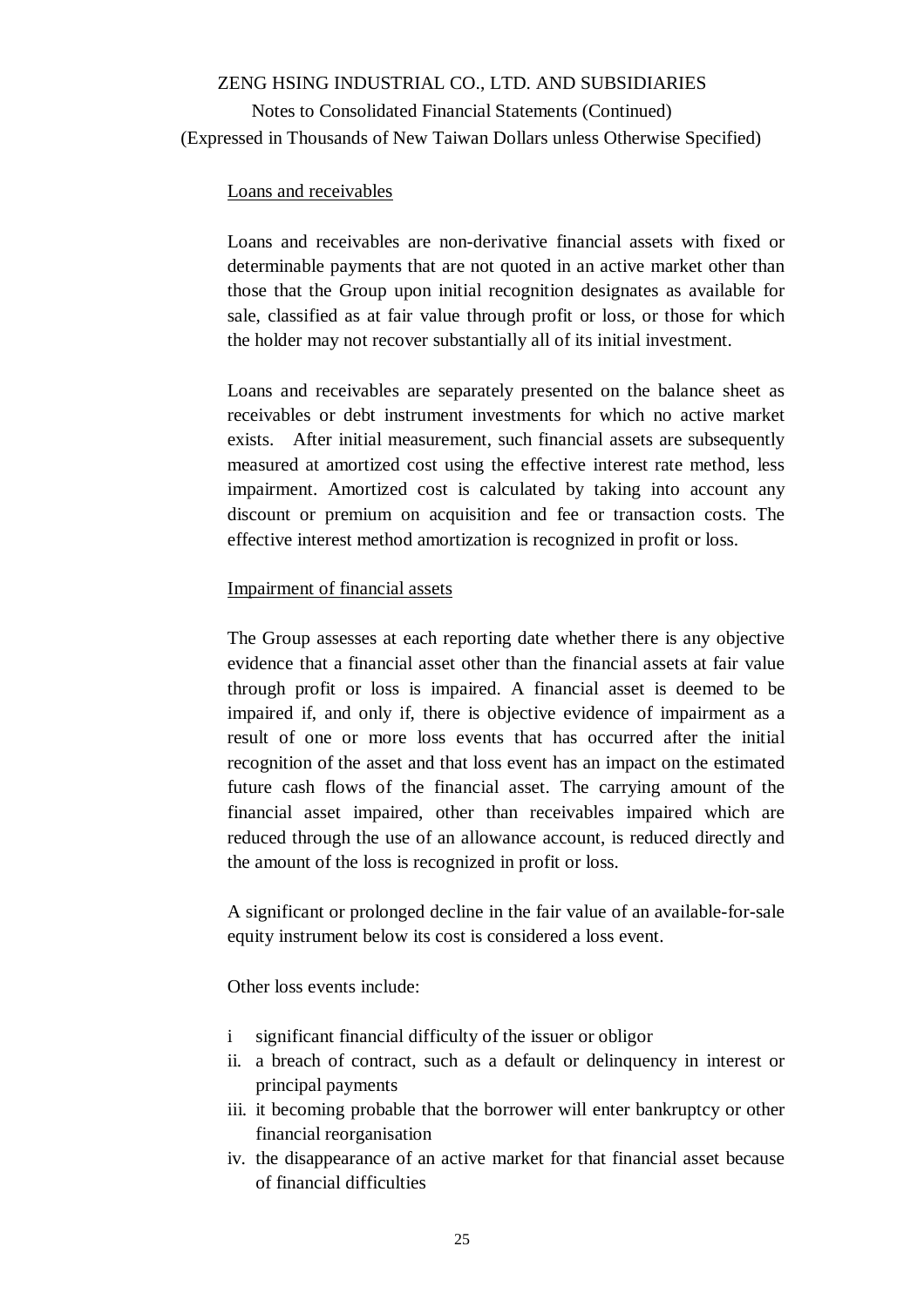Loans and receivables

Loans and receivables are non-derivative financial assets with fixed or determinable payments that are not quoted in an active market other than those that the Group upon initial recognition designates as available for sale, classified as at fair value through profit or loss, or those for which the holder may not recover substantially all of its initial investment.

Loans and receivables are separately presented on the balance sheet as receivables or debt instrument investments for which no active market exists. After initial measurement, such financial assets are subsequently measured at amortized cost using the effective interest rate method, less impairment. Amortized cost is calculated by taking into account any discount or premium on acquisition and fee or transaction costs. The effective interest method amortization is recognized in profit or loss.

Impairment of financial assets

The Group assesses at each reporting date whether there is any objective evidence that a financial asset other than the financial assets at fair value through profit or loss is impaired. A financial asset is deemed to be impaired if, and only if, there is objective evidence of impairment as a result of one or more loss events that has occurred after the initial recognition of the asset and that loss event has an impact on the estimated future cash flows of the financial asset. The carrying amount of the financial asset impaired, other than receivables impaired which are reduced through the use of an allowance account, is reduced directly and the amount of the loss is recognized in profit or loss.

A significant or prolonged decline in the fair value of an available-for-sale equity instrument below its cost is considered a loss event.

Other loss events include:

i significant financial difficulty of the issuer or obligor
ii. a breach of contract, such as a default or delinquency in interest or principal payments
iii. it becoming probable that the borrower will enter bankruptcy or other financial reorganisation
iv. the disappearance of an active market for that financial asset because of financial difficulties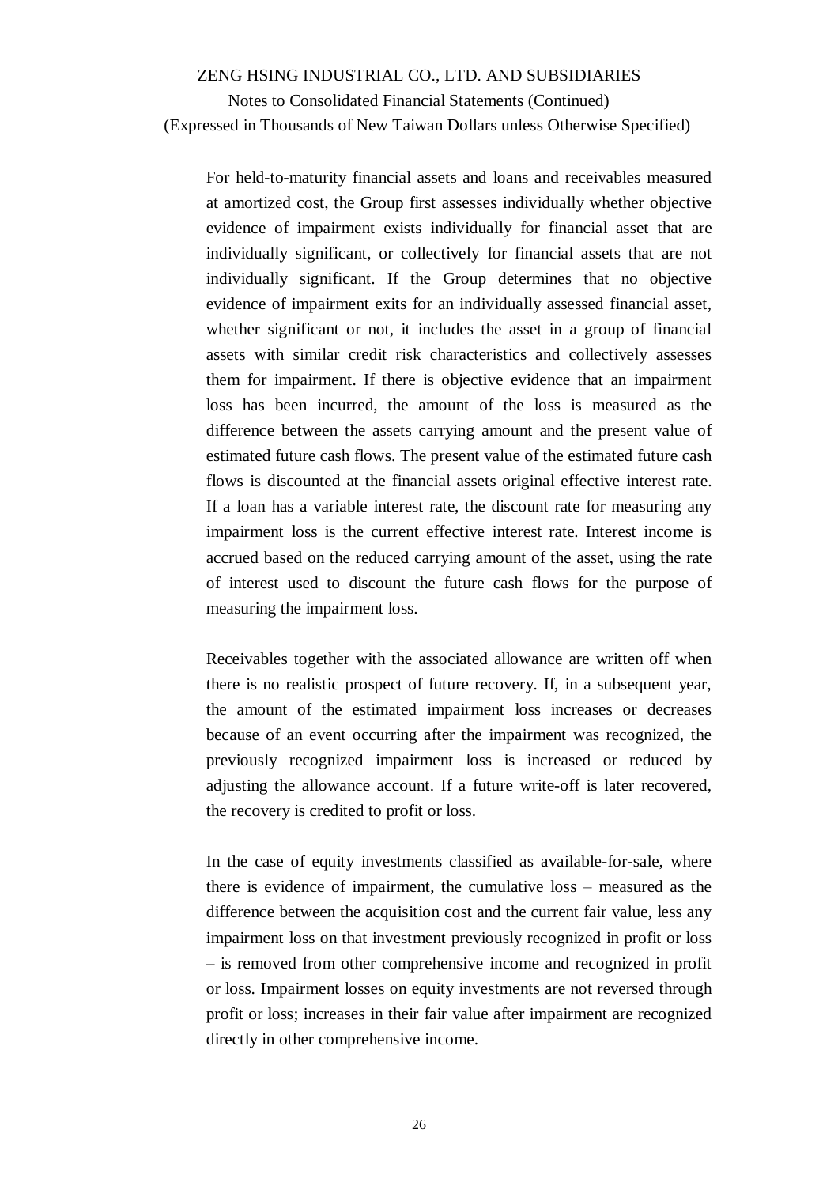For held-to-maturity financial assets and loans and receivables measured at amortized cost, the Group first assesses individually whether objective evidence of impairment exists individually for financial asset that are individually significant, or collectively for financial assets that are not individually significant. If the Group determines that no objective evidence of impairment exits for an individually assessed financial asset, whether significant or not, it includes the asset in a group of financial assets with similar credit risk characteristics and collectively assesses them for impairment. If there is objective evidence that an impairment loss has been incurred, the amount of the loss is measured as the difference between the assets carrying amount and the present value of estimated future cash flows. The present value of the estimated future cash flows is discounted at the financial assets original effective interest rate. If a loan has a variable interest rate, the discount rate for measuring any impairment loss is the current effective interest rate. Interest income is accrued based on the reduced carrying amount of the asset, using the rate of interest used to discount the future cash flows for the purpose of measuring the impairment loss.

Receivables together with the associated allowance are written off when there is no realistic prospect of future recovery. If, in a subsequent year, the amount of the estimated impairment loss increases or decreases because of an event occurring after the impairment was recognized, the previously recognized impairment loss is increased or reduced by adjusting the allowance account. If a future write-off is later recovered, the recovery is credited to profit or loss.

In the case of equity investments classified as available-for-sale, where there is evidence of impairment, the cumulative loss – measured as the difference between the acquisition cost and the current fair value, less any impairment loss on that investment previously recognized in profit or loss – is removed from other comprehensive income and recognized in profit or loss. Impairment losses on equity investments are not reversed through profit or loss; increases in their fair value after impairment are recognized directly in other comprehensive income.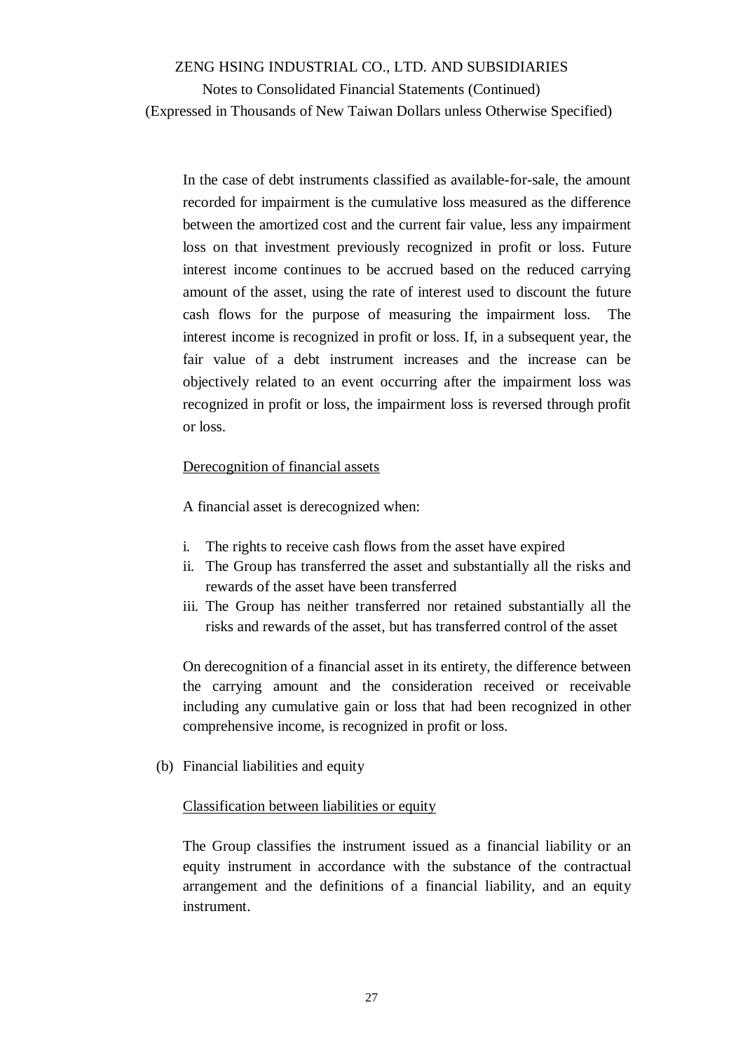In the case of debt instruments classified as available-for-sale, the amount recorded for impairment is the cumulative loss measured as the difference between the amortized cost and the current fair value, less any impairment loss on that investment previously recognized in profit or loss. Future interest income continues to be accrued based on the reduced carrying amount of the asset, using the rate of interest used to discount the future cash flows for the purpose of measuring the impairment loss. The interest income is recognized in profit or loss. If, in a subsequent year, the fair value of a debt instrument increases and the increase can be objectively related to an event occurring after the impairment loss was recognized in profit or loss, the impairment loss is reversed through profit or loss.

Derecognition of financial assets

A financial asset is derecognized when:

i. The rights to receive cash flows from the asset have expired
ii. The Group has transferred the asset and substantially all the risks and rewards of the asset have been transferred
iii. The Group has neither transferred nor retained substantially all the risks and rewards of the asset, but has transferred control of the asset

On derecognition of a financial asset in its entirety, the difference between the carrying amount and the consideration received or receivable including any cumulative gain or loss that had been recognized in other comprehensive income, is recognized in profit or loss.

(b) Financial liabilities and equity

Classification between liabilities or equity

The Group classifies the instrument issued as a financial liability or an equity instrument in accordance with the substance of the contractual arrangement and the definitions of a financial liability, and an equity instrument.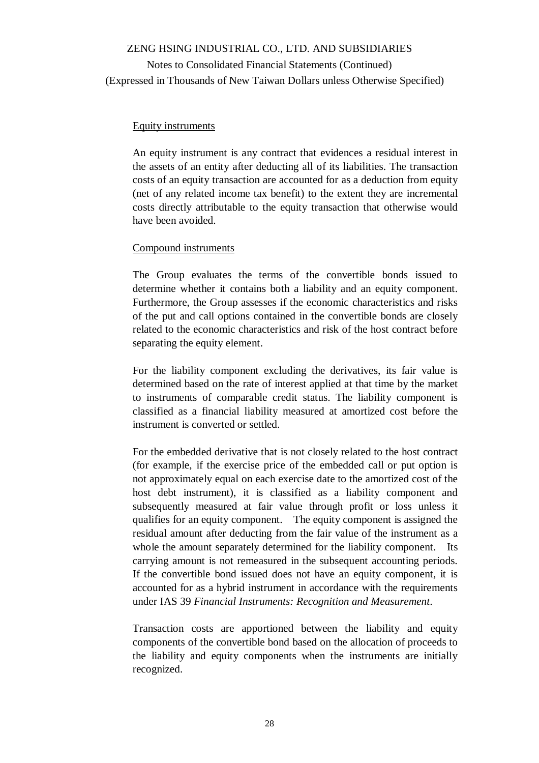Equity instruments

An equity instrument is any contract that evidences a residual interest in the assets of an entity after deducting all of its liabilities. The transaction costs of an equity transaction are accounted for as a deduction from equity (net of any related income tax benefit) to the extent they are incremental costs directly attributable to the equity transaction that otherwise would have been avoided.

Compound instruments

The Group evaluates the terms of the convertible bonds issued to determine whether it contains both a liability and an equity component. Furthermore, the Group assesses if the economic characteristics and risks of the put and call options contained in the convertible bonds are closely related to the economic characteristics and risk of the host contract before separating the equity element.

For the liability component excluding the derivatives, its fair value is determined based on the rate of interest applied at that time by the market to instruments of comparable credit status. The liability component is classified as a financial liability measured at amortized cost before the instrument is converted or settled.

For the embedded derivative that is not closely related to the host contract (for example, if the exercise price of the embedded call or put option is not approximately equal on each exercise date to the amortized cost of the host debt instrument), it is classified as a liability component and subsequently measured at fair value through profit or loss unless it qualifies for an equity component. The equity component is assigned the residual amount after deducting from the fair value of the instrument as a whole the amount separately determined for the liability component. Its carrying amount is not remeasured in the subsequent accounting periods. If the convertible bond issued does not have an equity component, it is accounted for as a hybrid instrument in accordance with the requirements under IAS 39 *Financial Instruments: Recognition and Measurement*.

Transaction costs are apportioned between the liability and equity components of the convertible bond based on the allocation of proceeds to the liability and equity components when the instruments are initially recognized.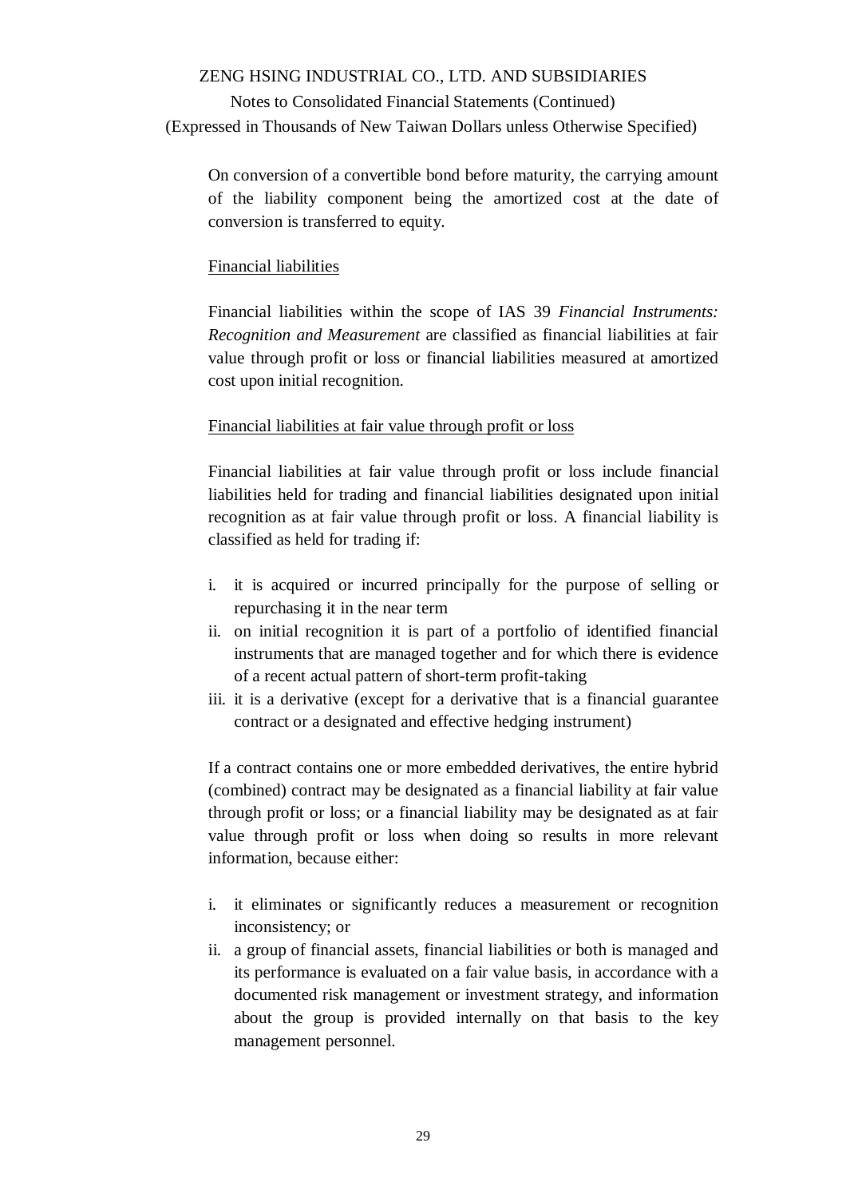On conversion of a convertible bond before maturity, the carrying amount of the liability component being the amortized cost at the date of conversion is transferred to equity.

Financial liabilities

Financial liabilities within the scope of IAS 39 *Financial Instruments: Recognition and Measurement* are classified as financial liabilities at fair value through profit or loss or financial liabilities measured at amortized cost upon initial recognition.

Financial liabilities at fair value through profit or loss

Financial liabilities at fair value through profit or loss include financial liabilities held for trading and financial liabilities designated upon initial recognition as at fair value through profit or loss. A financial liability is classified as held for trading if:

i. it is acquired or incurred principally for the purpose of selling or repurchasing it in the near term
ii. on initial recognition it is part of a portfolio of identified financial instruments that are managed together and for which there is evidence of a recent actual pattern of short-term profit-taking
iii. it is a derivative (except for a derivative that is a financial guarantee contract or a designated and effective hedging instrument)

If a contract contains one or more embedded derivatives, the entire hybrid (combined) contract may be designated as a financial liability at fair value through profit or loss; or a financial liability may be designated as at fair value through profit or loss when doing so results in more relevant information, because either:

i. it eliminates or significantly reduces a measurement or recognition inconsistency; or
ii. a group of financial assets, financial liabilities or both is managed and its performance is evaluated on a fair value basis, in accordance with a documented risk management or investment strategy, and information about the group is provided internally on that basis to the key management personnel.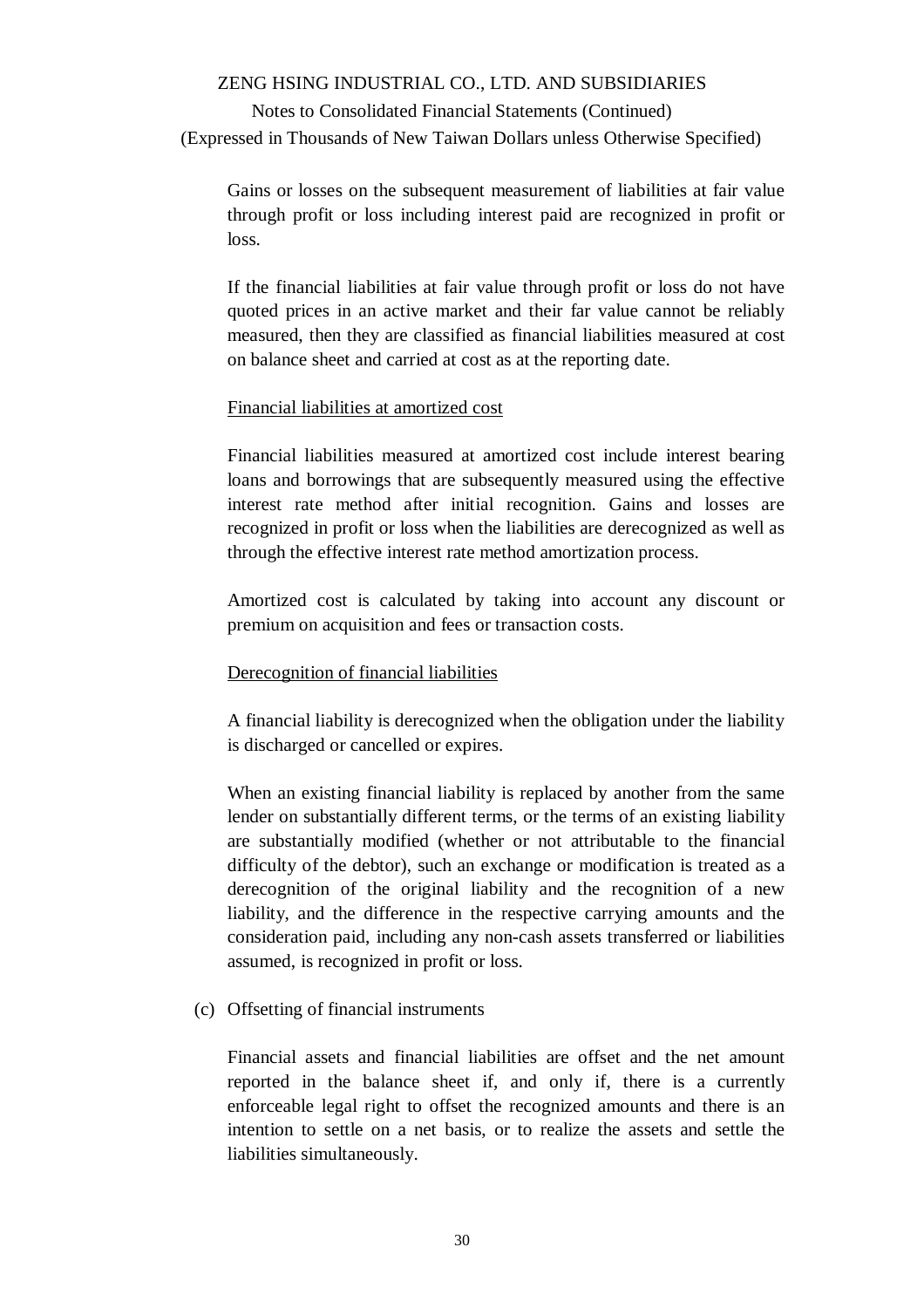Gains or losses on the subsequent measurement of liabilities at fair value through profit or loss including interest paid are recognized in profit or loss.

If the financial liabilities at fair value through profit or loss do not have quoted prices in an active market and their far value cannot be reliably measured, then they are classified as financial liabilities measured at cost on balance sheet and carried at cost as at the reporting date.

<u>Financial liabilities at amortized cost</u>

Financial liabilities measured at amortized cost include interest bearing loans and borrowings that are subsequently measured using the effective interest rate method after initial recognition. Gains and losses are recognized in profit or loss when the liabilities are derecognized as well as through the effective interest rate method amortization process.

Amortized cost is calculated by taking into account any discount or premium on acquisition and fees or transaction costs.

<u>Derecognition of financial liabilities</u>

A financial liability is derecognized when the obligation under the liability is discharged or cancelled or expires.

When an existing financial liability is replaced by another from the same lender on substantially different terms, or the terms of an existing liability are substantially modified (whether or not attributable to the financial difficulty of the debtor), such an exchange or modification is treated as a derecognition of the original liability and the recognition of a new liability, and the difference in the respective carrying amounts and the consideration paid, including any non-cash assets transferred or liabilities assumed, is recognized in profit or loss.

(c) Offsetting of financial instruments

Financial assets and financial liabilities are offset and the net amount reported in the balance sheet if, and only if, there is a currently enforceable legal right to offset the recognized amounts and there is an intention to settle on a net basis, or to realize the assets and settle the liabilities simultaneously.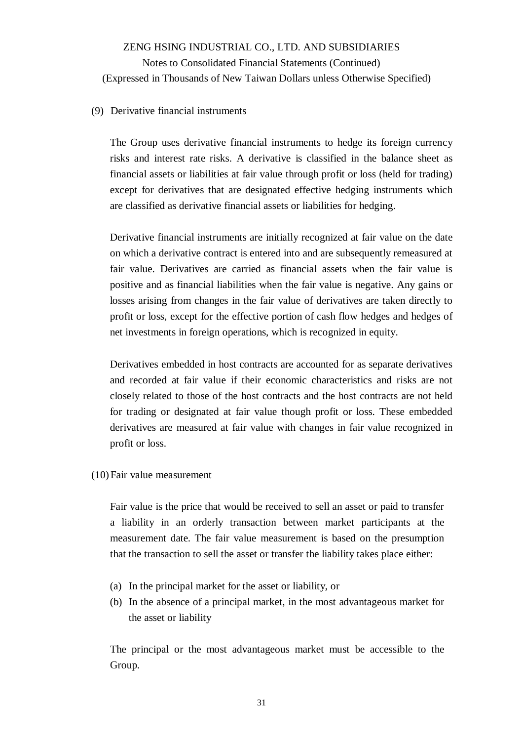(9) Derivative financial instruments

The Group uses derivative financial instruments to hedge its foreign currency risks and interest rate risks. A derivative is classified in the balance sheet as financial assets or liabilities at fair value through profit or loss (held for trading) except for derivatives that are designated effective hedging instruments which are classified as derivative financial assets or liabilities for hedging.

Derivative financial instruments are initially recognized at fair value on the date on which a derivative contract is entered into and are subsequently remeasured at fair value. Derivatives are carried as financial assets when the fair value is positive and as financial liabilities when the fair value is negative. Any gains or losses arising from changes in the fair value of derivatives are taken directly to profit or loss, except for the effective portion of cash flow hedges and hedges of net investments in foreign operations, which is recognized in equity.

Derivatives embedded in host contracts are accounted for as separate derivatives and recorded at fair value if their economic characteristics and risks are not closely related to those of the host contracts and the host contracts are not held for trading or designated at fair value though profit or loss. These embedded derivatives are measured at fair value with changes in fair value recognized in profit or loss.

(10) Fair value measurement

Fair value is the price that would be received to sell an asset or paid to transfer a liability in an orderly transaction between market participants at the measurement date. The fair value measurement is based on the presumption that the transaction to sell the asset or transfer the liability takes place either:

(a) In the principal market for the asset or liability, or
(b) In the absence of a principal market, in the most advantageous market for the asset or liability

The principal or the most advantageous market must be accessible to the Group.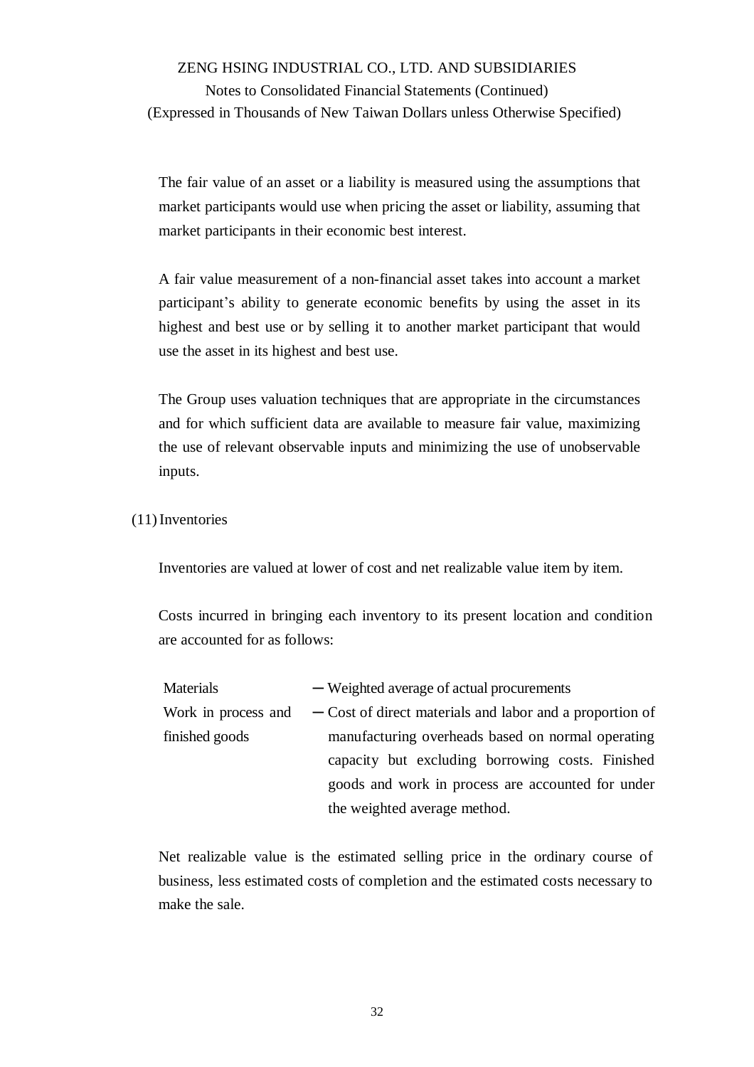The fair value of an asset or a liability is measured using the assumptions that market participants would use when pricing the asset or liability, assuming that market participants in their economic best interest.

A fair value measurement of a non-financial asset takes into account a market participant's ability to generate economic benefits by using the asset in its highest and best use or by selling it to another market participant that would use the asset in its highest and best use.

The Group uses valuation techniques that are appropriate in the circumstances and for which sufficient data are available to measure fair value, maximizing the use of relevant observable inputs and minimizing the use of unobservable inputs.

(11) Inventories

Inventories are valued at lower of cost and net realizable value item by item.

Costs incurred in bringing each inventory to its present location and condition are accounted for as follows:

| | |
|---|---|
| Materials | ─ Weighted average of actual procurements |
| Work in process and finished goods | ─ Cost of direct materials and labor and a proportion of manufacturing overheads based on normal operating capacity but excluding borrowing costs. Finished goods and work in process are accounted for under the weighted average method. |

Net realizable value is the estimated selling price in the ordinary course of business, less estimated costs of completion and the estimated costs necessary to make the sale.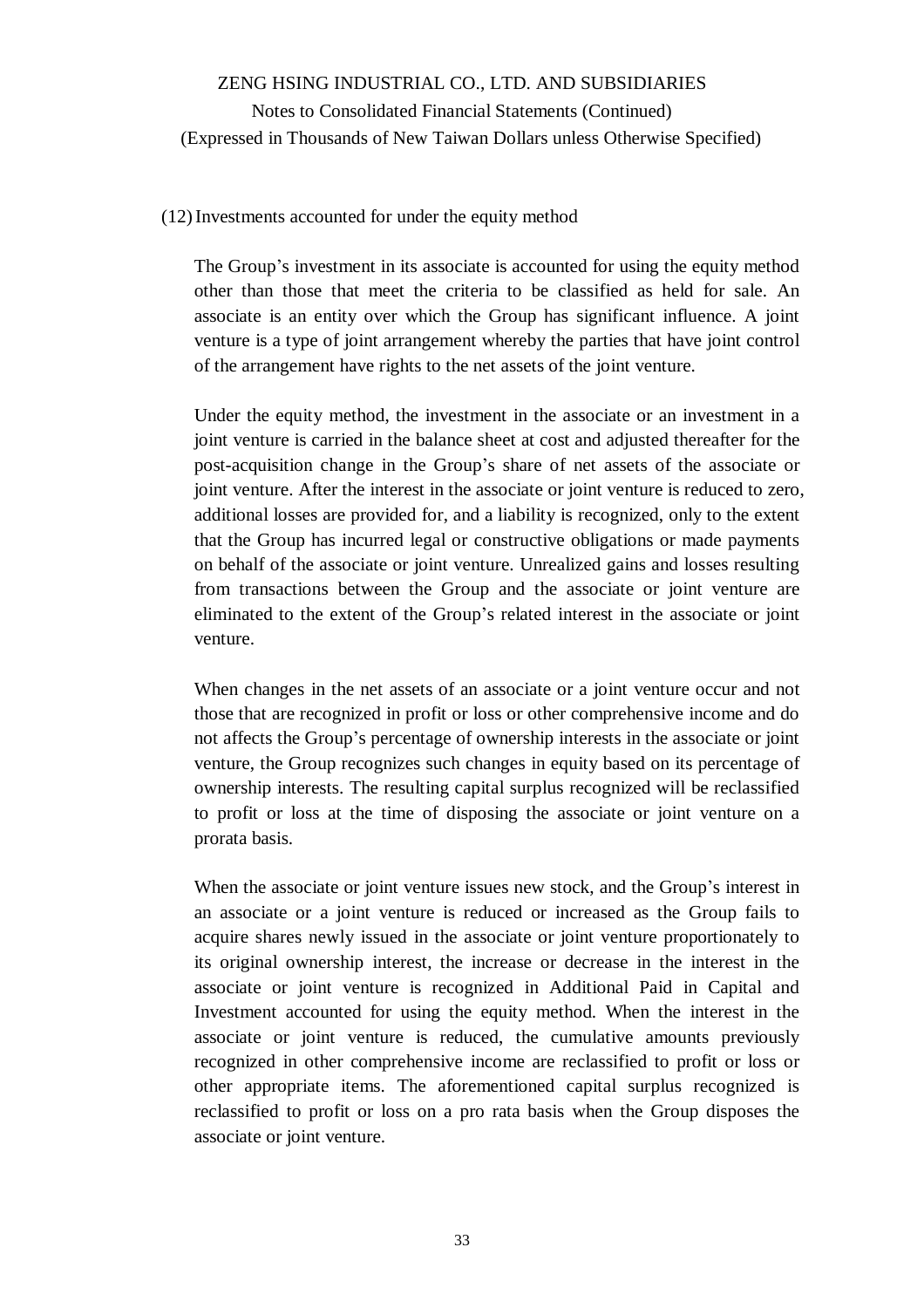(12) Investments accounted for under the equity method

The Group's investment in its associate is accounted for using the equity method other than those that meet the criteria to be classified as held for sale. An associate is an entity over which the Group has significant influence. A joint venture is a type of joint arrangement whereby the parties that have joint control of the arrangement have rights to the net assets of the joint venture.

Under the equity method, the investment in the associate or an investment in a joint venture is carried in the balance sheet at cost and adjusted thereafter for the post-acquisition change in the Group's share of net assets of the associate or joint venture. After the interest in the associate or joint venture is reduced to zero, additional losses are provided for, and a liability is recognized, only to the extent that the Group has incurred legal or constructive obligations or made payments on behalf of the associate or joint venture. Unrealized gains and losses resulting from transactions between the Group and the associate or joint venture are eliminated to the extent of the Group's related interest in the associate or joint venture.

When changes in the net assets of an associate or a joint venture occur and not those that are recognized in profit or loss or other comprehensive income and do not affects the Group's percentage of ownership interests in the associate or joint venture, the Group recognizes such changes in equity based on its percentage of ownership interests. The resulting capital surplus recognized will be reclassified to profit or loss at the time of disposing the associate or joint venture on a prorata basis.

When the associate or joint venture issues new stock, and the Group's interest in an associate or a joint venture is reduced or increased as the Group fails to acquire shares newly issued in the associate or joint venture proportionately to its original ownership interest, the increase or decrease in the interest in the associate or joint venture is recognized in Additional Paid in Capital and Investment accounted for using the equity method. When the interest in the associate or joint venture is reduced, the cumulative amounts previously recognized in other comprehensive income are reclassified to profit or loss or other appropriate items. The aforementioned capital surplus recognized is reclassified to profit or loss on a pro rata basis when the Group disposes the associate or joint venture.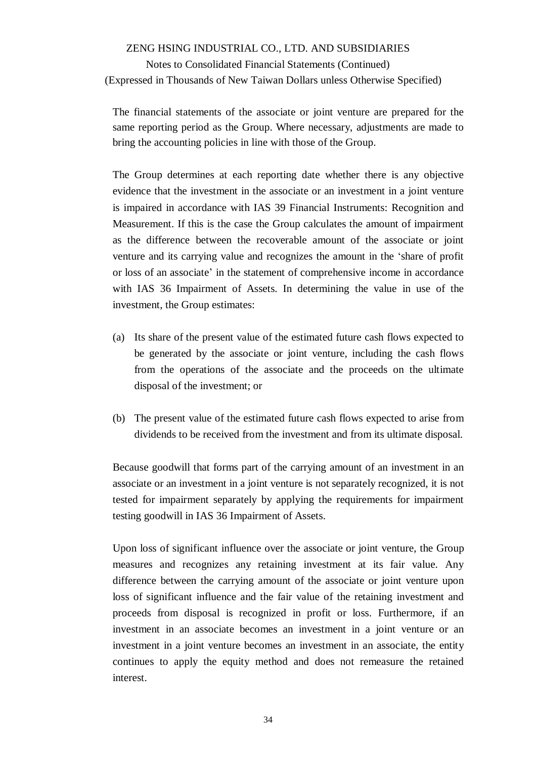The financial statements of the associate or joint venture are prepared for the same reporting period as the Group. Where necessary, adjustments are made to bring the accounting policies in line with those of the Group.

The Group determines at each reporting date whether there is any objective evidence that the investment in the associate or an investment in a joint venture is impaired in accordance with IAS 39 Financial Instruments: Recognition and Measurement. If this is the case the Group calculates the amount of impairment as the difference between the recoverable amount of the associate or joint venture and its carrying value and recognizes the amount in the 'share of profit or loss of an associate' in the statement of comprehensive income in accordance with IAS 36 Impairment of Assets. In determining the value in use of the investment, the Group estimates:

(a) Its share of the present value of the estimated future cash flows expected to be generated by the associate or joint venture, including the cash flows from the operations of the associate and the proceeds on the ultimate disposal of the investment; or

(b) The present value of the estimated future cash flows expected to arise from dividends to be received from the investment and from its ultimate disposal.

Because goodwill that forms part of the carrying amount of an investment in an associate or an investment in a joint venture is not separately recognized, it is not tested for impairment separately by applying the requirements for impairment testing goodwill in IAS 36 Impairment of Assets.

Upon loss of significant influence over the associate or joint venture, the Group measures and recognizes any retaining investment at its fair value. Any difference between the carrying amount of the associate or joint venture upon loss of significant influence and the fair value of the retaining investment and proceeds from disposal is recognized in profit or loss. Furthermore, if an investment in an associate becomes an investment in a joint venture or an investment in a joint venture becomes an investment in an associate, the entity continues to apply the equity method and does not remeasure the retained interest.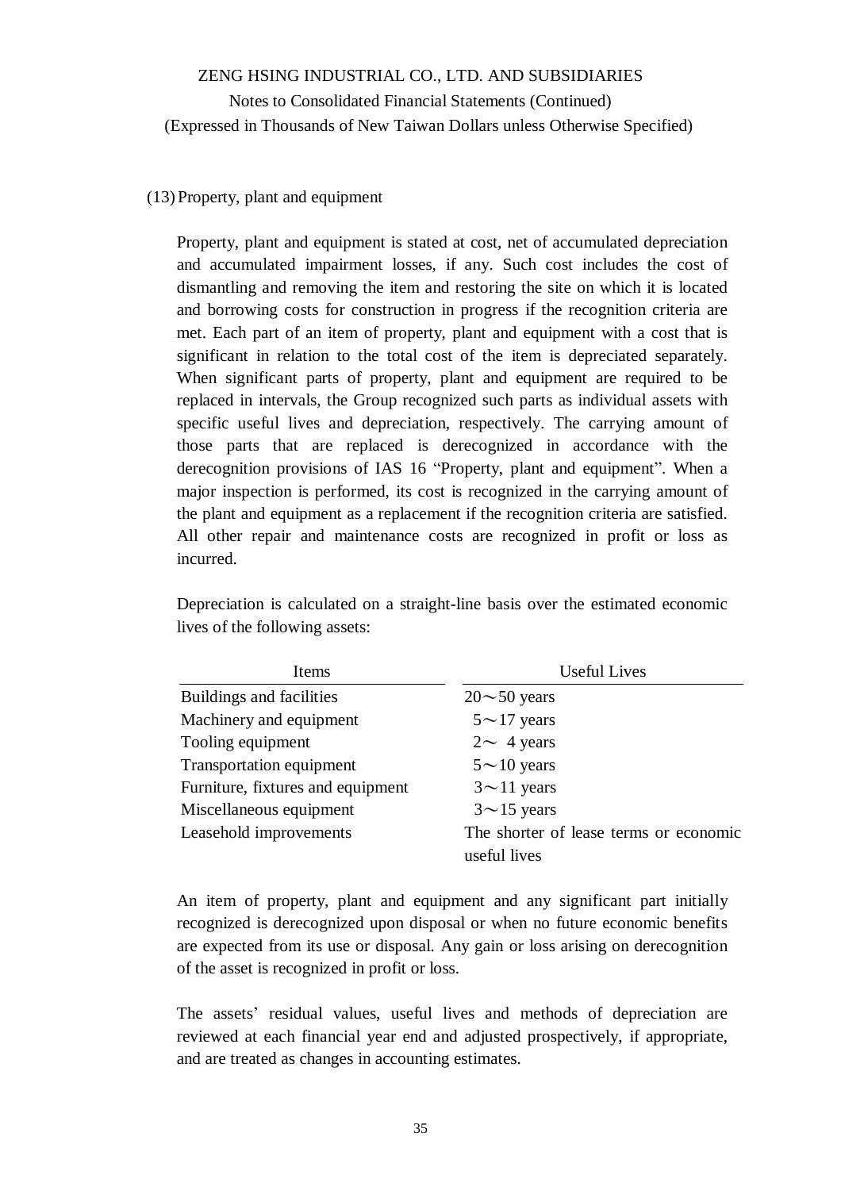(13) Property, plant and equipment

Property, plant and equipment is stated at cost, net of accumulated depreciation and accumulated impairment losses, if any. Such cost includes the cost of dismantling and removing the item and restoring the site on which it is located and borrowing costs for construction in progress if the recognition criteria are met. Each part of an item of property, plant and equipment with a cost that is significant in relation to the total cost of the item is depreciated separately. When significant parts of property, plant and equipment are required to be replaced in intervals, the Group recognized such parts as individual assets with specific useful lives and depreciation, respectively. The carrying amount of those parts that are replaced is derecognized in accordance with the derecognition provisions of IAS 16 "Property, plant and equipment". When a major inspection is performed, its cost is recognized in the carrying amount of the plant and equipment as a replacement if the recognition criteria are satisfied. All other repair and maintenance costs are recognized in profit or loss as incurred.

Depreciation is calculated on a straight-line basis over the estimated economic lives of the following assets:

| Items | Useful Lives |
|---|---|
| Buildings and facilities | 20～50 years |
| Machinery and equipment | 5～17 years |
| Tooling equipment | 2～ 4 years |
| Transportation equipment | 5～10 years |
| Furniture, fixtures and equipment | 3～11 years |
| Miscellaneous equipment | 3～15 years |
| Leasehold improvements | The shorter of lease terms or economic useful lives |

An item of property, plant and equipment and any significant part initially recognized is derecognized upon disposal or when no future economic benefits are expected from its use or disposal. Any gain or loss arising on derecognition of the asset is recognized in profit or loss.

The assets' residual values, useful lives and methods of depreciation are reviewed at each financial year end and adjusted prospectively, if appropriate, and are treated as changes in accounting estimates.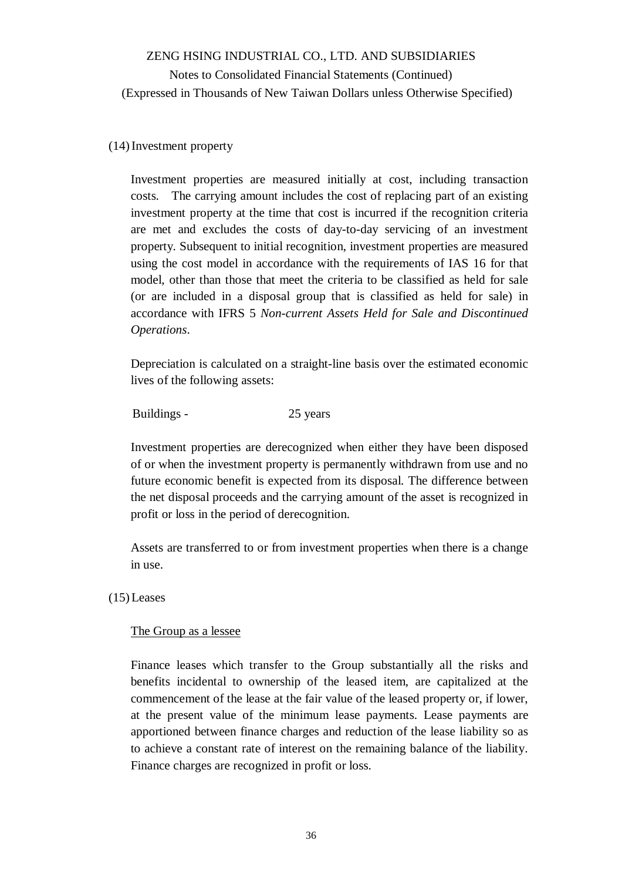(14) Investment property

Investment properties are measured initially at cost, including transaction costs. The carrying amount includes the cost of replacing part of an existing investment property at the time that cost is incurred if the recognition criteria are met and excludes the costs of day-to-day servicing of an investment property. Subsequent to initial recognition, investment properties are measured using the cost model in accordance with the requirements of IAS 16 for that model, other than those that meet the criteria to be classified as held for sale (or are included in a disposal group that is classified as held for sale) in accordance with IFRS 5 *Non-current Assets Held for Sale and Discontinued Operations*.

Depreciation is calculated on a straight-line basis over the estimated economic lives of the following assets:

Buildings - 25 years

Investment properties are derecognized when either they have been disposed of or when the investment property is permanently withdrawn from use and no future economic benefit is expected from its disposal. The difference between the net disposal proceeds and the carrying amount of the asset is recognized in profit or loss in the period of derecognition.

Assets are transferred to or from investment properties when there is a change in use.

(15) Leases

<u>The Group as a lessee</u>

Finance leases which transfer to the Group substantially all the risks and benefits incidental to ownership of the leased item, are capitalized at the commencement of the lease at the fair value of the leased property or, if lower, at the present value of the minimum lease payments. Lease payments are apportioned between finance charges and reduction of the lease liability so as to achieve a constant rate of interest on the remaining balance of the liability. Finance charges are recognized in profit or loss.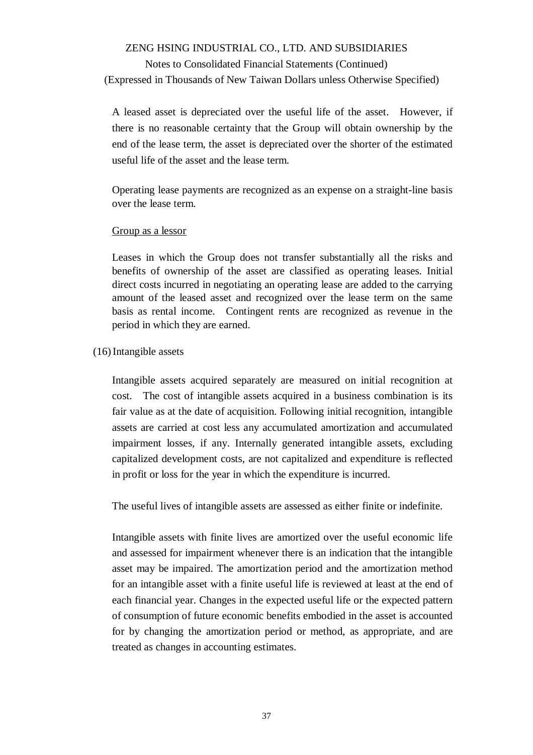A leased asset is depreciated over the useful life of the asset. However, if there is no reasonable certainty that the Group will obtain ownership by the end of the lease term, the asset is depreciated over the shorter of the estimated useful life of the asset and the lease term.

Operating lease payments are recognized as an expense on a straight-line basis over the lease term.

Group as a lessor

Leases in which the Group does not transfer substantially all the risks and benefits of ownership of the asset are classified as operating leases. Initial direct costs incurred in negotiating an operating lease are added to the carrying amount of the leased asset and recognized over the lease term on the same basis as rental income. Contingent rents are recognized as revenue in the period in which they are earned.

(16) Intangible assets

Intangible assets acquired separately are measured on initial recognition at cost. The cost of intangible assets acquired in a business combination is its fair value as at the date of acquisition. Following initial recognition, intangible assets are carried at cost less any accumulated amortization and accumulated impairment losses, if any. Internally generated intangible assets, excluding capitalized development costs, are not capitalized and expenditure is reflected in profit or loss for the year in which the expenditure is incurred.

The useful lives of intangible assets are assessed as either finite or indefinite.

Intangible assets with finite lives are amortized over the useful economic life and assessed for impairment whenever there is an indication that the intangible asset may be impaired. The amortization period and the amortization method for an intangible asset with a finite useful life is reviewed at least at the end of each financial year. Changes in the expected useful life or the expected pattern of consumption of future economic benefits embodied in the asset is accounted for by changing the amortization period or method, as appropriate, and are treated as changes in accounting estimates.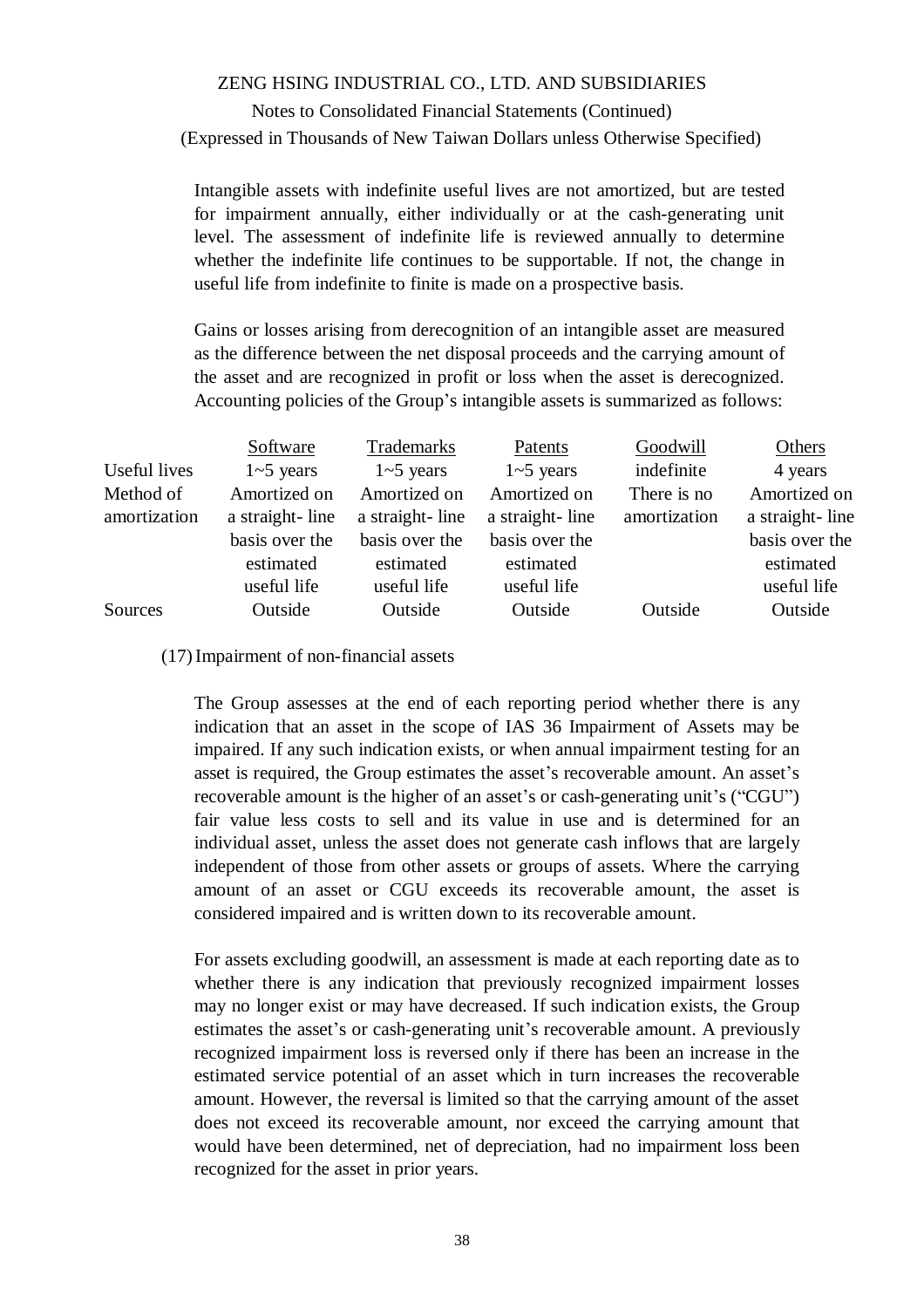Intangible assets with indefinite useful lives are not amortized, but are tested for impairment annually, either individually or at the cash-generating unit level. The assessment of indefinite life is reviewed annually to determine whether the indefinite life continues to be supportable. If not, the change in useful life from indefinite to finite is made on a prospective basis.

Gains or losses arising from derecognition of an intangible asset are measured as the difference between the net disposal proceeds and the carrying amount of the asset and are recognized in profit or loss when the asset is derecognized. Accounting policies of the Group's intangible assets is summarized as follows:

| | Software | Trademarks | Patents | Goodwill | Others |
|---|---|---|---|---|---|
| Useful lives | 1~5 years | 1~5 years | 1~5 years | indefinite | 4 years |
| Method of amortization | Amortized on a straight- line basis over the estimated useful life | Amortized on a straight- line basis over the estimated useful life | Amortized on a straight- line basis over the estimated useful life | There is no amortization | Amortized on a straight- line basis over the estimated useful life |
| Sources | Outside | Outside | Outside | Outside | Outside |

(17) Impairment of non-financial assets

The Group assesses at the end of each reporting period whether there is any indication that an asset in the scope of IAS 36 Impairment of Assets may be impaired. If any such indication exists, or when annual impairment testing for an asset is required, the Group estimates the asset's recoverable amount. An asset's recoverable amount is the higher of an asset's or cash-generating unit's ("CGU") fair value less costs to sell and its value in use and is determined for an individual asset, unless the asset does not generate cash inflows that are largely independent of those from other assets or groups of assets. Where the carrying amount of an asset or CGU exceeds its recoverable amount, the asset is considered impaired and is written down to its recoverable amount.

For assets excluding goodwill, an assessment is made at each reporting date as to whether there is any indication that previously recognized impairment losses may no longer exist or may have decreased. If such indication exists, the Group estimates the asset's or cash-generating unit's recoverable amount. A previously recognized impairment loss is reversed only if there has been an increase in the estimated service potential of an asset which in turn increases the recoverable amount. However, the reversal is limited so that the carrying amount of the asset does not exceed its recoverable amount, nor exceed the carrying amount that would have been determined, net of depreciation, had no impairment loss been recognized for the asset in prior years.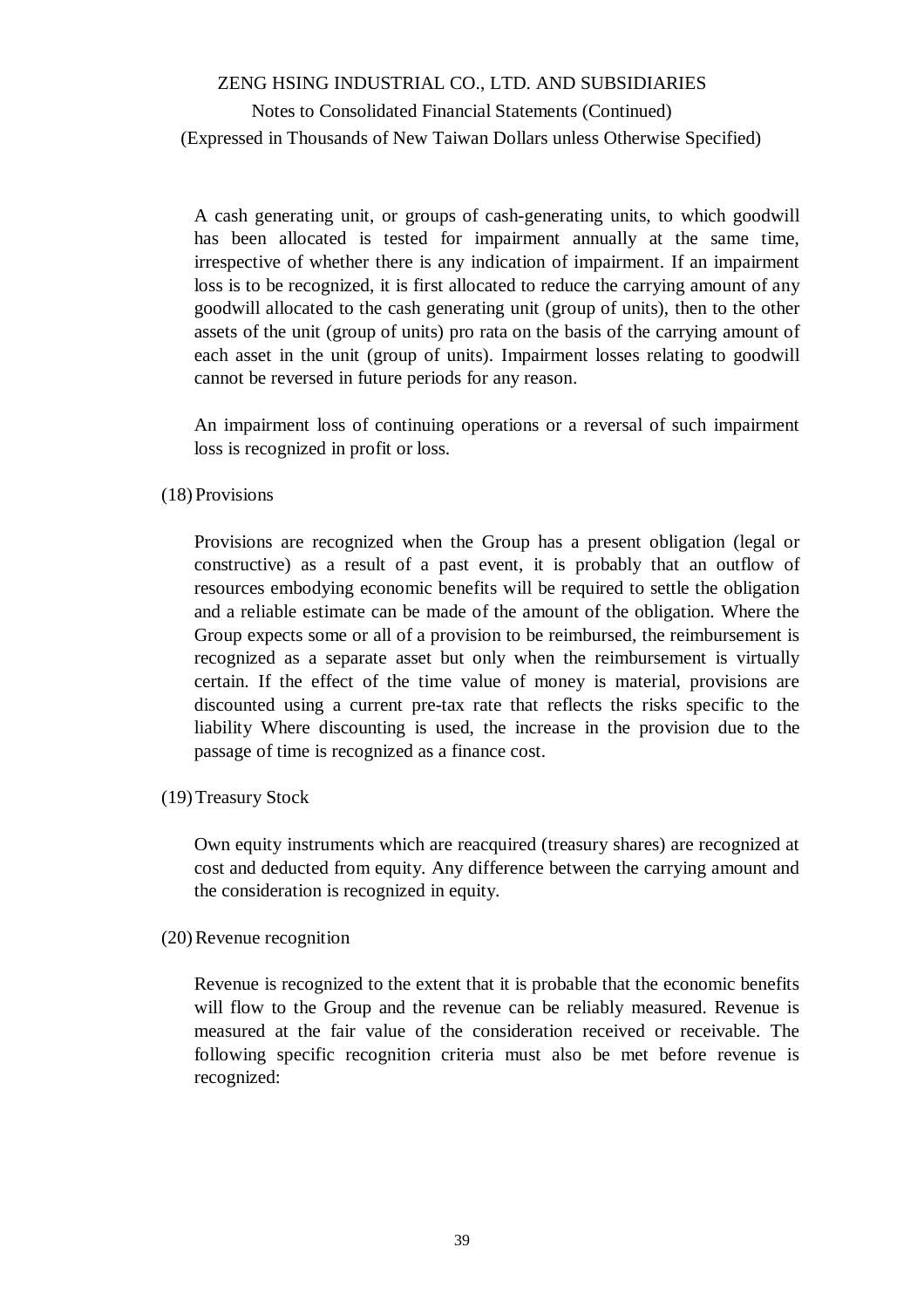A cash generating unit, or groups of cash-generating units, to which goodwill has been allocated is tested for impairment annually at the same time, irrespective of whether there is any indication of impairment. If an impairment loss is to be recognized, it is first allocated to reduce the carrying amount of any goodwill allocated to the cash generating unit (group of units), then to the other assets of the unit (group of units) pro rata on the basis of the carrying amount of each asset in the unit (group of units). Impairment losses relating to goodwill cannot be reversed in future periods for any reason.

An impairment loss of continuing operations or a reversal of such impairment loss is recognized in profit or loss.

(18) Provisions

Provisions are recognized when the Group has a present obligation (legal or constructive) as a result of a past event, it is probably that an outflow of resources embodying economic benefits will be required to settle the obligation and a reliable estimate can be made of the amount of the obligation. Where the Group expects some or all of a provision to be reimbursed, the reimbursement is recognized as a separate asset but only when the reimbursement is virtually certain. If the effect of the time value of money is material, provisions are discounted using a current pre-tax rate that reflects the risks specific to the liability Where discounting is used, the increase in the provision due to the passage of time is recognized as a finance cost.

(19) Treasury Stock

Own equity instruments which are reacquired (treasury shares) are recognized at cost and deducted from equity. Any difference between the carrying amount and the consideration is recognized in equity.

(20) Revenue recognition

Revenue is recognized to the extent that it is probable that the economic benefits will flow to the Group and the revenue can be reliably measured. Revenue is measured at the fair value of the consideration received or receivable. The following specific recognition criteria must also be met before revenue is recognized: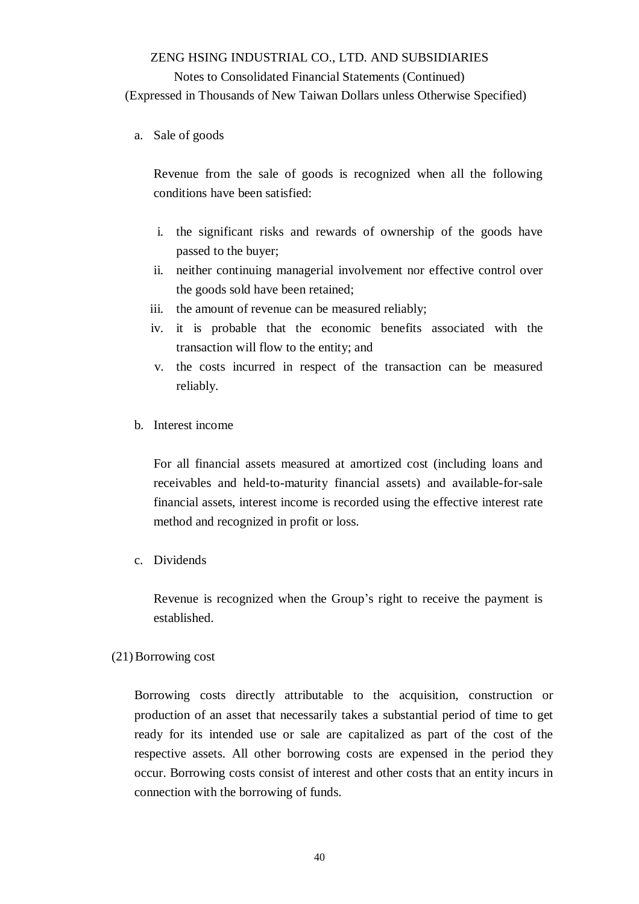a. Sale of goods

Revenue from the sale of goods is recognized when all the following conditions have been satisfied:

i. the significant risks and rewards of ownership of the goods have passed to the buyer;
ii. neither continuing managerial involvement nor effective control over the goods sold have been retained;
iii. the amount of revenue can be measured reliably;
iv. it is probable that the economic benefits associated with the transaction will flow to the entity; and
v. the costs incurred in respect of the transaction can be measured reliably.

b. Interest income

For all financial assets measured at amortized cost (including loans and receivables and held-to-maturity financial assets) and available-for-sale financial assets, interest income is recorded using the effective interest rate method and recognized in profit or loss.

c. Dividends

Revenue is recognized when the Group's right to receive the payment is established.

(21) Borrowing cost

Borrowing costs directly attributable to the acquisition, construction or production of an asset that necessarily takes a substantial period of time to get ready for its intended use or sale are capitalized as part of the cost of the respective assets. All other borrowing costs are expensed in the period they occur. Borrowing costs consist of interest and other costs that an entity incurs in connection with the borrowing of funds.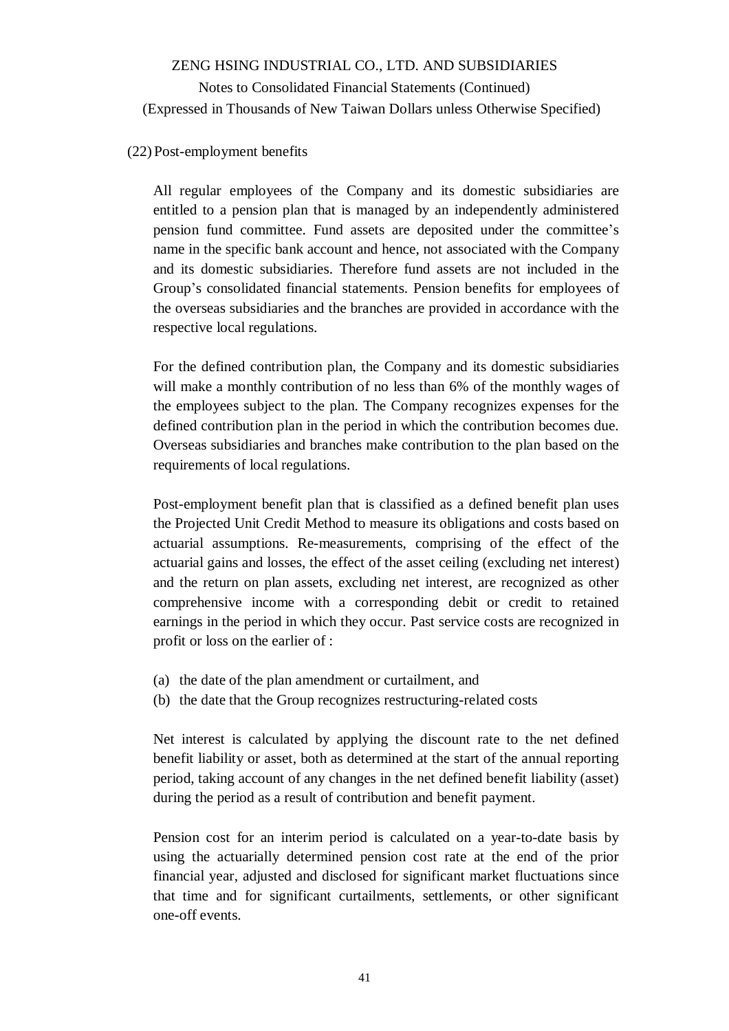(22) Post-employment benefits

All regular employees of the Company and its domestic subsidiaries are entitled to a pension plan that is managed by an independently administered pension fund committee. Fund assets are deposited under the committee's name in the specific bank account and hence, not associated with the Company and its domestic subsidiaries. Therefore fund assets are not included in the Group's consolidated financial statements. Pension benefits for employees of the overseas subsidiaries and the branches are provided in accordance with the respective local regulations.

For the defined contribution plan, the Company and its domestic subsidiaries will make a monthly contribution of no less than 6% of the monthly wages of the employees subject to the plan. The Company recognizes expenses for the defined contribution plan in the period in which the contribution becomes due. Overseas subsidiaries and branches make contribution to the plan based on the requirements of local regulations.

Post-employment benefit plan that is classified as a defined benefit plan uses the Projected Unit Credit Method to measure its obligations and costs based on actuarial assumptions. Re-measurements, comprising of the effect of the actuarial gains and losses, the effect of the asset ceiling (excluding net interest) and the return on plan assets, excluding net interest, are recognized as other comprehensive income with a corresponding debit or credit to retained earnings in the period in which they occur. Past service costs are recognized in profit or loss on the earlier of :

(a) the date of the plan amendment or curtailment, and
(b) the date that the Group recognizes restructuring-related costs

Net interest is calculated by applying the discount rate to the net defined benefit liability or asset, both as determined at the start of the annual reporting period, taking account of any changes in the net defined benefit liability (asset) during the period as a result of contribution and benefit payment.

Pension cost for an interim period is calculated on a year-to-date basis by using the actuarially determined pension cost rate at the end of the prior financial year, adjusted and disclosed for significant market fluctuations since that time and for significant curtailments, settlements, or other significant one-off events.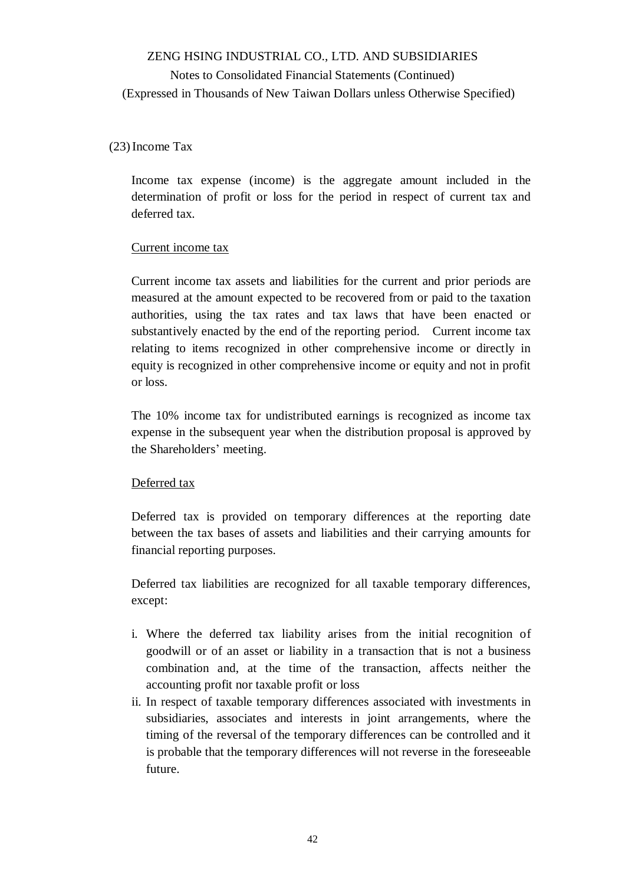(23) Income Tax

Income tax expense (income) is the aggregate amount included in the determination of profit or loss for the period in respect of current tax and deferred tax.

Current income tax

Current income tax assets and liabilities for the current and prior periods are measured at the amount expected to be recovered from or paid to the taxation authorities, using the tax rates and tax laws that have been enacted or substantively enacted by the end of the reporting period. Current income tax relating to items recognized in other comprehensive income or directly in equity is recognized in other comprehensive income or equity and not in profit or loss.

The 10% income tax for undistributed earnings is recognized as income tax expense in the subsequent year when the distribution proposal is approved by the Shareholders' meeting.

Deferred tax

Deferred tax is provided on temporary differences at the reporting date between the tax bases of assets and liabilities and their carrying amounts for financial reporting purposes.

Deferred tax liabilities are recognized for all taxable temporary differences, except:

i. Where the deferred tax liability arises from the initial recognition of goodwill or of an asset or liability in a transaction that is not a business combination and, at the time of the transaction, affects neither the accounting profit nor taxable profit or loss

ii. In respect of taxable temporary differences associated with investments in subsidiaries, associates and interests in joint arrangements, where the timing of the reversal of the temporary differences can be controlled and it is probable that the temporary differences will not reverse in the foreseeable future.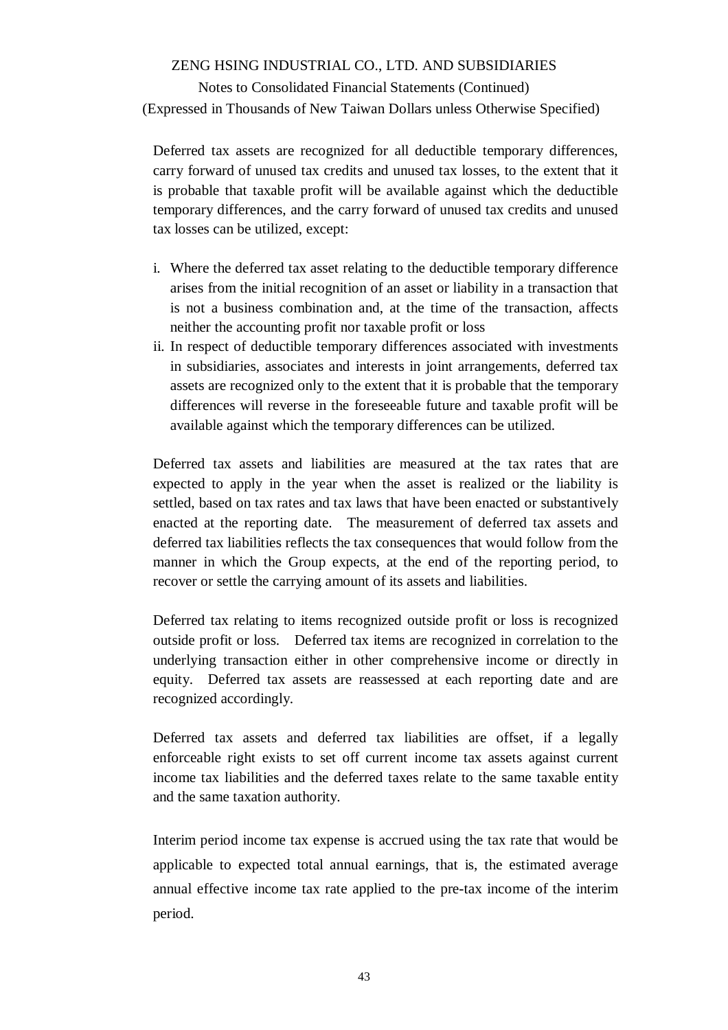Deferred tax assets are recognized for all deductible temporary differences, carry forward of unused tax credits and unused tax losses, to the extent that it is probable that taxable profit will be available against which the deductible temporary differences, and the carry forward of unused tax credits and unused tax losses can be utilized, except:

i. Where the deferred tax asset relating to the deductible temporary difference arises from the initial recognition of an asset or liability in a transaction that is not a business combination and, at the time of the transaction, affects neither the accounting profit nor taxable profit or loss
ii. In respect of deductible temporary differences associated with investments in subsidiaries, associates and interests in joint arrangements, deferred tax assets are recognized only to the extent that it is probable that the temporary differences will reverse in the foreseeable future and taxable profit will be available against which the temporary differences can be utilized.

Deferred tax assets and liabilities are measured at the tax rates that are expected to apply in the year when the asset is realized or the liability is settled, based on tax rates and tax laws that have been enacted or substantively enacted at the reporting date. The measurement of deferred tax assets and deferred tax liabilities reflects the tax consequences that would follow from the manner in which the Group expects, at the end of the reporting period, to recover or settle the carrying amount of its assets and liabilities.

Deferred tax relating to items recognized outside profit or loss is recognized outside profit or loss. Deferred tax items are recognized in correlation to the underlying transaction either in other comprehensive income or directly in equity. Deferred tax assets are reassessed at each reporting date and are recognized accordingly.

Deferred tax assets and deferred tax liabilities are offset, if a legally enforceable right exists to set off current income tax assets against current income tax liabilities and the deferred taxes relate to the same taxable entity and the same taxation authority.

Interim period income tax expense is accrued using the tax rate that would be applicable to expected total annual earnings, that is, the estimated average annual effective income tax rate applied to the pre-tax income of the interim period.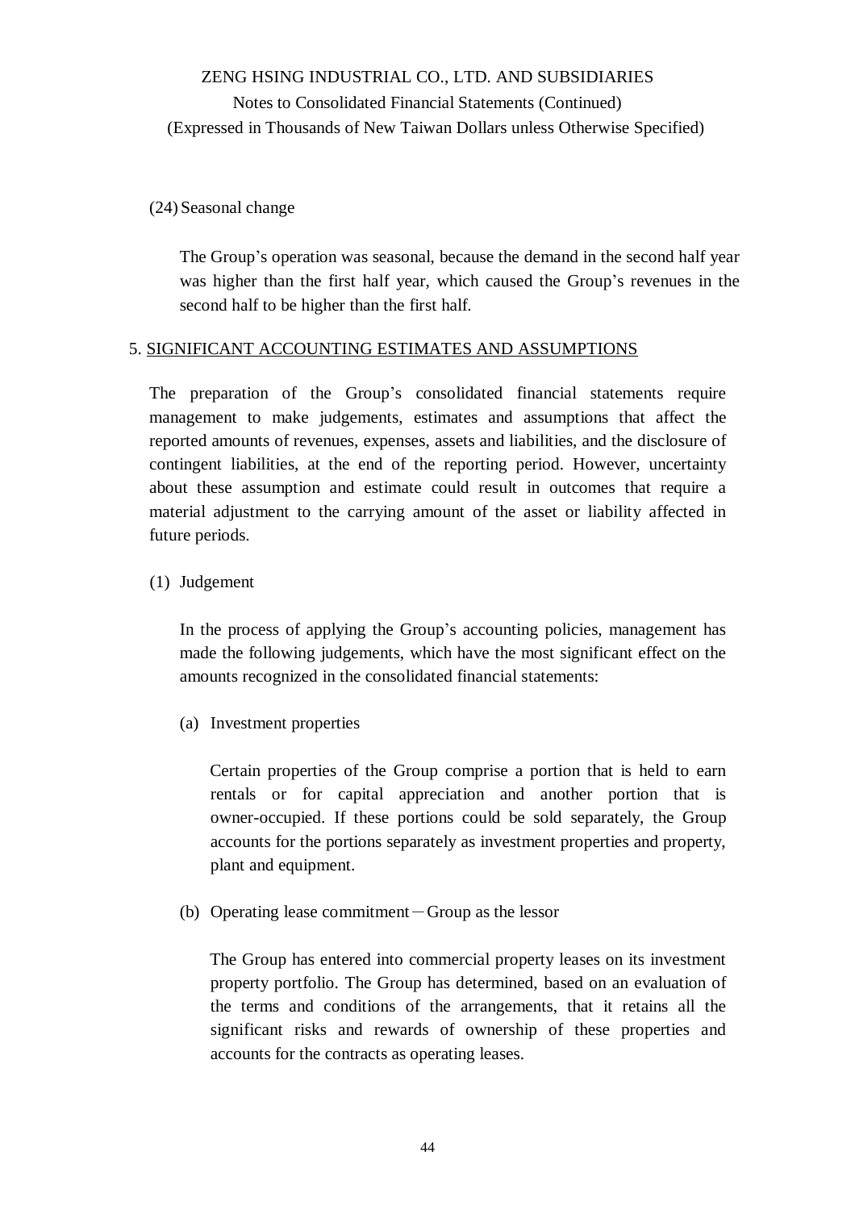(24) Seasonal change

The Group's operation was seasonal, because the demand in the second half year was higher than the first half year, which caused the Group's revenues in the second half to be higher than the first half.

## 5. SIGNIFICANT ACCOUNTING ESTIMATES AND ASSUMPTIONS

The preparation of the Group's consolidated financial statements require management to make judgements, estimates and assumptions that affect the reported amounts of revenues, expenses, assets and liabilities, and the disclosure of contingent liabilities, at the end of the reporting period. However, uncertainty about these assumption and estimate could result in outcomes that require a material adjustment to the carrying amount of the asset or liability affected in future periods.

(1) Judgement

In the process of applying the Group's accounting policies, management has made the following judgements, which have the most significant effect on the amounts recognized in the consolidated financial statements:

(a) Investment properties

Certain properties of the Group comprise a portion that is held to earn rentals or for capital appreciation and another portion that is owner-occupied. If these portions could be sold separately, the Group accounts for the portions separately as investment properties and property, plant and equipment.

(b) Operating lease commitment－Group as the lessor

The Group has entered into commercial property leases on its investment property portfolio. The Group has determined, based on an evaluation of the terms and conditions of the arrangements, that it retains all the significant risks and rewards of ownership of these properties and accounts for the contracts as operating leases.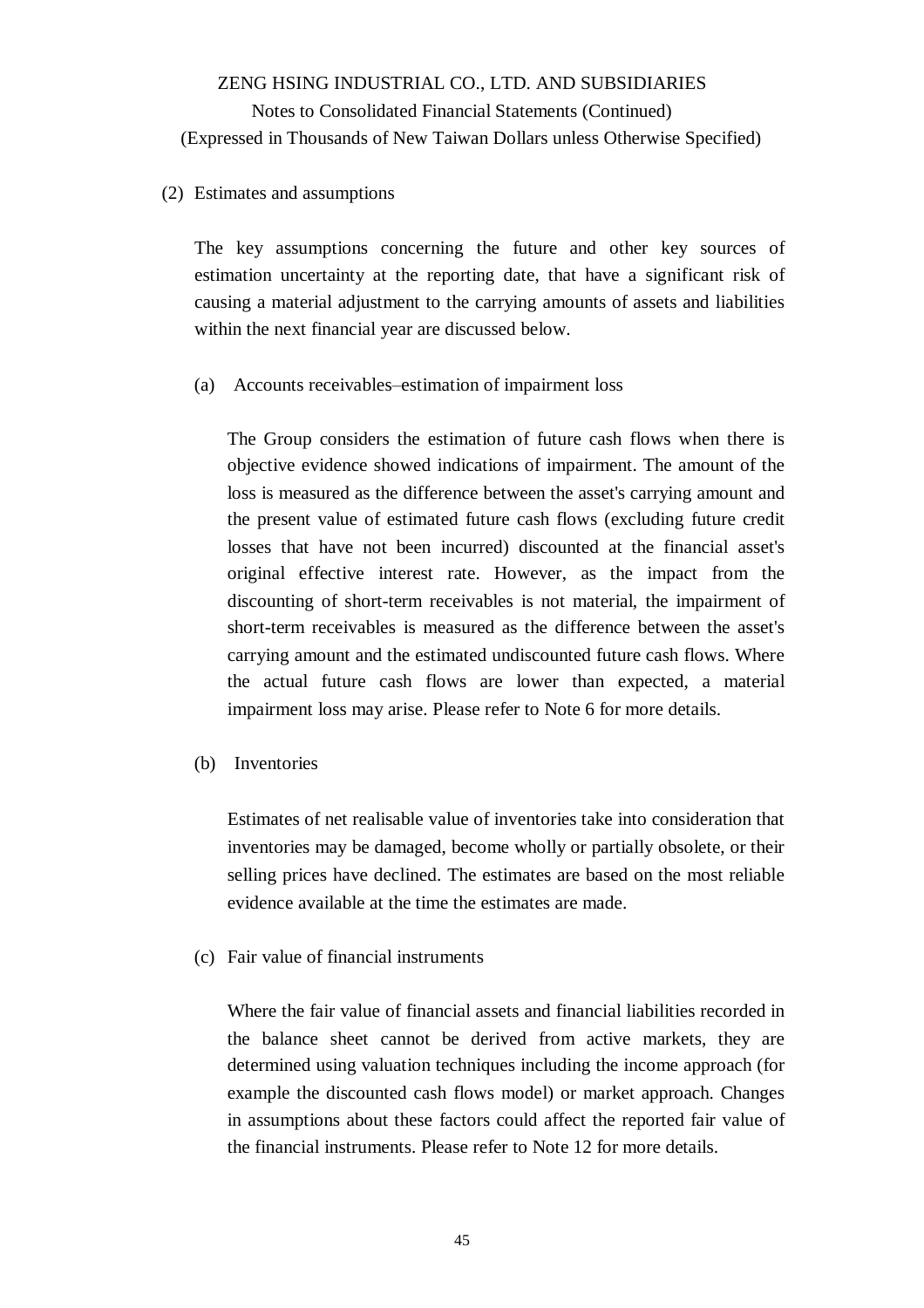(2) Estimates and assumptions

The key assumptions concerning the future and other key sources of estimation uncertainty at the reporting date, that have a significant risk of causing a material adjustment to the carrying amounts of assets and liabilities within the next financial year are discussed below.

(a) Accounts receivables–estimation of impairment loss

The Group considers the estimation of future cash flows when there is objective evidence showed indications of impairment. The amount of the loss is measured as the difference between the asset's carrying amount and the present value of estimated future cash flows (excluding future credit losses that have not been incurred) discounted at the financial asset's original effective interest rate. However, as the impact from the discounting of short-term receivables is not material, the impairment of short-term receivables is measured as the difference between the asset's carrying amount and the estimated undiscounted future cash flows. Where the actual future cash flows are lower than expected, a material impairment loss may arise. Please refer to Note 6 for more details.

(b) Inventories

Estimates of net realisable value of inventories take into consideration that inventories may be damaged, become wholly or partially obsolete, or their selling prices have declined. The estimates are based on the most reliable evidence available at the time the estimates are made.

(c) Fair value of financial instruments

Where the fair value of financial assets and financial liabilities recorded in the balance sheet cannot be derived from active markets, they are determined using valuation techniques including the income approach (for example the discounted cash flows model) or market approach. Changes in assumptions about these factors could affect the reported fair value of the financial instruments. Please refer to Note 12 for more details.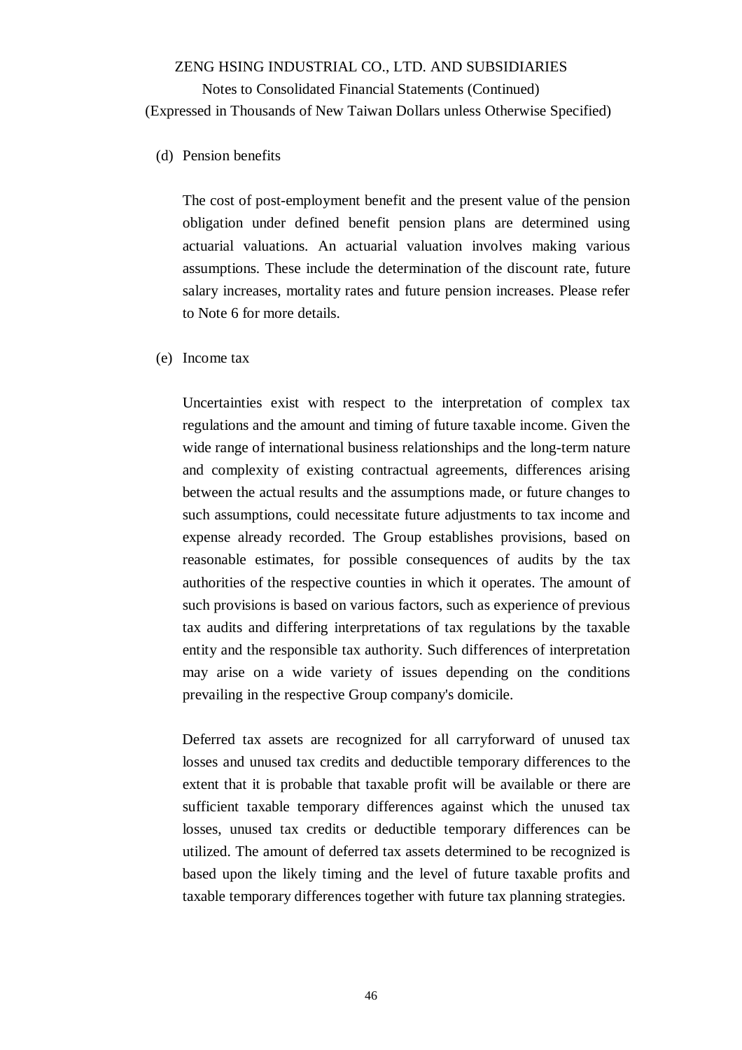(d) Pension benefits

The cost of post-employment benefit and the present value of the pension obligation under defined benefit pension plans are determined using actuarial valuations. An actuarial valuation involves making various assumptions. These include the determination of the discount rate, future salary increases, mortality rates and future pension increases. Please refer to Note 6 for more details.

(e) Income tax

Uncertainties exist with respect to the interpretation of complex tax regulations and the amount and timing of future taxable income. Given the wide range of international business relationships and the long-term nature and complexity of existing contractual agreements, differences arising between the actual results and the assumptions made, or future changes to such assumptions, could necessitate future adjustments to tax income and expense already recorded. The Group establishes provisions, based on reasonable estimates, for possible consequences of audits by the tax authorities of the respective counties in which it operates. The amount of such provisions is based on various factors, such as experience of previous tax audits and differing interpretations of tax regulations by the taxable entity and the responsible tax authority. Such differences of interpretation may arise on a wide variety of issues depending on the conditions prevailing in the respective Group company's domicile.

Deferred tax assets are recognized for all carryforward of unused tax losses and unused tax credits and deductible temporary differences to the extent that it is probable that taxable profit will be available or there are sufficient taxable temporary differences against which the unused tax losses, unused tax credits or deductible temporary differences can be utilized. The amount of deferred tax assets determined to be recognized is based upon the likely timing and the level of future taxable profits and taxable temporary differences together with future tax planning strategies.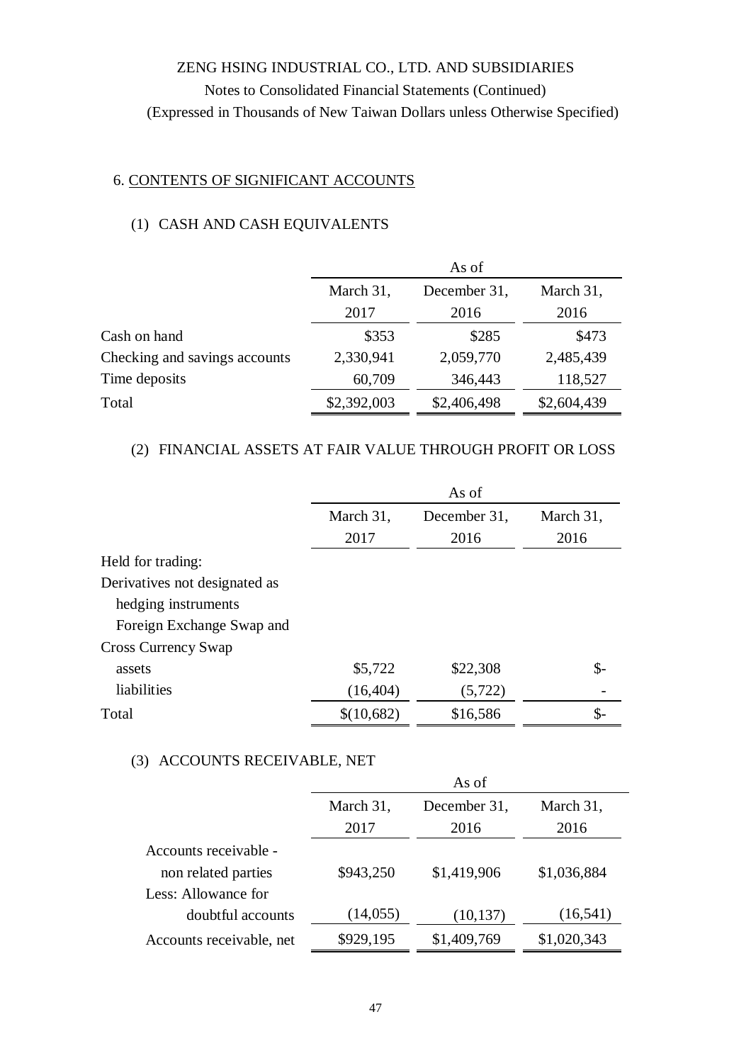ZENG HSING INDUSTRIAL CO., LTD. AND SUBSIDIARIES

Notes to Consolidated Financial Statements (Continued)

(Expressed in Thousands of New Taiwan Dollars unless Otherwise Specified)

## 6. CONTENTS OF SIGNIFICANT ACCOUNTS

### (1) CASH AND CASH EQUIVALENTS

| | As of | | |
|---|---|---|---|
| | March 31, 2017 | December 31, 2016 | March 31, 2016 |
| Cash on hand | $353 | $285 | $473 |
| Checking and savings accounts | 2,330,941 | 2,059,770 | 2,485,439 |
| Time deposits | 60,709 | 346,443 | 118,527 |
| Total | $2,392,003 | $2,406,498 | $2,604,439 |

### (2) FINANCIAL ASSETS AT FAIR VALUE THROUGH PROFIT OR LOSS

| | As of | | |
|---|---|---|---|
| | March 31, 2017 | December 31, 2016 | March 31, 2016 |
| Held for trading: | | | |
| Derivatives not designated as hedging instruments | | | |
| Foreign Exchange Swap and Cross Currency Swap | | | |
| assets | $5,722 | $22,308 | $- |
| liabilities | (16,404) | (5,722) | - |
| Total | $(10,682) | $16,586 | $- |

### (3) ACCOUNTS RECEIVABLE, NET

| | As of | | |
|---|---|---|---|
| | March 31, 2017 | December 31, 2016 | March 31, 2016 |
| Accounts receivable - non related parties | $943,250 | $1,419,906 | $1,036,884 |
| Less: Allowance for doubtful accounts | (14,055) | (10,137) | (16,541) |
| Accounts receivable, net | $929,195 | $1,409,769 | $1,020,343 |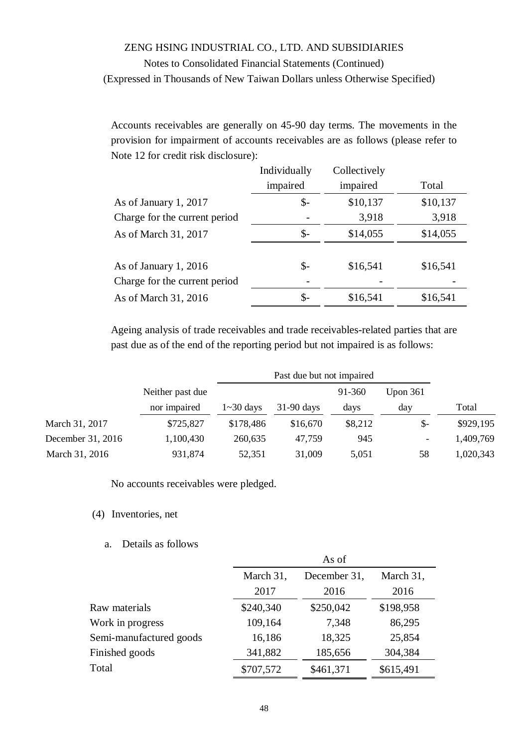Accounts receivables are generally on 45-90 day terms. The movements in the provision for impairment of accounts receivables are as follows (please refer to Note 12 for credit risk disclosure):

| | Individually impaired | Collectively impaired | Total |
|---|---|---|---|
| As of January 1, 2017 | $- | $10,137 | $10,137 |
| Charge for the current period | - | 3,918 | 3,918 |
| As of March 31, 2017 | $- | $14,055 | $14,055 |
| | | | |
| As of January 1, 2016 | $- | $16,541 | $16,541 |
| Charge for the current period | - | - | - |
| As of March 31, 2016 | $- | $16,541 | $16,541 |

Ageing analysis of trade receivables and trade receivables-related parties that are past due as of the end of the reporting period but not impaired is as follows:

| | | Past due but not impaired | | | | |
|---|---|---|---|---|---|---|
| | Neither past due nor impaired | 1~30 days | 31-90 days | 91-360 days | Upon 361 day | Total |
| March 31, 2017 | $725,827 | $178,486 | $16,670 | $8,212 | $- | $929,195 |
| December 31, 2016 | 1,100,430 | 260,635 | 47,759 | 945 | - | 1,409,769 |
| March 31, 2016 | 931,874 | 52,351 | 31,009 | 5,051 | 58 | 1,020,343 |

No accounts receivables were pledged.

(4) Inventories, net

a. Details as follows

| | As of | | |
|---|---|---|---|
| | March 31, 2017 | December 31, 2016 | March 31, 2016 |
| Raw materials | $240,340 | $250,042 | $198,958 |
| Work in progress | 109,164 | 7,348 | 86,295 |
| Semi-manufactured goods | 16,186 | 18,325 | 25,854 |
| Finished goods | 341,882 | 185,656 | 304,384 |
| Total | $707,572 | $461,371 | $615,491 |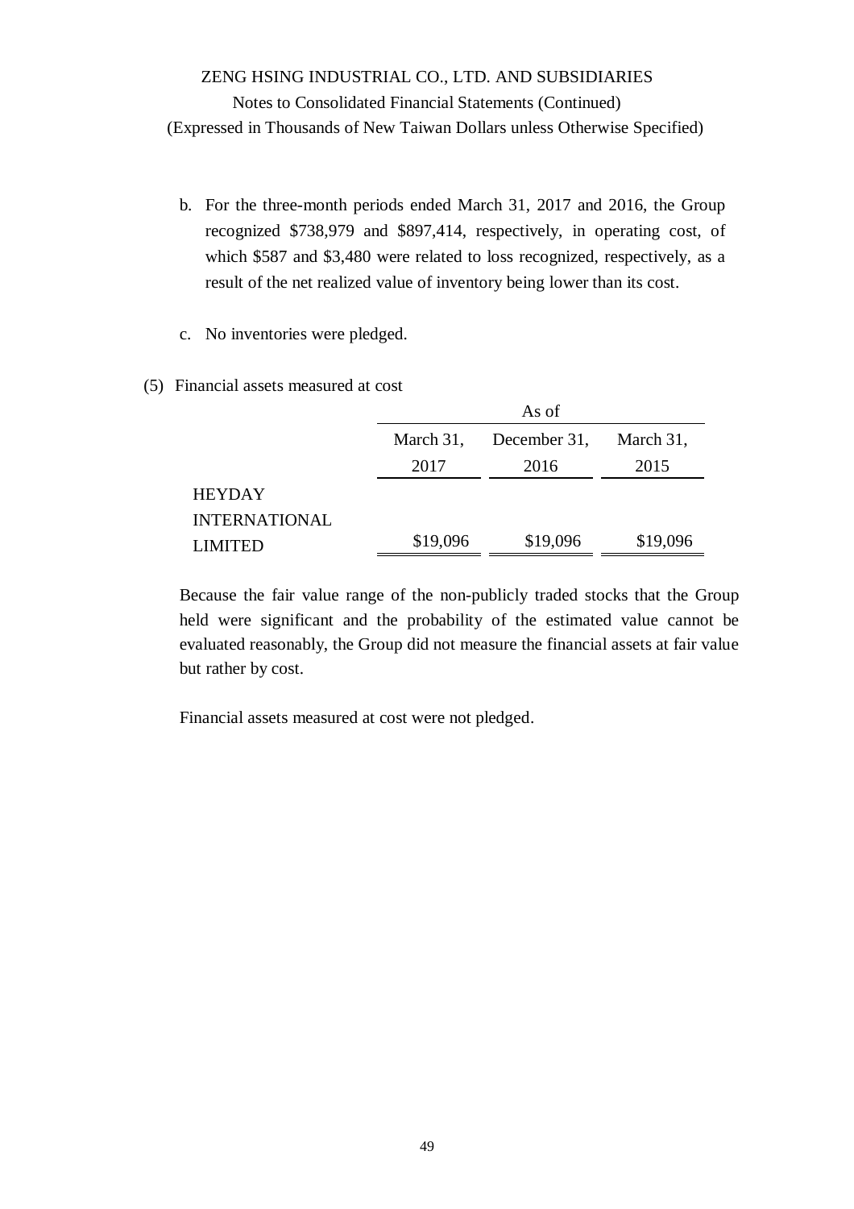b. For the three-month periods ended March 31, 2017 and 2016, the Group recognized $738,979 and $897,414, respectively, in operating cost, of which $587 and $3,480 were related to loss recognized, respectively, as a result of the net realized value of inventory being lower than its cost.

c. No inventories were pledged.

(5) Financial assets measured at cost

| | As of | | |
|---|---|---|---|
| | March 31, 2017 | December 31, 2016 | March 31, 2015 |
| HEYDAY INTERNATIONAL LIMITED | $19,096 | $19,096 | $19,096 |

Because the fair value range of the non-publicly traded stocks that the Group held were significant and the probability of the estimated value cannot be evaluated reasonably, the Group did not measure the financial assets at fair value but rather by cost.

Financial assets measured at cost were not pledged.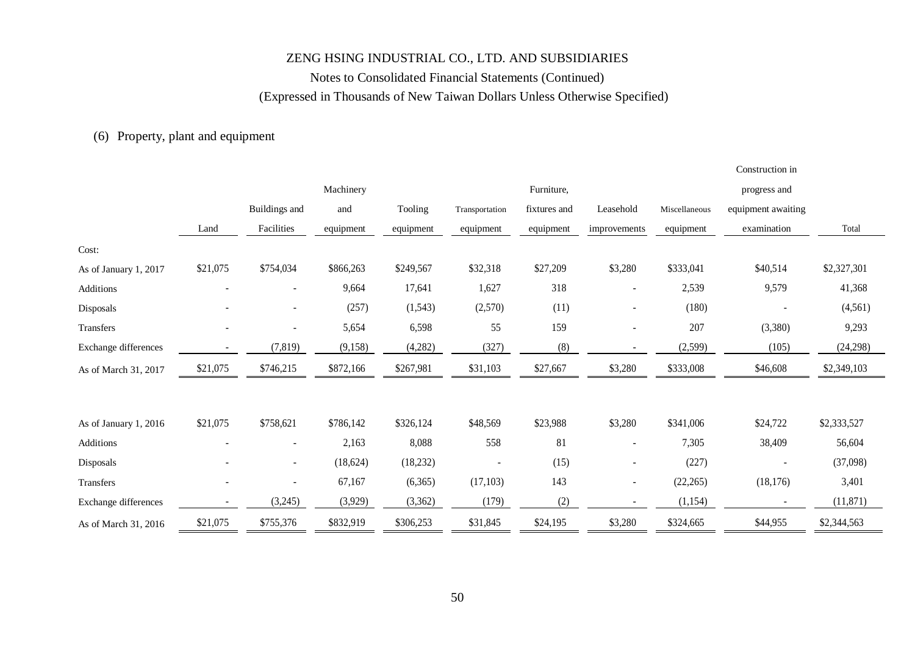ZENG HSING INDUSTRIAL CO., LTD. AND SUBSIDIARIES

Notes to Consolidated Financial Statements (Continued)

(Expressed in Thousands of New Taiwan Dollars Unless Otherwise Specified)

(6) Property, plant and equipment

| | Land | Buildings and Facilities | Machinery and equipment | Tooling equipment | Transportation equipment | Furniture, fixtures and equipment | Leasehold improvements | Miscellaneous equipment | Construction in progress and equipment awaiting examination | Total |
|---|---|---|---|---|---|---|---|---|---|---|
| Cost: | | | | | | | | | | |
| As of January 1, 2017 | $21,075 | $754,034 | $866,263 | $249,567 | $32,318 | $27,209 | $3,280 | $333,041 | $40,514 | $2,327,301 |
| Additions | - | - | 9,664 | 17,641 | 1,627 | 318 | - | 2,539 | 9,579 | 41,368 |
| Disposals | - | - | (257) | (1,543) | (2,570) | (11) | - | (180) | - | (4,561) |
| Transfers | - | - | 5,654 | 6,598 | 55 | 159 | - | 207 | (3,380) | 9,293 |
| Exchange differences | - | (7,819) | (9,158) | (4,282) | (327) | (8) | - | (2,599) | (105) | (24,298) |
| As of March 31, 2017 | $21,075 | $746,215 | $872,166 | $267,981 | $31,103 | $27,667 | $3,280 | $333,008 | $46,608 | $2,349,103 |
| | | | | | | | | | | |
| As of January 1, 2016 | $21,075 | $758,621 | $786,142 | $326,124 | $48,569 | $23,988 | $3,280 | $341,006 | $24,722 | $2,333,527 |
| Additions | - | - | 2,163 | 8,088 | 558 | 81 | - | 7,305 | 38,409 | 56,604 |
| Disposals | - | - | (18,624) | (18,232) | - | (15) | - | (227) | - | (37,098) |
| Transfers | - | - | 67,167 | (6,365) | (17,103) | 143 | - | (22,265) | (18,176) | 3,401 |
| Exchange differences | - | (3,245) | (3,929) | (3,362) | (179) | (2) | - | (1,154) | - | (11,871) |
| As of March 31, 2016 | $21,075 | $755,376 | $832,919 | $306,253 | $31,845 | $24,195 | $3,280 | $324,665 | $44,955 | $2,344,563 |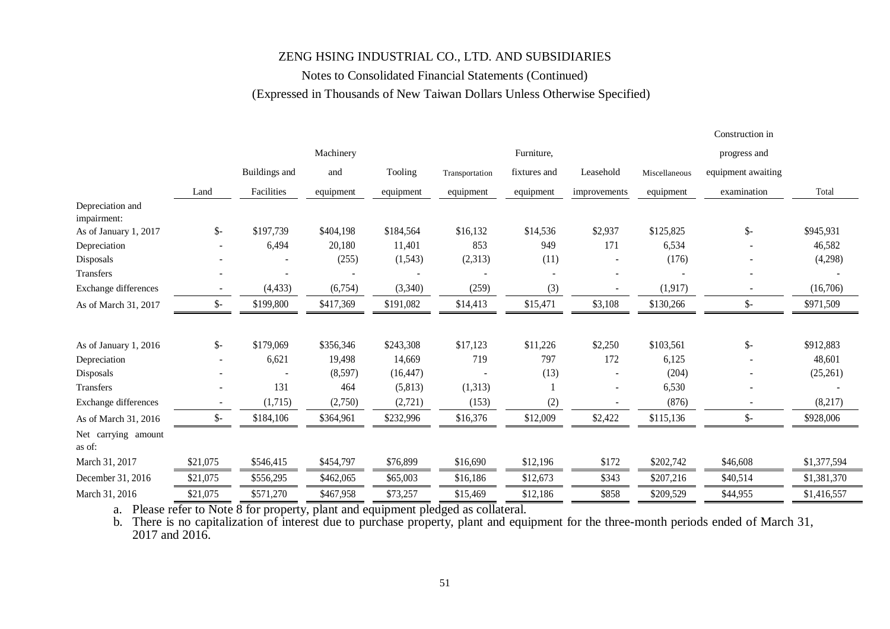ZENG HSING INDUSTRIAL CO., LTD. AND SUBSIDIARIES

Notes to Consolidated Financial Statements (Continued)

(Expressed in Thousands of New Taiwan Dollars Unless Otherwise Specified)

| | Land | Buildings and Facilities | Machinery and equipment | Tooling equipment | Transportation equipment | Furniture, fixtures and equipment | Leasehold improvements | Miscellaneous equipment | Construction in progress and equipment awaiting examination | Total |
|---|---|---|---|---|---|---|---|---|---|---|
| Depreciation and impairment: | | | | | | | | | | |
| As of January 1, 2017 | $- | $197,739 | $404,198 | $184,564 | $16,132 | $14,536 | $2,937 | $125,825 | $- | $945,931 |
| Depreciation | - | 6,494 | 20,180 | 11,401 | 853 | 949 | 171 | 6,534 | - | 46,582 |
| Disposals | - | - | (255) | (1,543) | (2,313) | (11) | - | (176) | - | (4,298) |
| Transfers | - | - | - | - | - | - | - | - | - | - |
| Exchange differences | - | (4,433) | (6,754) | (3,340) | (259) | (3) | - | (1,917) | - | (16,706) |
| As of March 31, 2017 | $- | $199,800 | $417,369 | $191,082 | $14,413 | $15,471 | $3,108 | $130,266 | $- | $971,509 |
| | | | | | | | | | | |
| As of January 1, 2016 | $- | $179,069 | $356,346 | $243,308 | $17,123 | $11,226 | $2,250 | $103,561 | $- | $912,883 |
| Depreciation | - | 6,621 | 19,498 | 14,669 | 719 | 797 | 172 | 6,125 | - | 48,601 |
| Disposals | - | - | (8,597) | (16,447) | - | (13) | - | (204) | - | (25,261) |
| Transfers | - | 131 | 464 | (5,813) | (1,313) | 1 | - | 6,530 | - | - |
| Exchange differences | - | (1,715) | (2,750) | (2,721) | (153) | (2) | - | (876) | - | (8,217) |
| As of March 31, 2016 | $- | $184,106 | $364,961 | $232,996 | $16,376 | $12,009 | $2,422 | $115,136 | $- | $928,006 |
| Net carrying amount as of: | | | | | | | | | | |
| March 31, 2017 | $21,075 | $546,415 | $454,797 | $76,899 | $16,690 | $12,196 | $172 | $202,742 | $46,608 | $1,377,594 |
| December 31, 2016 | $21,075 | $556,295 | $462,065 | $65,003 | $16,186 | $12,673 | $343 | $207,216 | $40,514 | $1,381,370 |
| March 31, 2016 | $21,075 | $571,270 | $467,958 | $73,257 | $15,469 | $12,186 | $858 | $209,529 | $44,955 | $1,416,557 |

a. Please refer to Note 8 for property, plant and equipment pledged as collateral.

b. There is no capitalization of interest due to purchase property, plant and equipment for the three-month periods ended of March 31, 2017 and 2016.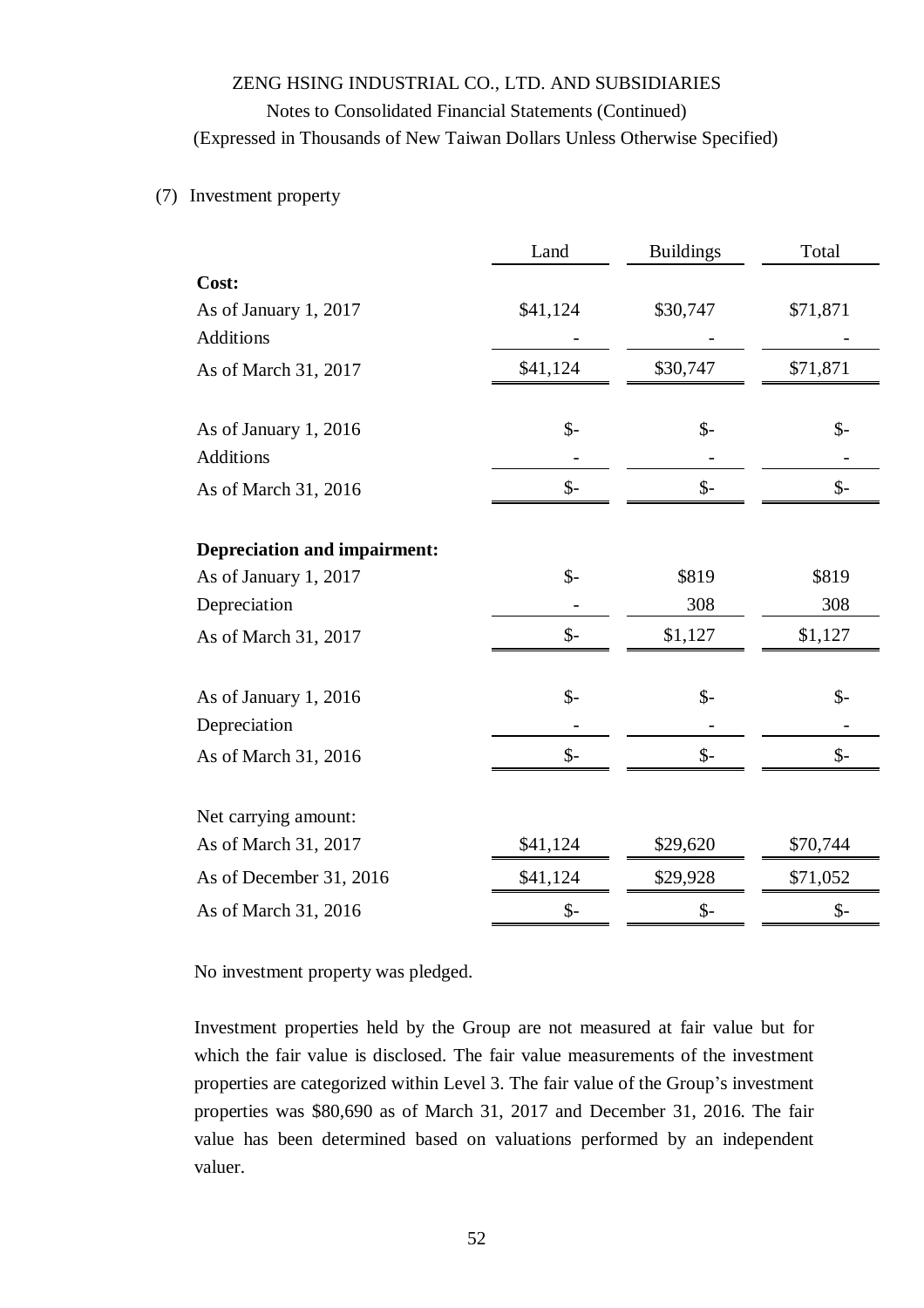ZENG HSING INDUSTRIAL CO., LTD. AND SUBSIDIARIES

Notes to Consolidated Financial Statements (Continued)

(Expressed in Thousands of New Taiwan Dollars Unless Otherwise Specified)

(7) Investment property

| | Land | Buildings | Total |
|---|---|---|---|
| **Cost:** | | | |
| As of January 1, 2017 | $41,124 | $30,747 | $71,871 |
| Additions | - | - | - |
| As of March 31, 2017 | $41,124 | $30,747 | $71,871 |
| | | | |
| As of January 1, 2016 | $- | $- | $- |
| Additions | - | - | - |
| As of March 31, 2016 | $- | $- | $- |
| | | | |
| **Depreciation and impairment:** | | | |
| As of January 1, 2017 | $- | $819 | $819 |
| Depreciation | - | 308 | 308 |
| As of March 31, 2017 | $- | $1,127 | $1,127 |
| | | | |
| As of January 1, 2016 | $- | $- | $- |
| Depreciation | - | - | - |
| As of March 31, 2016 | $- | $- | $- |
| | | | |
| Net carrying amount: | | | |
| As of March 31, 2017 | $41,124 | $29,620 | $70,744 |
| As of December 31, 2016 | $41,124 | $29,928 | $71,052 |
| As of March 31, 2016 | $- | $- | $- |

No investment property was pledged.

Investment properties held by the Group are not measured at fair value but for which the fair value is disclosed. The fair value measurements of the investment properties are categorized within Level 3. The fair value of the Group's investment properties was $80,690 as of March 31, 2017 and December 31, 2016. The fair value has been determined based on valuations performed by an independent valuer.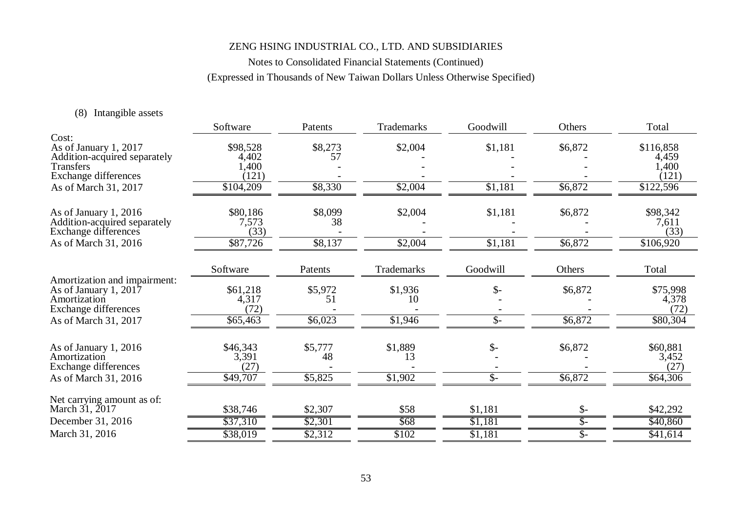ZENG HSING INDUSTRIAL CO., LTD. AND SUBSIDIARIES

Notes to Consolidated Financial Statements (Continued)

(Expressed in Thousands of New Taiwan Dollars Unless Otherwise Specified)

(8) Intangible assets

| | Software | Patents | Trademarks | Goodwill | Others | Total |
|---|---|---|---|---|---|---|
| Cost: | | | | | | |
| As of January 1, 2017 | $98,528 | $8,273 | $2,004 | $1,181 | $6,872 | $116,858 |
| Addition-acquired separately | 4,402 | 57 | - | - | - | 4,459 |
| Transfers | 1,400 | - | - | - | - | 1,400 |
| Exchange differences | (121) | - | - | - | - | (121) |
| As of March 31, 2017 | $104,209 | $8,330 | $2,004 | $1,181 | $6,872 | $122,596 |
| As of January 1, 2016 | $80,186 | $8,099 | $2,004 | $1,181 | $6,872 | $98,342 |
| Addition-acquired separately | 7,573 | 38 | - | - | - | 7,611 |
| Exchange differences | (33) | - | - | - | - | (33) |
| As of March 31, 2016 | $87,726 | $8,137 | $2,004 | $1,181 | $6,872 | $106,920 |

| | Software | Patents | Trademarks | Goodwill | Others | Total |
|---|---|---|---|---|---|---|
| Amortization and impairment: | | | | | | |
| As of January 1, 2017 | $61,218 | $5,972 | $1,936 | $- | $6,872 | $75,998 |
| Amortization | 4,317 | 51 | 10 | - | - | 4,378 |
| Exchange differences | (72) | - | - | - | - | (72) |
| As of March 31, 2017 | $65,463 | $6,023 | $1,946 | $- | $6,872 | $80,304 |
| As of January 1, 2016 | $46,343 | $5,777 | $1,889 | $- | $6,872 | $60,881 |
| Amortization | 3,391 | 48 | 13 | - | - | 3,452 |
| Exchange differences | (27) | - | - | - | - | (27) |
| As of March 31, 2016 | $49,707 | $5,825 | $1,902 | $- | $6,872 | $64,306 |
| Net carrying amount as of: | | | | | | |
| March 31, 2017 | $38,746 | $2,307 | $58 | $1,181 | $- | $42,292 |
| December 31, 2016 | $37,310 | $2,301 | $68 | $1,181 | $- | $40,860 |
| March 31, 2016 | $38,019 | $2,312 | $102 | $1,181 | $- | $41,614 |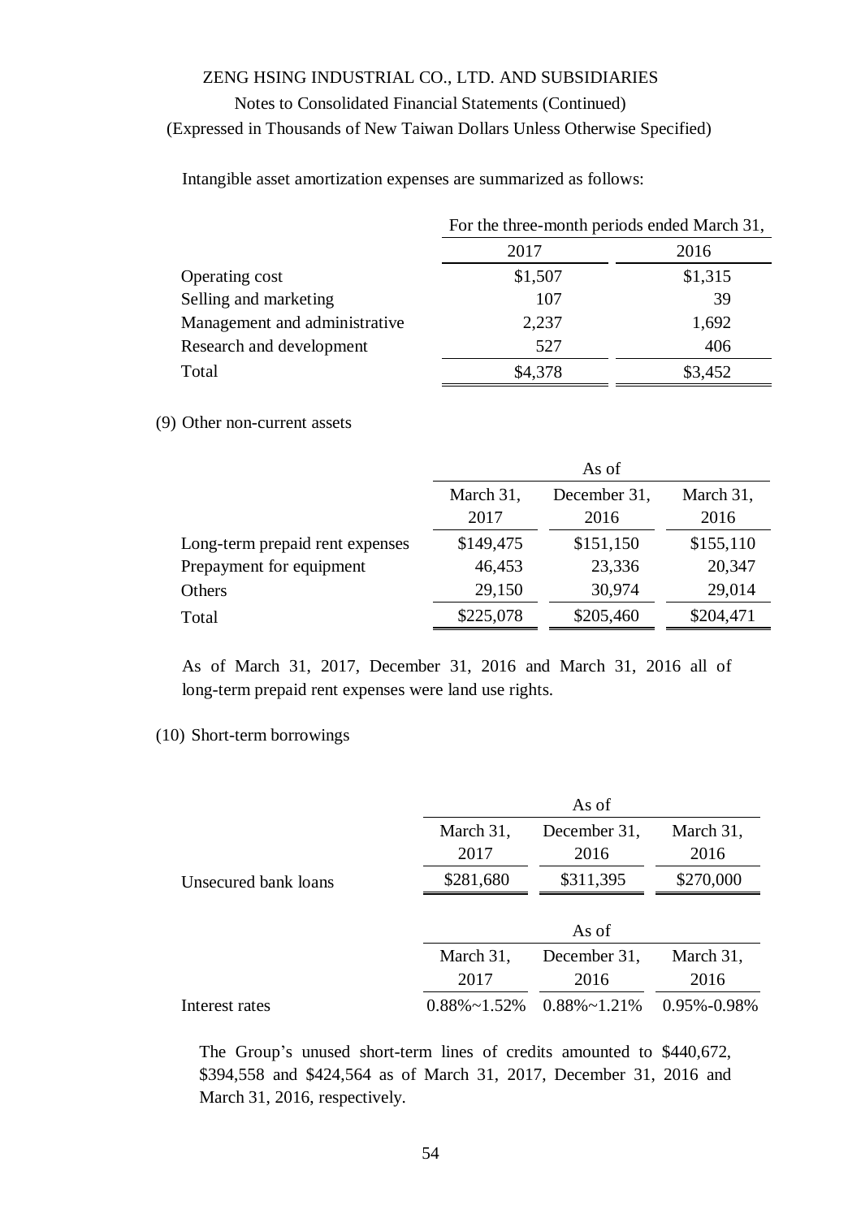Intangible asset amortization expenses are summarized as follows:

| | For the three-month periods ended March 31, | |
|---|---|---|
| | 2017 | 2016 |
| Operating cost | $1,507 | $1,315 |
| Selling and marketing | 107 | 39 |
| Management and administrative | 2,237 | 1,692 |
| Research and development | 527 | 406 |
| Total | $4,378 | $3,452 |

(9) Other non-current assets

| | As of | | |
|---|---|---|---|
| | March 31, 2017 | December 31, 2016 | March 31, 2016 |
| Long-term prepaid rent expenses | $149,475 | $151,150 | $155,110 |
| Prepayment for equipment | 46,453 | 23,336 | 20,347 |
| Others | 29,150 | 30,974 | 29,014 |
| Total | $225,078 | $205,460 | $204,471 |

As of March 31, 2017, December 31, 2016 and March 31, 2016 all of long-term prepaid rent expenses were land use rights.

(10) Short-term borrowings

| | As of | | |
|---|---|---|---|
| | March 31, 2017 | December 31, 2016 | March 31, 2016 |
| Unsecured bank loans | $281,680 | $311,395 | $270,000 |

| | As of | | |
|---|---|---|---|
| | March 31, 2017 | December 31, 2016 | March 31, 2016 |
| Interest rates | 0.88%~1.52% | 0.88%~1.21% | 0.95%-0.98% |

The Group's unused short-term lines of credits amounted to $440,672, $394,558 and $424,564 as of March 31, 2017, December 31, 2016 and March 31, 2016, respectively.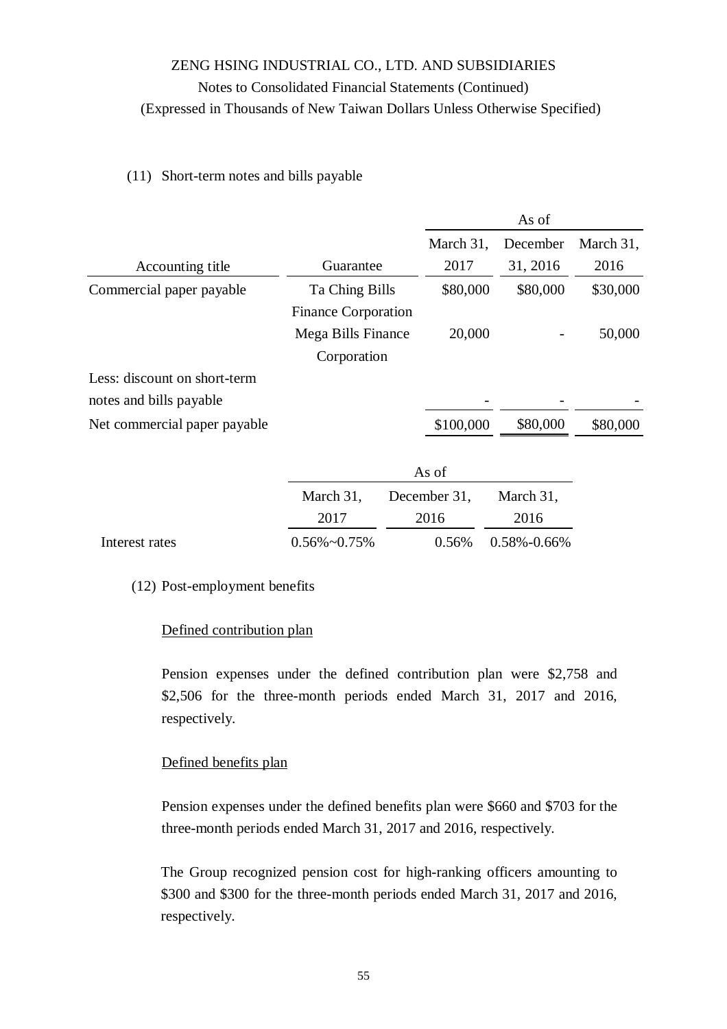ZENG HSING INDUSTRIAL CO., LTD. AND SUBSIDIARIES

Notes to Consolidated Financial Statements (Continued)

(Expressed in Thousands of New Taiwan Dollars Unless Otherwise Specified)

(11) Short-term notes and bills payable

| | | As of | | |
|---|---|---|---|---|
| Accounting title | Guarantee | March 31, 2017 | December 31, 2016 | March 31, 2016 |
| Commercial paper payable | Ta Ching Bills Finance Corporation | $80,000 | $80,000 | $30,000 |
| | Mega Bills Finance Corporation | 20,000 | - | 50,000 |
| Less: discount on short-term notes and bills payable | | - | - | - |
| Net commercial paper payable | | $100,000 | $80,000 | $80,000 |

| | As of | | |
|---|---|---|---|
| | March 31, 2017 | December 31, 2016 | March 31, 2016 |
| Interest rates | 0.56%~0.75% | 0.56% | 0.58%-0.66% |

(12) Post-employment benefits

Defined contribution plan

Pension expenses under the defined contribution plan were $2,758 and $2,506 for the three-month periods ended March 31, 2017 and 2016, respectively.

Defined benefits plan

Pension expenses under the defined benefits plan were $660 and $703 for the three-month periods ended March 31, 2017 and 2016, respectively.

The Group recognized pension cost for high-ranking officers amounting to $300 and $300 for the three-month periods ended March 31, 2017 and 2016, respectively.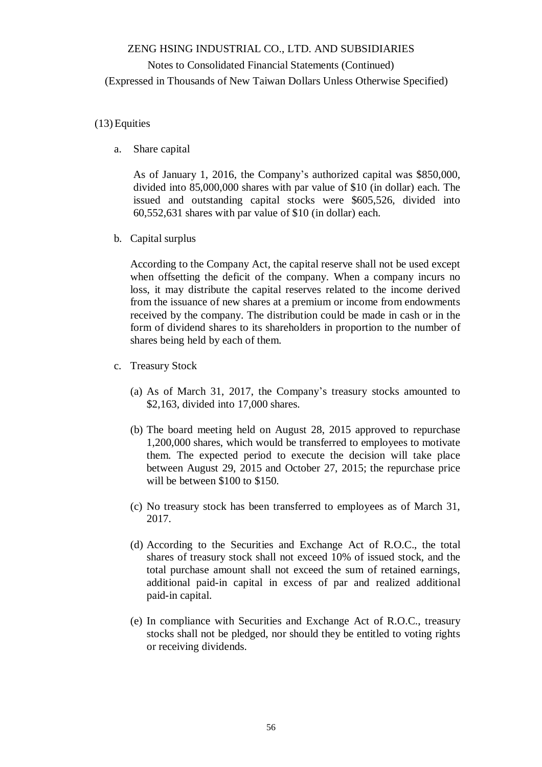(13) Equities

a. Share capital

As of January 1, 2016, the Company's authorized capital was $850,000, divided into 85,000,000 shares with par value of $10 (in dollar) each. The issued and outstanding capital stocks were $605,526, divided into 60,552,631 shares with par value of $10 (in dollar) each.

b. Capital surplus

According to the Company Act, the capital reserve shall not be used except when offsetting the deficit of the company. When a company incurs no loss, it may distribute the capital reserves related to the income derived from the issuance of new shares at a premium or income from endowments received by the company. The distribution could be made in cash or in the form of dividend shares to its shareholders in proportion to the number of shares being held by each of them.

c. Treasury Stock

(a) As of March 31, 2017, the Company's treasury stocks amounted to $2,163, divided into 17,000 shares.

(b) The board meeting held on August 28, 2015 approved to repurchase 1,200,000 shares, which would be transferred to employees to motivate them. The expected period to execute the decision will take place between August 29, 2015 and October 27, 2015; the repurchase price will be between $100 to $150.

(c) No treasury stock has been transferred to employees as of March 31, 2017.

(d) According to the Securities and Exchange Act of R.O.C., the total shares of treasury stock shall not exceed 10% of issued stock, and the total purchase amount shall not exceed the sum of retained earnings, additional paid-in capital in excess of par and realized additional paid-in capital.

(e) In compliance with Securities and Exchange Act of R.O.C., treasury stocks shall not be pledged, nor should they be entitled to voting rights or receiving dividends.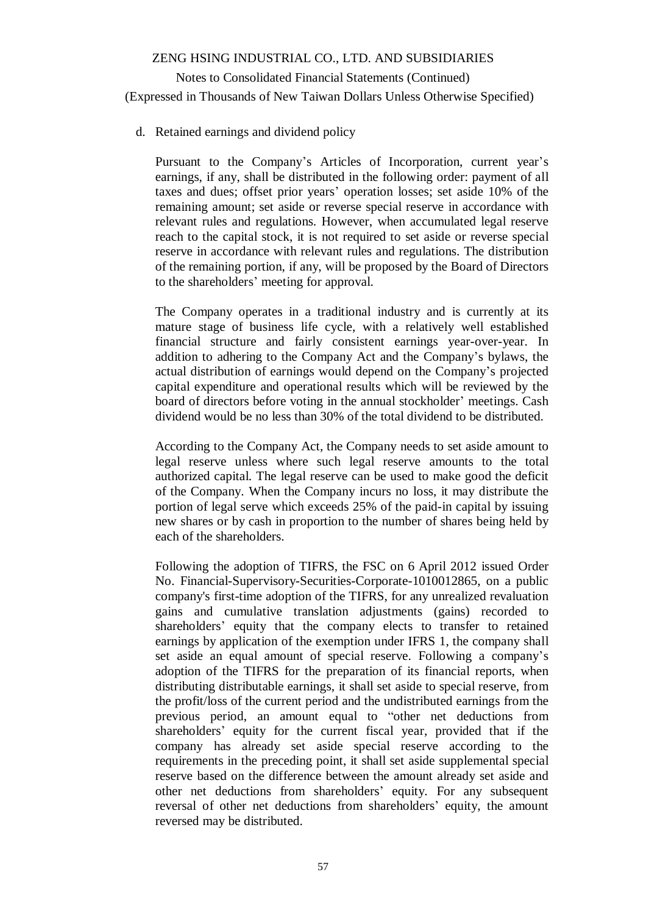d. Retained earnings and dividend policy

Pursuant to the Company's Articles of Incorporation, current year's earnings, if any, shall be distributed in the following order: payment of all taxes and dues; offset prior years' operation losses; set aside 10% of the remaining amount; set aside or reverse special reserve in accordance with relevant rules and regulations. However, when accumulated legal reserve reach to the capital stock, it is not required to set aside or reverse special reserve in accordance with relevant rules and regulations. The distribution of the remaining portion, if any, will be proposed by the Board of Directors to the shareholders' meeting for approval.

The Company operates in a traditional industry and is currently at its mature stage of business life cycle, with a relatively well established financial structure and fairly consistent earnings year-over-year. In addition to adhering to the Company Act and the Company's bylaws, the actual distribution of earnings would depend on the Company's projected capital expenditure and operational results which will be reviewed by the board of directors before voting in the annual stockholder' meetings. Cash dividend would be no less than 30% of the total dividend to be distributed.

According to the Company Act, the Company needs to set aside amount to legal reserve unless where such legal reserve amounts to the total authorized capital. The legal reserve can be used to make good the deficit of the Company. When the Company incurs no loss, it may distribute the portion of legal serve which exceeds 25% of the paid-in capital by issuing new shares or by cash in proportion to the number of shares being held by each of the shareholders.

Following the adoption of TIFRS, the FSC on 6 April 2012 issued Order No. Financial-Supervisory-Securities-Corporate-1010012865, on a public company's first-time adoption of the TIFRS, for any unrealized revaluation gains and cumulative translation adjustments (gains) recorded to shareholders' equity that the company elects to transfer to retained earnings by application of the exemption under IFRS 1, the company shall set aside an equal amount of special reserve. Following a company's adoption of the TIFRS for the preparation of its financial reports, when distributing distributable earnings, it shall set aside to special reserve, from the profit/loss of the current period and the undistributed earnings from the previous period, an amount equal to "other net deductions from shareholders' equity for the current fiscal year, provided that if the company has already set aside special reserve according to the requirements in the preceding point, it shall set aside supplemental special reserve based on the difference between the amount already set aside and other net deductions from shareholders' equity. For any subsequent reversal of other net deductions from shareholders' equity, the amount reversed may be distributed.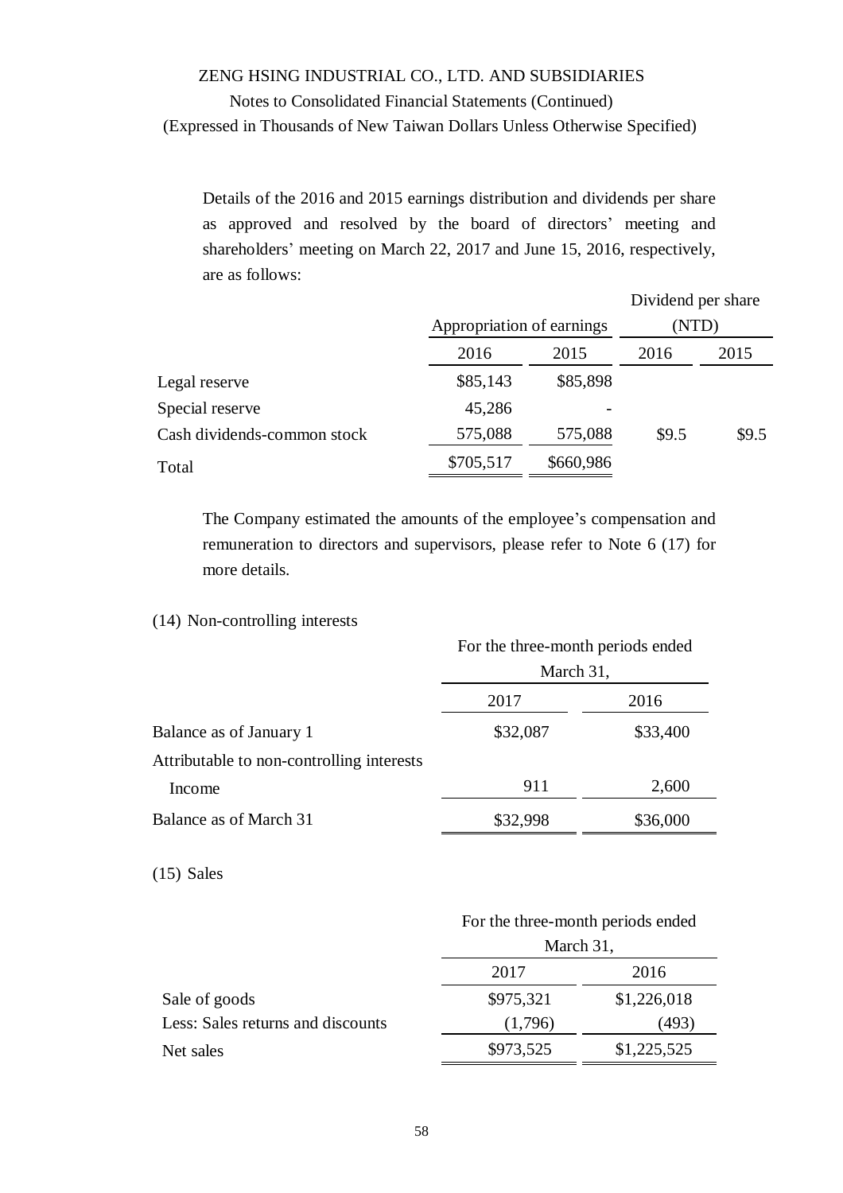Details of the 2016 and 2015 earnings distribution and dividends per share as approved and resolved by the board of directors' meeting and shareholders' meeting on March 22, 2017 and June 15, 2016, respectively, are as follows:

| | Appropriation of earnings | | Dividend per share (NTD) | |
|---|---|---|---|---|
| | 2016 | 2015 | 2016 | 2015 |
| Legal reserve | $85,143 | $85,898 | | |
| Special reserve | 45,286 | - | | |
| Cash dividends-common stock | 575,088 | 575,088 | $9.5 | $9.5 |
| Total | $705,517 | $660,986 | | |

The Company estimated the amounts of the employee's compensation and remuneration to directors and supervisors, please refer to Note 6 (17) for more details.

(14) Non-controlling interests

| | For the three-month periods ended March 31, | |
|---|---|---|
| | 2017 | 2016 |
| Balance as of January 1 | $32,087 | $33,400 |
| Attributable to non-controlling interests | | |
| Income | 911 | 2,600 |
| Balance as of March 31 | $32,998 | $36,000 |

(15) Sales

| | For the three-month periods ended March 31, | |
|---|---|---|
| | 2017 | 2016 |
| Sale of goods | $975,321 | $1,226,018 |
| Less: Sales returns and discounts | (1,796) | (493) |
| Net sales | $973,525 | $1,225,525 |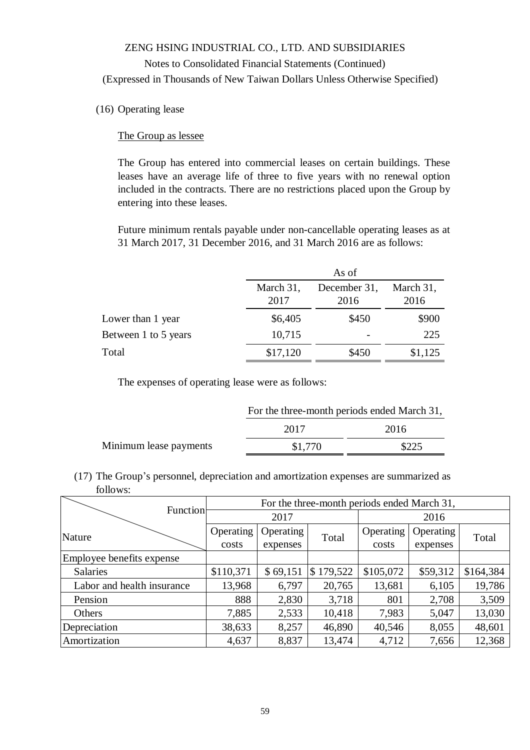ZENG HSING INDUSTRIAL CO., LTD. AND SUBSIDIARIES

Notes to Consolidated Financial Statements (Continued)

(Expressed in Thousands of New Taiwan Dollars Unless Otherwise Specified)

(16) Operating lease

The Group as lessee

The Group has entered into commercial leases on certain buildings. These leases have an average life of three to five years with no renewal option included in the contracts. There are no restrictions placed upon the Group by entering into these leases.

Future minimum rentals payable under non-cancellable operating leases as at 31 March 2017, 31 December 2016, and 31 March 2016 are as follows:

| | As of | | |
|---|---|---|---|
| | March 31, 2017 | December 31, 2016 | March 31, 2016 |
| Lower than 1 year | $6,405 | $450 | $900 |
| Between 1 to 5 years | 10,715 | - | 225 |
| Total | $17,120 | $450 | $1,125 |

The expenses of operating lease were as follows:

| | For the three-month periods ended March 31, | |
|---|---|---|
| | 2017 | 2016 |
| Minimum lease payments | $1,770 | $225 |

(17) The Group's personnel, depreciation and amortization expenses are summarized as follows:

| Function / Nature | For the three-month periods ended March 31, | | | | | |
|---|---|---|---|---|---|---|
| | 2017 | | | 2016 | | |
| | Operating costs | Operating expenses | Total | Operating costs | Operating expenses | Total |
| Employee benefits expense | | | | | | |
| Salaries | $110,371 | $ 69,151 | $ 179,522 | $105,072 | $59,312 | $164,384 |
| Labor and health insurance | 13,968 | 6,797 | 20,765 | 13,681 | 6,105 | 19,786 |
| Pension | 888 | 2,830 | 3,718 | 801 | 2,708 | 3,509 |
| Others | 7,885 | 2,533 | 10,418 | 7,983 | 5,047 | 13,030 |
| Depreciation | 38,633 | 8,257 | 46,890 | 40,546 | 8,055 | 48,601 |
| Amortization | 4,637 | 8,837 | 13,474 | 4,712 | 7,656 | 12,368 |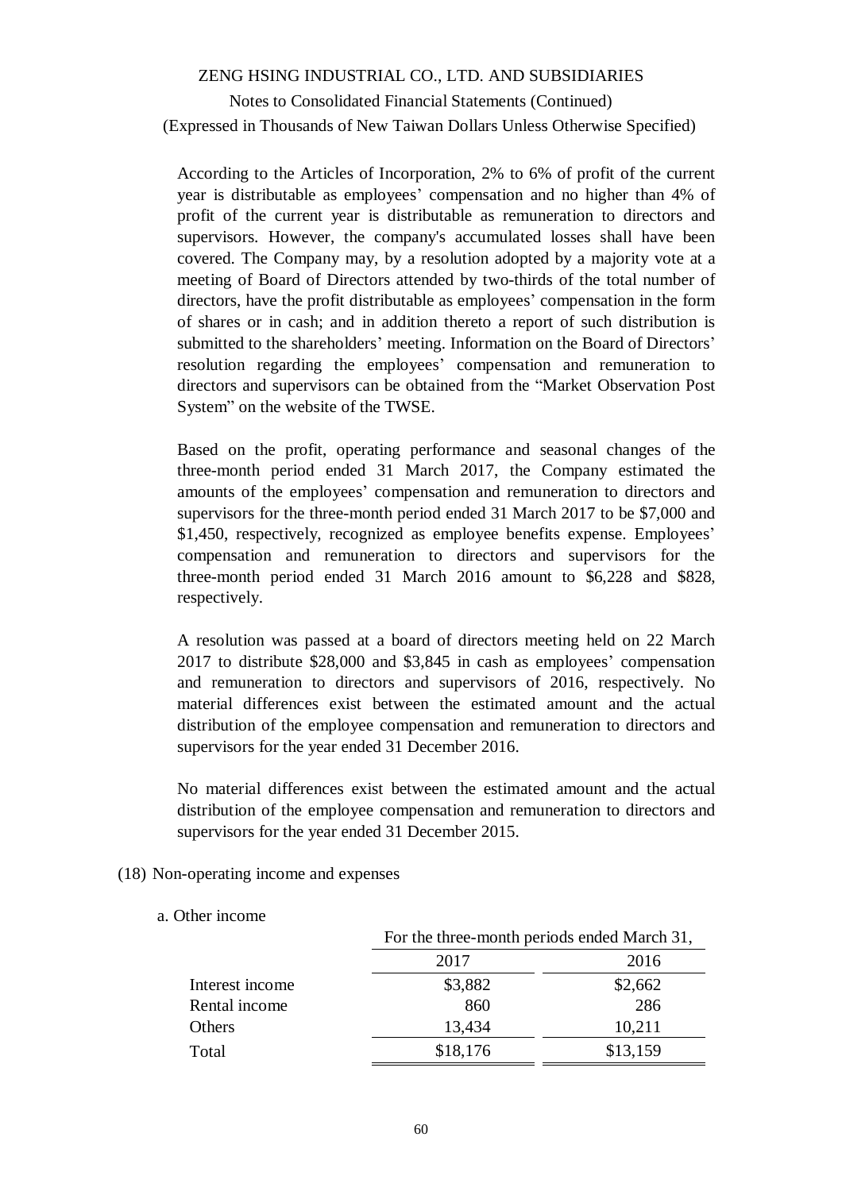According to the Articles of Incorporation, 2% to 6% of profit of the current year is distributable as employees' compensation and no higher than 4% of profit of the current year is distributable as remuneration to directors and supervisors. However, the company's accumulated losses shall have been covered. The Company may, by a resolution adopted by a majority vote at a meeting of Board of Directors attended by two-thirds of the total number of directors, have the profit distributable as employees' compensation in the form of shares or in cash; and in addition thereto a report of such distribution is submitted to the shareholders' meeting. Information on the Board of Directors' resolution regarding the employees' compensation and remuneration to directors and supervisors can be obtained from the "Market Observation Post System" on the website of the TWSE.

Based on the profit, operating performance and seasonal changes of the three-month period ended 31 March 2017, the Company estimated the amounts of the employees' compensation and remuneration to directors and supervisors for the three-month period ended 31 March 2017 to be $7,000 and $1,450, respectively, recognized as employee benefits expense. Employees' compensation and remuneration to directors and supervisors for the three-month period ended 31 March 2016 amount to $6,228 and $828, respectively.

A resolution was passed at a board of directors meeting held on 22 March 2017 to distribute $28,000 and $3,845 in cash as employees' compensation and remuneration to directors and supervisors of 2016, respectively. No material differences exist between the estimated amount and the actual distribution of the employee compensation and remuneration to directors and supervisors for the year ended 31 December 2016.

No material differences exist between the estimated amount and the actual distribution of the employee compensation and remuneration to directors and supervisors for the year ended 31 December 2015.

(18) Non-operating income and expenses

a. Other income

| | For the three-month periods ended March 31, | |
|---|---|---|
| | 2017 | 2016 |
| Interest income | $3,882 | $2,662 |
| Rental income | 860 | 286 |
| Others | 13,434 | 10,211 |
| Total | $18,176 | $13,159 |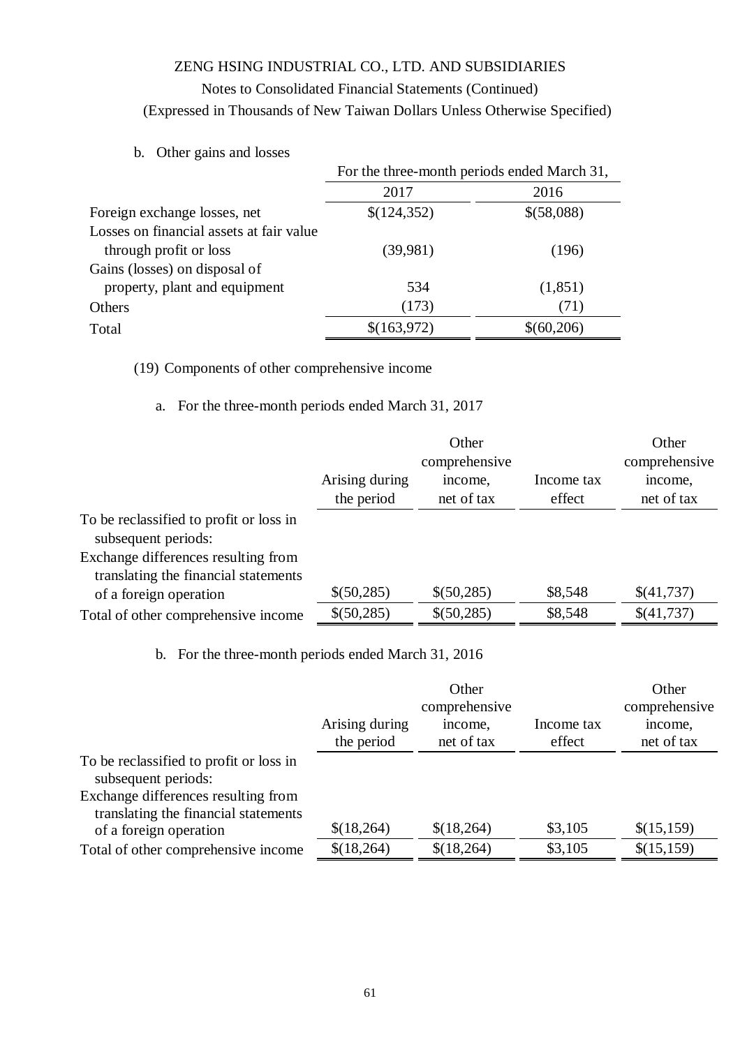b. Other gains and losses

| | For the three-month periods ended March 31, | |
|---|---|---|
| | 2017 | 2016 |
| Foreign exchange losses, net | $(124,352) | $(58,088) |
| Losses on financial assets at fair value through profit or loss | (39,981) | (196) |
| Gains (losses) on disposal of property, plant and equipment | 534 | (1,851) |
| Others | (173) | (71) |
| Total | $(163,972) | $(60,206) |

(19) Components of other comprehensive income

a. For the three-month periods ended March 31, 2017

| | Arising during the period | Other comprehensive income, net of tax | Income tax effect | Other comprehensive income, net of tax |
|---|---|---|---|---|
| To be reclassified to profit or loss in subsequent periods: | | | | |
| Exchange differences resulting from translating the financial statements of a foreign operation | $(50,285) | $(50,285) | $8,548 | $(41,737) |
| Total of other comprehensive income | $(50,285) | $(50,285) | $8,548 | $(41,737) |

b. For the three-month periods ended March 31, 2016

| | Arising during the period | Other comprehensive income, net of tax | Income tax effect | Other comprehensive income, net of tax |
|---|---|---|---|---|
| To be reclassified to profit or loss in subsequent periods: | | | | |
| Exchange differences resulting from translating the financial statements of a foreign operation | $(18,264) | $(18,264) | $3,105 | $(15,159) |
| Total of other comprehensive income | $(18,264) | $(18,264) | $3,105 | $(15,159) |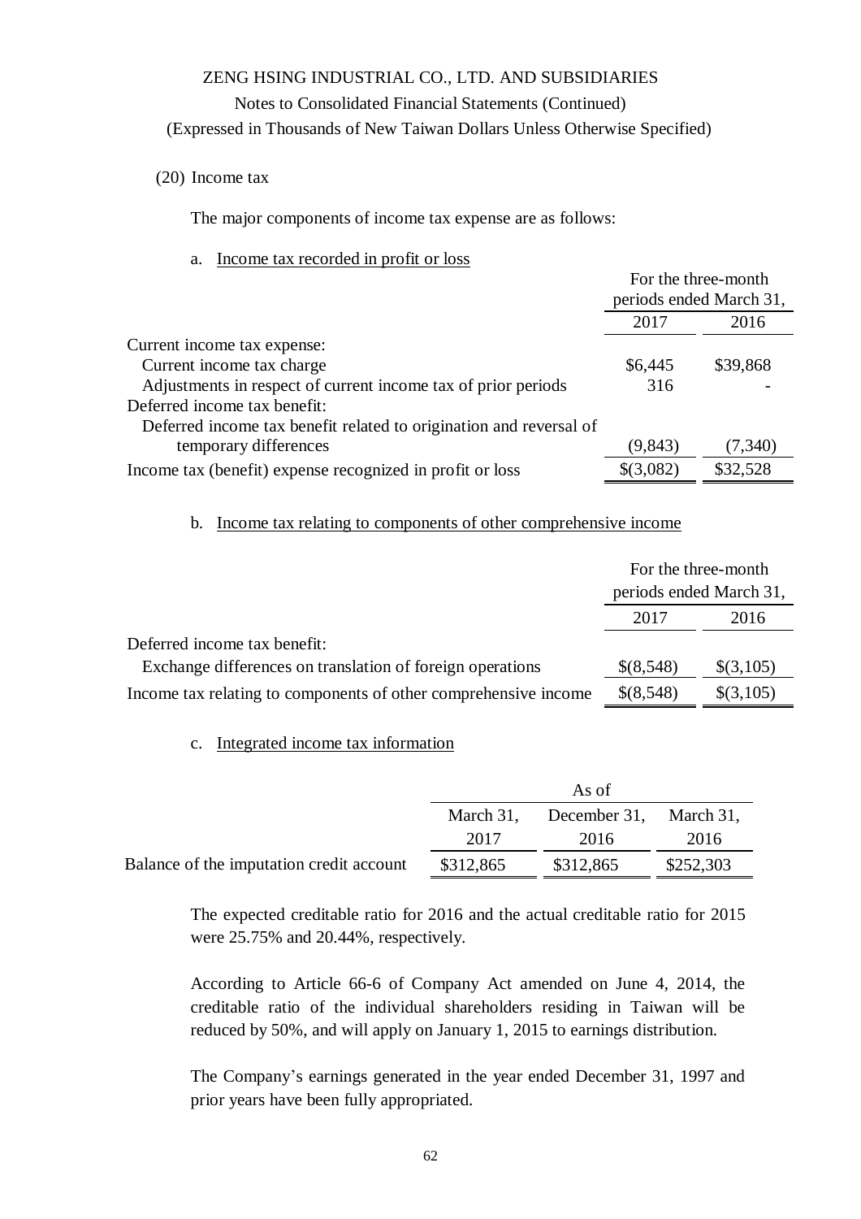ZENG HSING INDUSTRIAL CO., LTD. AND SUBSIDIARIES

Notes to Consolidated Financial Statements (Continued)

(Expressed in Thousands of New Taiwan Dollars Unless Otherwise Specified)

(20) Income tax

The major components of income tax expense are as follows:

a. Income tax recorded in profit or loss

| | For the three-month periods ended March 31, | |
|---|---|---|
| | 2017 | 2016 |
| Current income tax expense: | | |
| Current income tax charge | $6,445 | $39,868 |
| Adjustments in respect of current income tax of prior periods | 316 | - |
| Deferred income tax benefit: | | |
| Deferred income tax benefit related to origination and reversal of temporary differences | (9,843) | (7,340) |
| Income tax (benefit) expense recognized in profit or loss | $(3,082) | $32,528 |

b. Income tax relating to components of other comprehensive income

| | For the three-month periods ended March 31, | |
|---|---|---|
| | 2017 | 2016 |
| Deferred income tax benefit: | | |
| Exchange differences on translation of foreign operations | $(8,548) | $(3,105) |
| Income tax relating to components of other comprehensive income | $(8,548) | $(3,105) |

c. Integrated income tax information

| | As of | | |
|---|---|---|---|
| | March 31, 2017 | December 31, 2016 | March 31, 2016 |
| Balance of the imputation credit account | $312,865 | $312,865 | $252,303 |

The expected creditable ratio for 2016 and the actual creditable ratio for 2015 were 25.75% and 20.44%, respectively.

According to Article 66-6 of Company Act amended on June 4, 2014, the creditable ratio of the individual shareholders residing in Taiwan will be reduced by 50%, and will apply on January 1, 2015 to earnings distribution.

The Company's earnings generated in the year ended December 31, 1997 and prior years have been fully appropriated.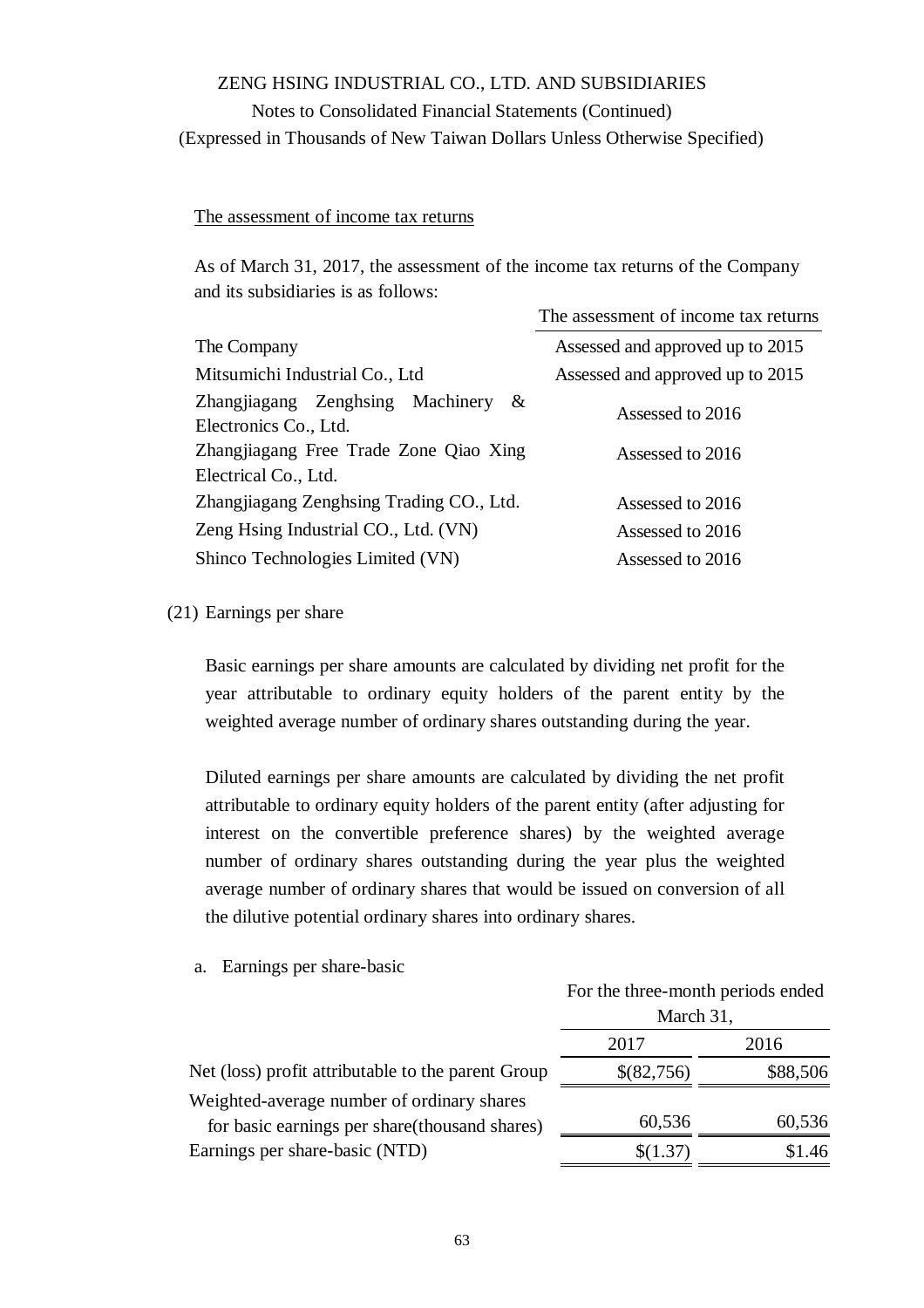The assessment of income tax returns

As of March 31, 2017, the assessment of the income tax returns of the Company and its subsidiaries is as follows:

| | The assessment of income tax returns |
|---|---|
| The Company | Assessed and approved up to 2015 |
| Mitsumichi Industrial Co., Ltd | Assessed and approved up to 2015 |
| Zhangjiagang Zenghsing Machinery & Electronics Co., Ltd. | Assessed to 2016 |
| Zhangjiagang Free Trade Zone Qiao Xing Electrical Co., Ltd. | Assessed to 2016 |
| Zhangjiagang Zenghsing Trading CO., Ltd. | Assessed to 2016 |
| Zeng Hsing Industrial CO., Ltd. (VN) | Assessed to 2016 |
| Shinco Technologies Limited (VN) | Assessed to 2016 |

(21) Earnings per share

Basic earnings per share amounts are calculated by dividing net profit for the year attributable to ordinary equity holders of the parent entity by the weighted average number of ordinary shares outstanding during the year.

Diluted earnings per share amounts are calculated by dividing the net profit attributable to ordinary equity holders of the parent entity (after adjusting for interest on the convertible preference shares) by the weighted average number of ordinary shares outstanding during the year plus the weighted average number of ordinary shares that would be issued on conversion of all the dilutive potential ordinary shares into ordinary shares.

a. Earnings per share-basic

| | For the three-month periods ended March 31, | |
|---|---|---|
| | 2017 | 2016 |
| Net (loss) profit attributable to the parent Group | $(82,756) | $88,506 |
| Weighted-average number of ordinary shares for basic earnings per share(thousand shares) | 60,536 | 60,536 |
| Earnings per share-basic (NTD) | $(1.37) | $1.46 |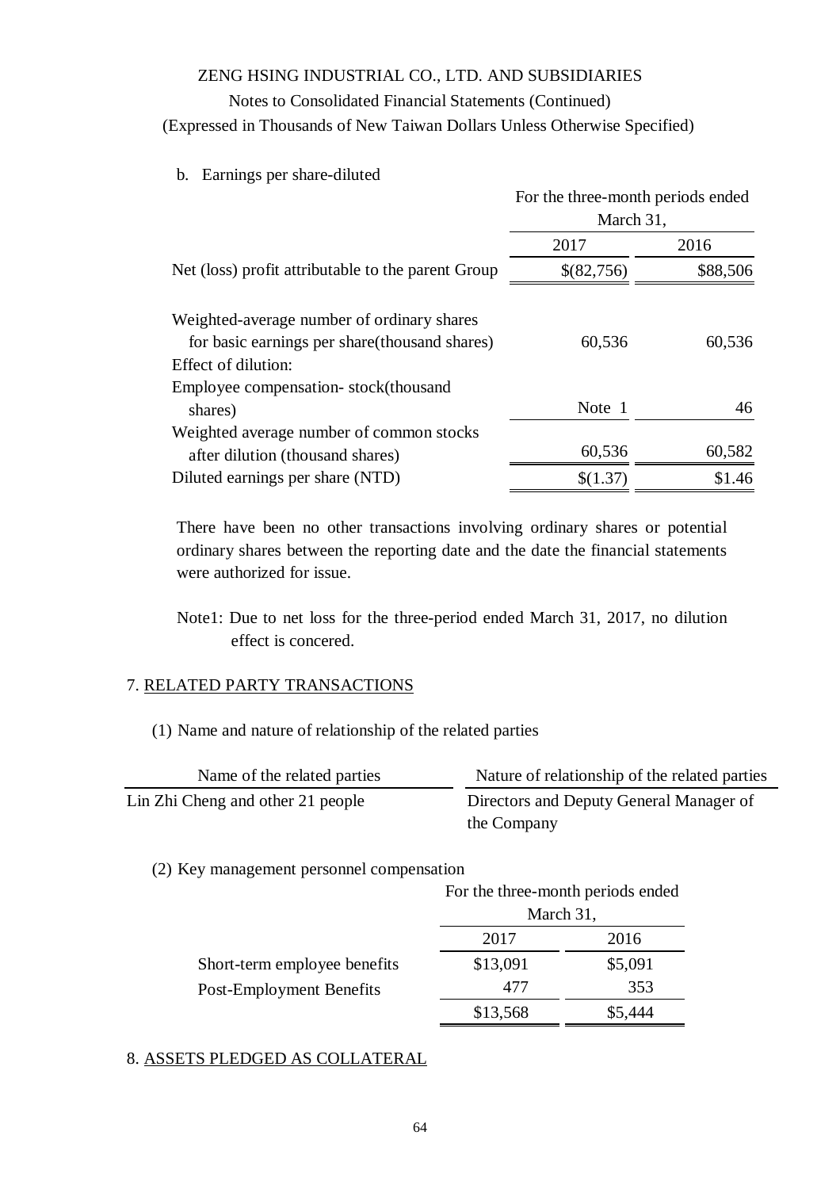ZENG HSING INDUSTRIAL CO., LTD. AND SUBSIDIARIES

Notes to Consolidated Financial Statements (Continued)

(Expressed in Thousands of New Taiwan Dollars Unless Otherwise Specified)

b. Earnings per share-diluted

| | For the three-month periods ended March 31, | |
|---|---|---|
| | 2017 | 2016 |
| Net (loss) profit attributable to the parent Group | $(82,756) | $88,506 |
| Weighted-average number of ordinary shares for basic earnings per share(thousand shares) | 60,536 | 60,536 |
| Effect of dilution: | | |
| Employee compensation- stock(thousand shares) | Note 1 | 46 |
| Weighted average number of common stocks after dilution (thousand shares) | 60,536 | 60,582 |
| Diluted earnings per share (NTD) | $(1.37) | $1.46 |

There have been no other transactions involving ordinary shares or potential ordinary shares between the reporting date and the date the financial statements were authorized for issue.

Note1: Due to net loss for the three-period ended March 31, 2017, no dilution effect is concered.

## 7. RELATED PARTY TRANSACTIONS

(1) Name and nature of relationship of the related parties

| Name of the related parties | Nature of relationship of the related parties |
|---|---|
| Lin Zhi Cheng and other 21 people | Directors and Deputy General Manager of the Company |

(2) Key management personnel compensation

| | For the three-month periods ended March 31, | |
|---|---|---|
| | 2017 | 2016 |
| Short-term employee benefits | $13,091 | $5,091 |
| Post-Employment Benefits | 477 | 353 |
| | $13,568 | $5,444 |

## 8. ASSETS PLEDGED AS COLLATERAL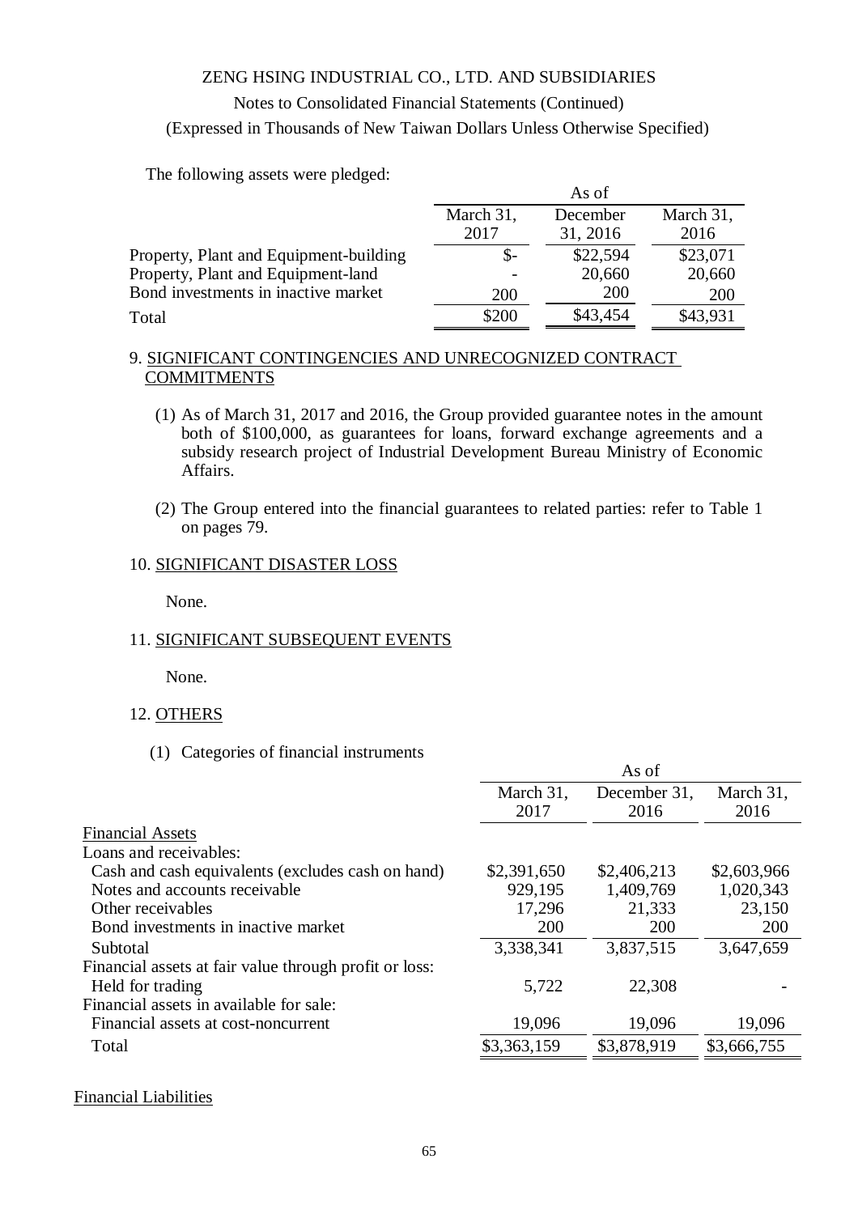The following assets were pledged:

| | As of | | |
|---|---|---|---|
| | March 31, 2017 | December 31, 2016 | March 31, 2016 |
| Property, Plant and Equipment-building | $- | $22,594 | $23,071 |
| Property, Plant and Equipment-land | - | 20,660 | 20,660 |
| Bond investments in inactive market | 200 | 200 | 200 |
| Total | $200 | $43,454 | $43,931 |

## 9. SIGNIFICANT CONTINGENCIES AND UNRECOGNIZED CONTRACT COMMITMENTS

(1) As of March 31, 2017 and 2016, the Group provided guarantee notes in the amount both of $100,000, as guarantees for loans, forward exchange agreements and a subsidy research project of Industrial Development Bureau Ministry of Economic Affairs.

(2) The Group entered into the financial guarantees to related parties: refer to Table 1 on pages 79.

## 10. SIGNIFICANT DISASTER LOSS

None.

## 11. SIGNIFICANT SUBSEQUENT EVENTS

None.

## 12. OTHERS

(1) Categories of financial instruments

| | As of | | |
|---|---|---|---|
| | March 31, 2017 | December 31, 2016 | March 31, 2016 |
| Financial Assets | | | |
| Loans and receivables: | | | |
| Cash and cash equivalents (excludes cash on hand) | $2,391,650 | $2,406,213 | $2,603,966 |
| Notes and accounts receivable | 929,195 | 1,409,769 | 1,020,343 |
| Other receivables | 17,296 | 21,333 | 23,150 |
| Bond investments in inactive market | 200 | 200 | 200 |
| Subtotal | 3,338,341 | 3,837,515 | 3,647,659 |
| Financial assets at fair value through profit or loss: | | | |
| Held for trading | 5,722 | 22,308 | - |
| Financial assets in available for sale: | | | |
| Financial assets at cost-noncurrent | 19,096 | 19,096 | 19,096 |
| Total | $3,363,159 | $3,878,919 | $3,666,755 |

Financial Liabilities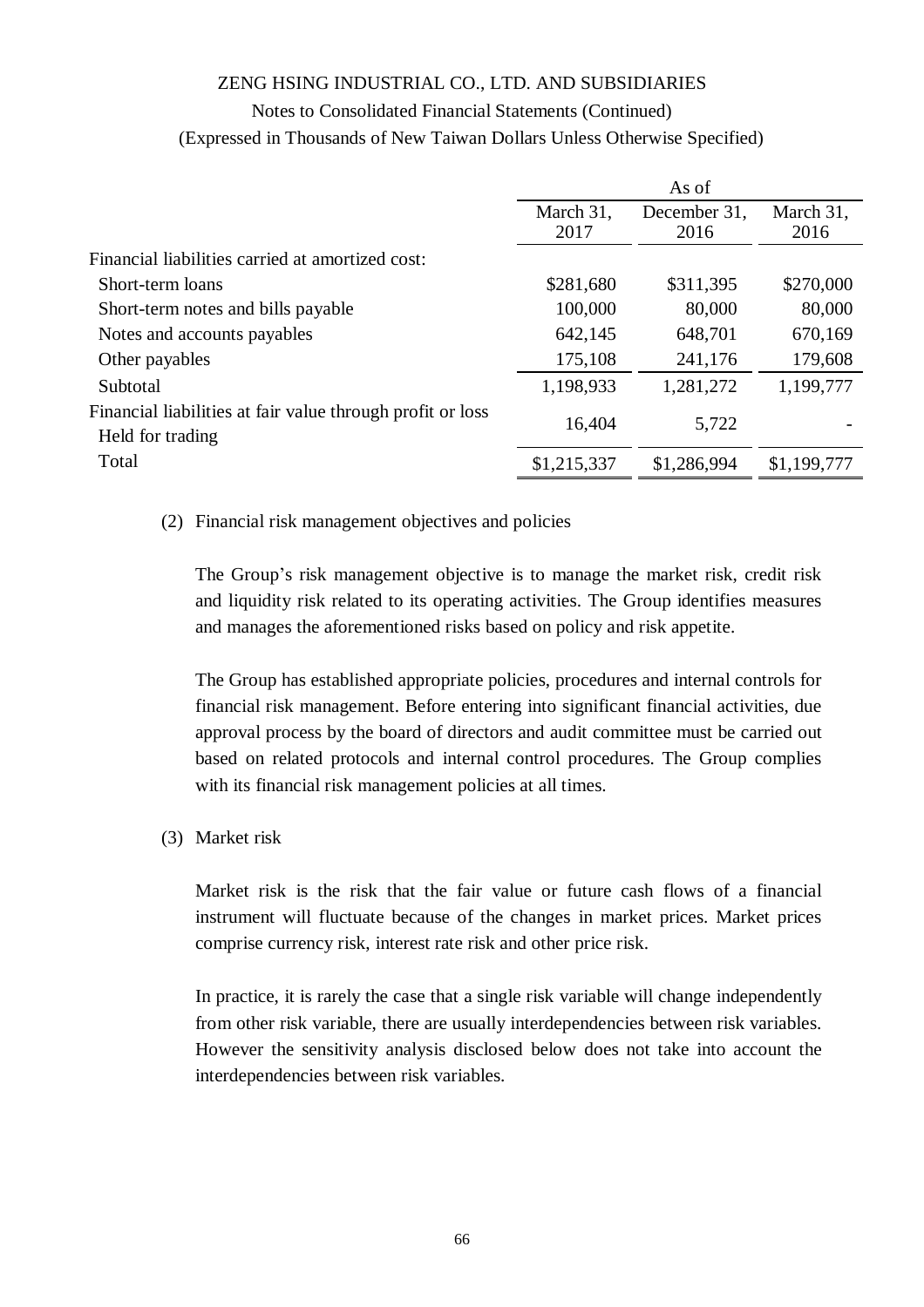| | As of | | |
|---|---|---|---|
| | March 31, 2017 | December 31, 2016 | March 31, 2016 |
| Financial liabilities carried at amortized cost: | | | |
| Short-term loans | $281,680 | $311,395 | $270,000 |
| Short-term notes and bills payable | 100,000 | 80,000 | 80,000 |
| Notes and accounts payables | 642,145 | 648,701 | 670,169 |
| Other payables | 175,108 | 241,176 | 179,608 |
| Subtotal | 1,198,933 | 1,281,272 | 1,199,777 |
| Financial liabilities at fair value through profit or loss Held for trading | 16,404 | 5,722 | - |
| Total | $1,215,337 | $1,286,994 | $1,199,777 |

(2) Financial risk management objectives and policies

The Group's risk management objective is to manage the market risk, credit risk and liquidity risk related to its operating activities. The Group identifies measures and manages the aforementioned risks based on policy and risk appetite.

The Group has established appropriate policies, procedures and internal controls for financial risk management. Before entering into significant financial activities, due approval process by the board of directors and audit committee must be carried out based on related protocols and internal control procedures. The Group complies with its financial risk management policies at all times.

(3) Market risk

Market risk is the risk that the fair value or future cash flows of a financial instrument will fluctuate because of the changes in market prices. Market prices comprise currency risk, interest rate risk and other price risk.

In practice, it is rarely the case that a single risk variable will change independently from other risk variable, there are usually interdependencies between risk variables. However the sensitivity analysis disclosed below does not take into account the interdependencies between risk variables.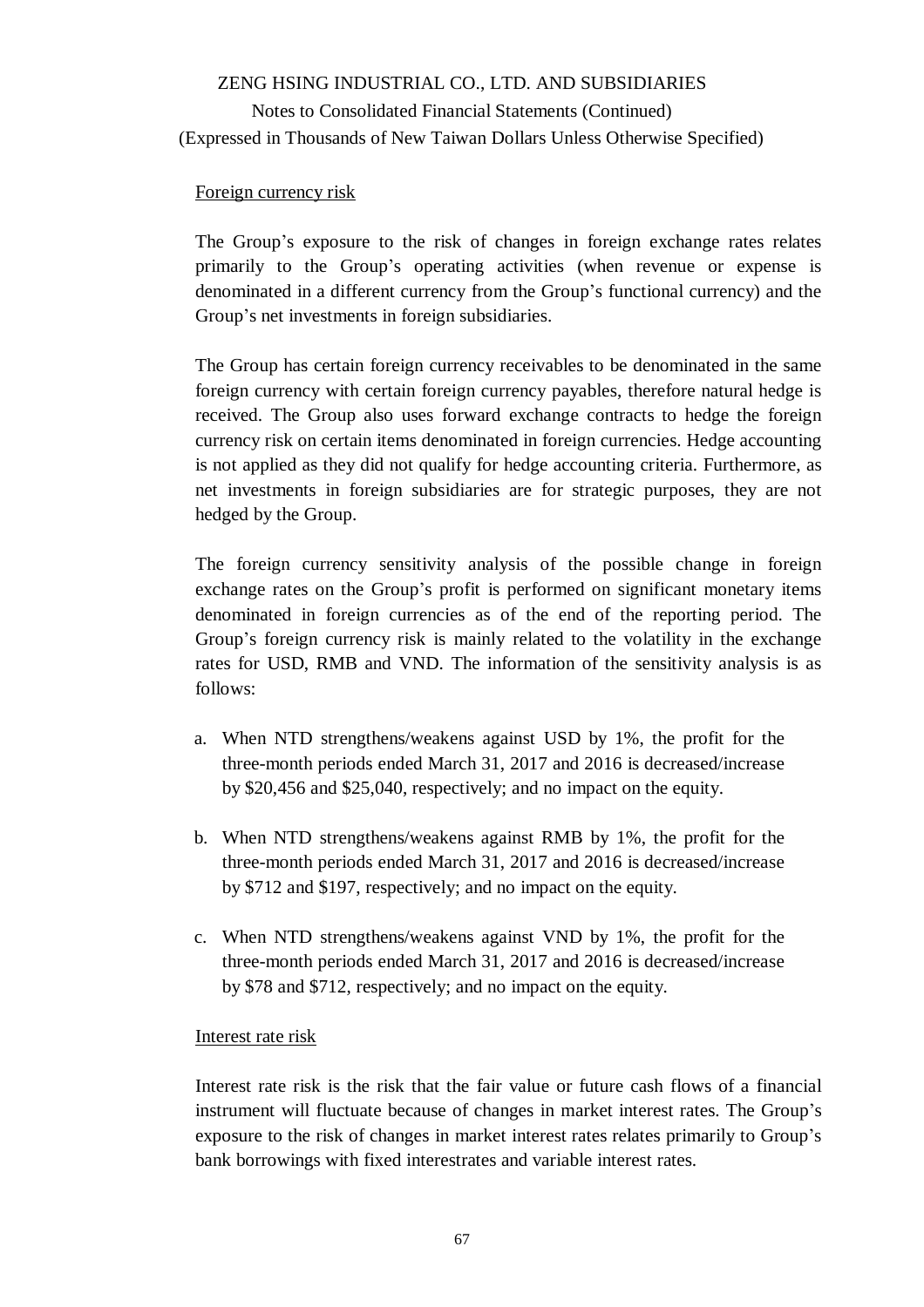Foreign currency risk

The Group's exposure to the risk of changes in foreign exchange rates relates primarily to the Group's operating activities (when revenue or expense is denominated in a different currency from the Group's functional currency) and the Group's net investments in foreign subsidiaries.

The Group has certain foreign currency receivables to be denominated in the same foreign currency with certain foreign currency payables, therefore natural hedge is received. The Group also uses forward exchange contracts to hedge the foreign currency risk on certain items denominated in foreign currencies. Hedge accounting is not applied as they did not qualify for hedge accounting criteria. Furthermore, as net investments in foreign subsidiaries are for strategic purposes, they are not hedged by the Group.

The foreign currency sensitivity analysis of the possible change in foreign exchange rates on the Group's profit is performed on significant monetary items denominated in foreign currencies as of the end of the reporting period. The Group's foreign currency risk is mainly related to the volatility in the exchange rates for USD, RMB and VND. The information of the sensitivity analysis is as follows:

a. When NTD strengthens/weakens against USD by 1%, the profit for the three-month periods ended March 31, 2017 and 2016 is decreased/increase by $20,456 and $25,040, respectively; and no impact on the equity.

b. When NTD strengthens/weakens against RMB by 1%, the profit for the three-month periods ended March 31, 2017 and 2016 is decreased/increase by $712 and $197, respectively; and no impact on the equity.

c. When NTD strengthens/weakens against VND by 1%, the profit for the three-month periods ended March 31, 2017 and 2016 is decreased/increase by $78 and $712, respectively; and no impact on the equity.

Interest rate risk

Interest rate risk is the risk that the fair value or future cash flows of a financial instrument will fluctuate because of changes in market interest rates. The Group's exposure to the risk of changes in market interest rates relates primarily to Group's bank borrowings with fixed interestrates and variable interest rates.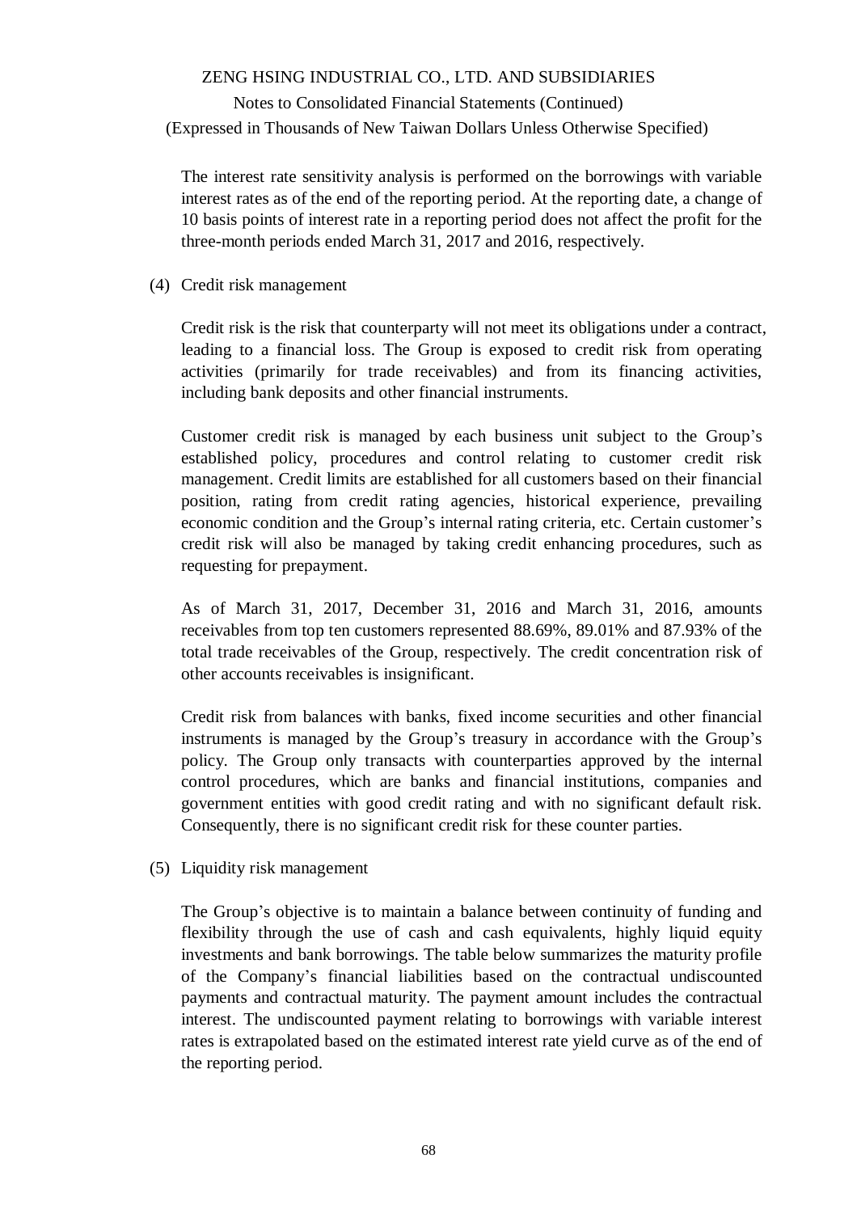The interest rate sensitivity analysis is performed on the borrowings with variable interest rates as of the end of the reporting period. At the reporting date, a change of 10 basis points of interest rate in a reporting period does not affect the profit for the three-month periods ended March 31, 2017 and 2016, respectively.

(4) Credit risk management

Credit risk is the risk that counterparty will not meet its obligations under a contract, leading to a financial loss. The Group is exposed to credit risk from operating activities (primarily for trade receivables) and from its financing activities, including bank deposits and other financial instruments.

Customer credit risk is managed by each business unit subject to the Group's established policy, procedures and control relating to customer credit risk management. Credit limits are established for all customers based on their financial position, rating from credit rating agencies, historical experience, prevailing economic condition and the Group's internal rating criteria, etc. Certain customer's credit risk will also be managed by taking credit enhancing procedures, such as requesting for prepayment.

As of March 31, 2017, December 31, 2016 and March 31, 2016, amounts receivables from top ten customers represented 88.69%, 89.01% and 87.93% of the total trade receivables of the Group, respectively. The credit concentration risk of other accounts receivables is insignificant.

Credit risk from balances with banks, fixed income securities and other financial instruments is managed by the Group's treasury in accordance with the Group's policy. The Group only transacts with counterparties approved by the internal control procedures, which are banks and financial institutions, companies and government entities with good credit rating and with no significant default risk. Consequently, there is no significant credit risk for these counter parties.

(5) Liquidity risk management

The Group's objective is to maintain a balance between continuity of funding and flexibility through the use of cash and cash equivalents, highly liquid equity investments and bank borrowings. The table below summarizes the maturity profile of the Company's financial liabilities based on the contractual undiscounted payments and contractual maturity. The payment amount includes the contractual interest. The undiscounted payment relating to borrowings with variable interest rates is extrapolated based on the estimated interest rate yield curve as of the end of the reporting period.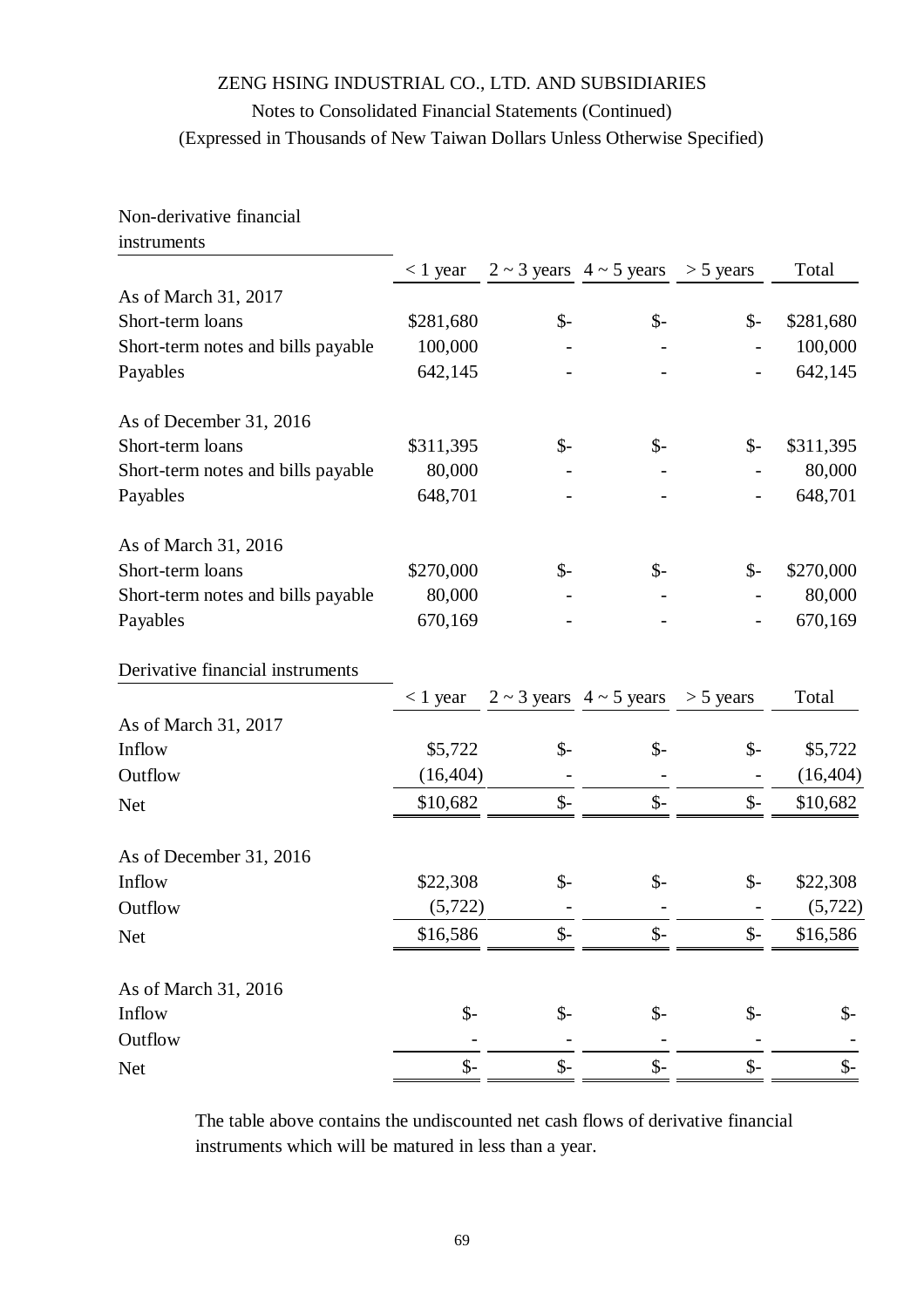| Non-derivative financial instruments | < 1 year | 2 ~ 3 years | 4 ~ 5 years | > 5 years | Total |
|---|---|---|---|---|---|
| As of March 31, 2017 | | | | | |
| Short-term loans | $281,680 | $- | $- | $- | $281,680 |
| Short-term notes and bills payable | 100,000 | - | - | - | 100,000 |
| Payables | 642,145 | - | - | - | 642,145 |
| As of December 31, 2016 | | | | | |
| Short-term loans | $311,395 | $- | $- | $- | $311,395 |
| Short-term notes and bills payable | 80,000 | - | - | - | 80,000 |
| Payables | 648,701 | - | - | - | 648,701 |
| As of March 31, 2016 | | | | | |
| Short-term loans | $270,000 | $- | $- | $- | $270,000 |
| Short-term notes and bills payable | 80,000 | - | - | - | 80,000 |
| Payables | 670,169 | - | - | - | 670,169 |

| Derivative financial instruments | < 1 year | 2 ~ 3 years | 4 ~ 5 years | > 5 years | Total |
|---|---|---|---|---|---|
| As of March 31, 2017 | | | | | |
| Inflow | $5,722 | $- | $- | $- | $5,722 |
| Outflow | (16,404) | - | - | - | (16,404) |
| Net | $10,682 | $- | $- | $- | $10,682 |
| As of December 31, 2016 | | | | | |
| Inflow | $22,308 | $- | $- | $- | $22,308 |
| Outflow | (5,722) | - | - | - | (5,722) |
| Net | $16,586 | $- | $- | $- | $16,586 |
| As of March 31, 2016 | | | | | |
| Inflow | $- | $- | $- | $- | $- |
| Outflow | - | - | - | - | - |
| Net | $- | $- | $- | $- | $- |

The table above contains the undiscounted net cash flows of derivative financial instruments which will be matured in less than a year.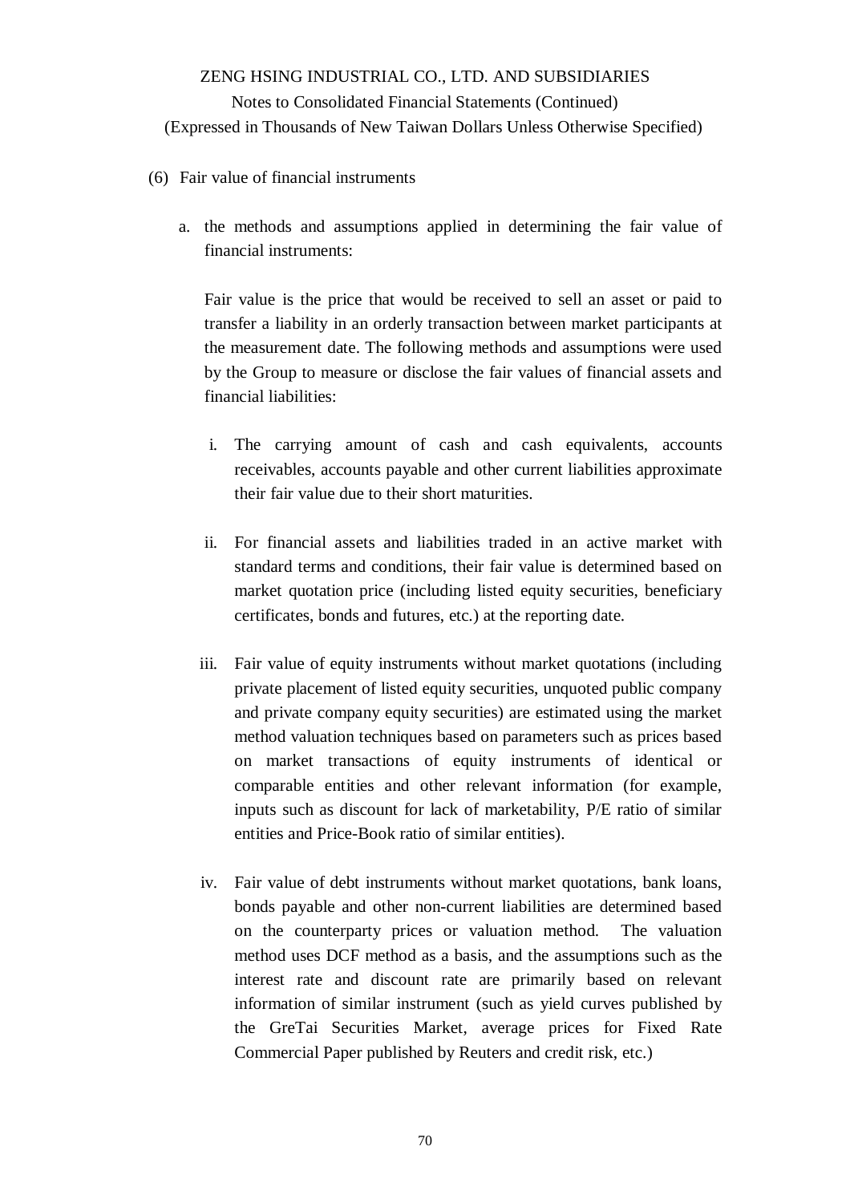(6) Fair value of financial instruments

a. the methods and assumptions applied in determining the fair value of financial instruments:

   Fair value is the price that would be received to sell an asset or paid to transfer a liability in an orderly transaction between market participants at the measurement date. The following methods and assumptions were used by the Group to measure or disclose the fair values of financial assets and financial liabilities:

   i. The carrying amount of cash and cash equivalents, accounts receivables, accounts payable and other current liabilities approximate their fair value due to their short maturities.

   ii. For financial assets and liabilities traded in an active market with standard terms and conditions, their fair value is determined based on market quotation price (including listed equity securities, beneficiary certificates, bonds and futures, etc.) at the reporting date.

   iii. Fair value of equity instruments without market quotations (including private placement of listed equity securities, unquoted public company and private company equity securities) are estimated using the market method valuation techniques based on parameters such as prices based on market transactions of equity instruments of identical or comparable entities and other relevant information (for example, inputs such as discount for lack of marketability, P/E ratio of similar entities and Price-Book ratio of similar entities).

   iv. Fair value of debt instruments without market quotations, bank loans, bonds payable and other non-current liabilities are determined based on the counterparty prices or valuation method. The valuation method uses DCF method as a basis, and the assumptions such as the interest rate and discount rate are primarily based on relevant information of similar instrument (such as yield curves published by the GreTai Securities Market, average prices for Fixed Rate Commercial Paper published by Reuters and credit risk, etc.)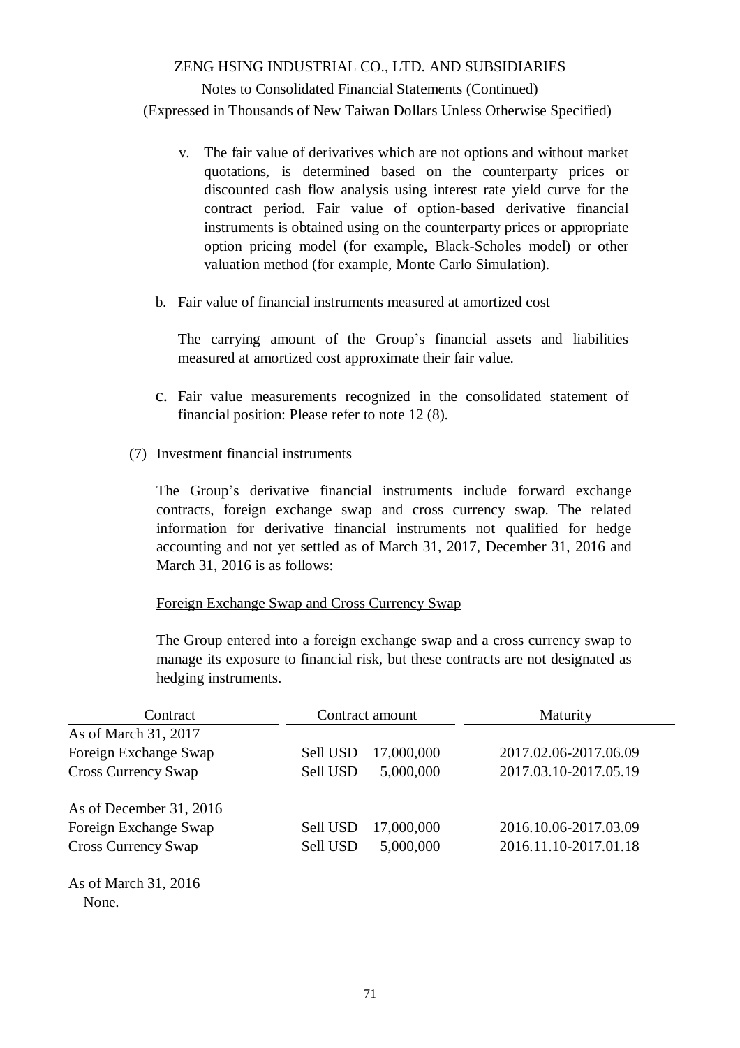v. The fair value of derivatives which are not options and without market quotations, is determined based on the counterparty prices or discounted cash flow analysis using interest rate yield curve for the contract period. Fair value of option-based derivative financial instruments is obtained using on the counterparty prices or appropriate option pricing model (for example, Black-Scholes model) or other valuation method (for example, Monte Carlo Simulation).

b. Fair value of financial instruments measured at amortized cost

The carrying amount of the Group's financial assets and liabilities measured at amortized cost approximate their fair value.

c. Fair value measurements recognized in the consolidated statement of financial position: Please refer to note 12 (8).

(7) Investment financial instruments

The Group's derivative financial instruments include forward exchange contracts, foreign exchange swap and cross currency swap. The related information for derivative financial instruments not qualified for hedge accounting and not yet settled as of March 31, 2017, December 31, 2016 and March 31, 2016 is as follows:

Foreign Exchange Swap and Cross Currency Swap

The Group entered into a foreign exchange swap and a cross currency swap to manage its exposure to financial risk, but these contracts are not designated as hedging instruments.

| Contract | Contract amount | | Maturity |
|---|---|---|---|
| As of March 31, 2017 | | | |
| Foreign Exchange Swap | Sell USD | 17,000,000 | 2017.02.06-2017.06.09 |
| Cross Currency Swap | Sell USD | 5,000,000 | 2017.03.10-2017.05.19 |
| As of December 31, 2016 | | | |
| Foreign Exchange Swap | Sell USD | 17,000,000 | 2016.10.06-2017.03.09 |
| Cross Currency Swap | Sell USD | 5,000,000 | 2016.11.10-2017.01.18 |
| As of March 31, 2016 | | | |
| None. | | | |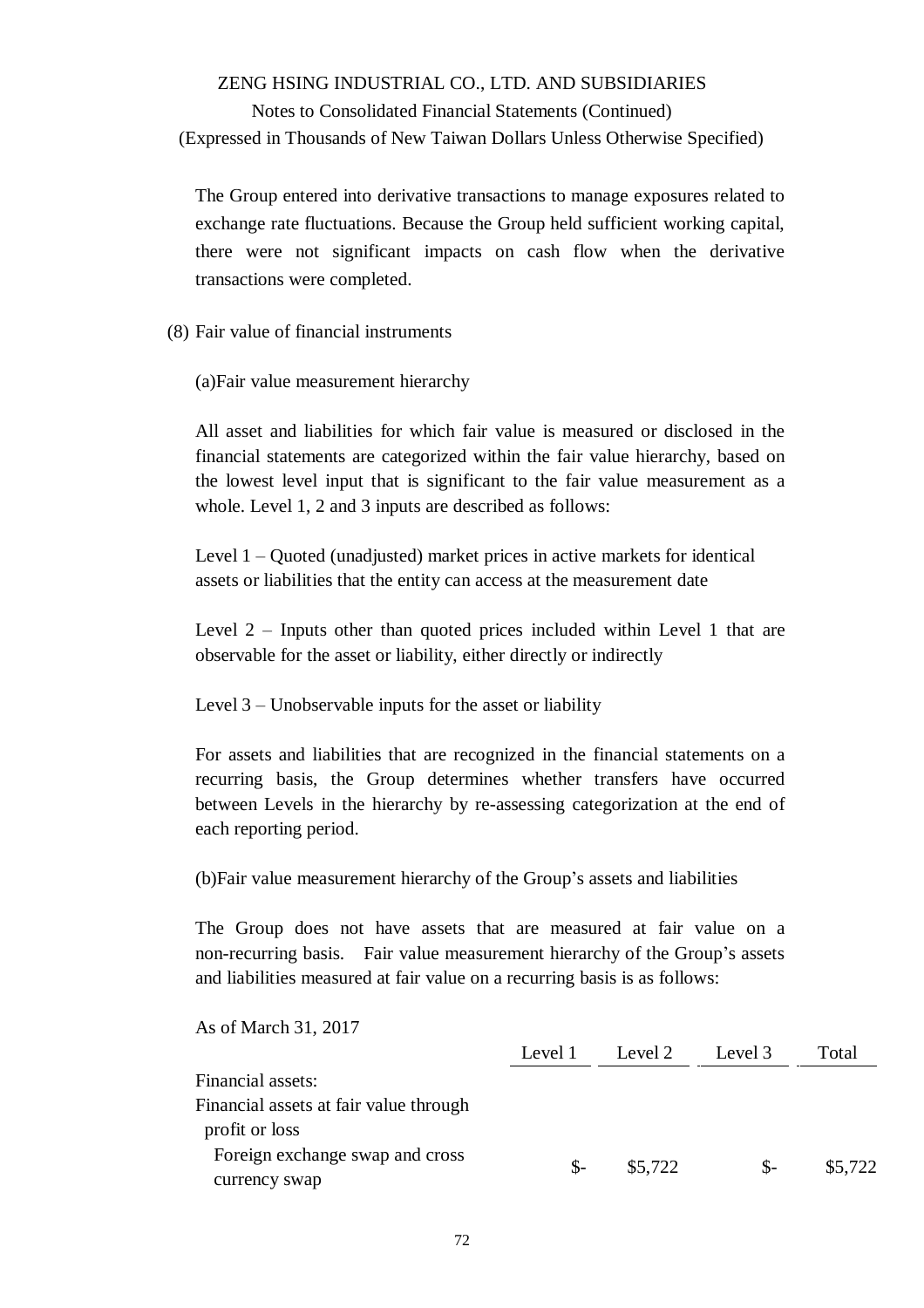The Group entered into derivative transactions to manage exposures related to exchange rate fluctuations. Because the Group held sufficient working capital, there were not significant impacts on cash flow when the derivative transactions were completed.

(8) Fair value of financial instruments

(a)Fair value measurement hierarchy

All asset and liabilities for which fair value is measured or disclosed in the financial statements are categorized within the fair value hierarchy, based on the lowest level input that is significant to the fair value measurement as a whole. Level 1, 2 and 3 inputs are described as follows:

Level 1 – Quoted (unadjusted) market prices in active markets for identical assets or liabilities that the entity can access at the measurement date

Level 2 – Inputs other than quoted prices included within Level 1 that are observable for the asset or liability, either directly or indirectly

Level 3 – Unobservable inputs for the asset or liability

For assets and liabilities that are recognized in the financial statements on a recurring basis, the Group determines whether transfers have occurred between Levels in the hierarchy by re-assessing categorization at the end of each reporting period.

(b)Fair value measurement hierarchy of the Group's assets and liabilities

The Group does not have assets that are measured at fair value on a non-recurring basis. Fair value measurement hierarchy of the Group's assets and liabilities measured at fair value on a recurring basis is as follows:

As of March 31, 2017

| | Level 1 | Level 2 | Level 3 | Total |
|---|---|---|---|---|
| Financial assets: | | | | |
| Financial assets at fair value through profit or loss | | | | |
| Foreign exchange swap and cross currency swap | $- | $5,722 | $- | $5,722 |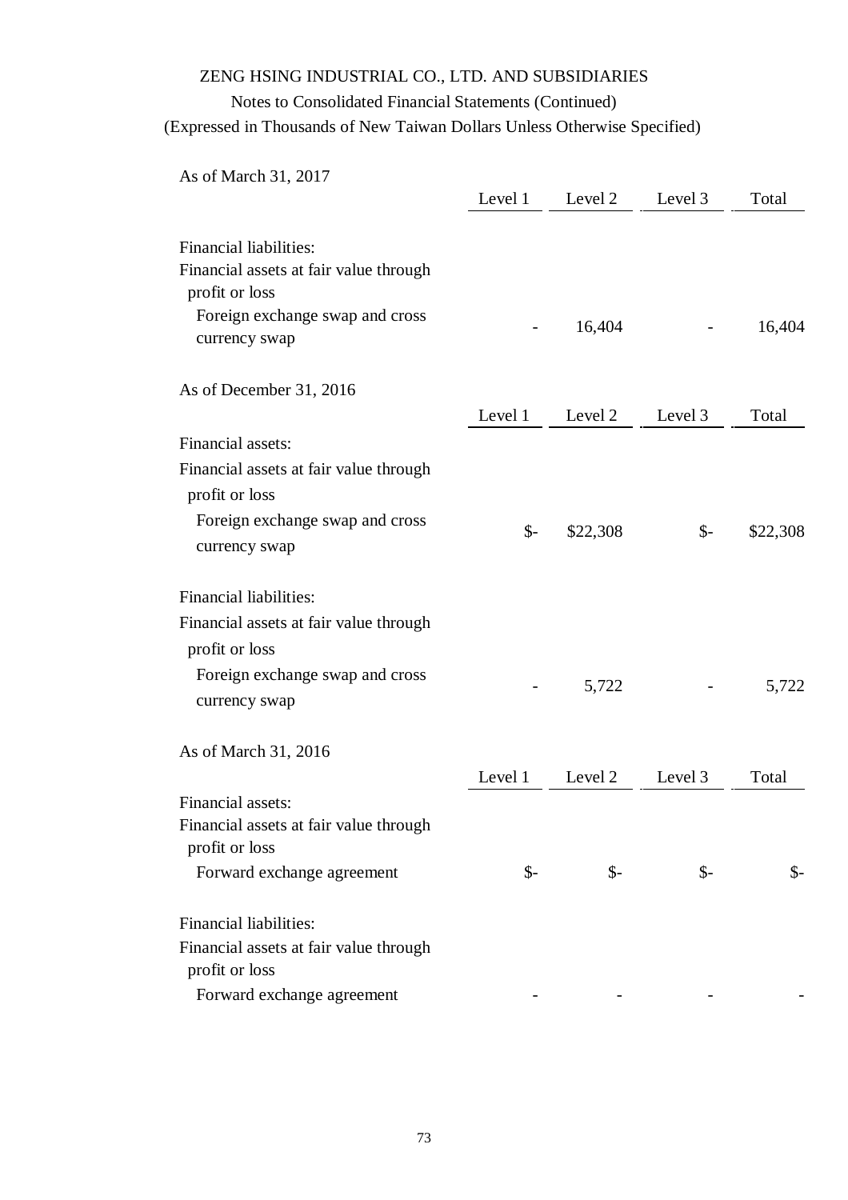As of March 31, 2017

| | Level 1 | Level 2 | Level 3 | Total |
|---|---|---|---|---|
| Financial liabilities: | | | | |
| Financial assets at fair value through profit or loss | | | | |
| Foreign exchange swap and cross currency swap | - | 16,404 | - | 16,404 |

As of December 31, 2016

| | Level 1 | Level 2 | Level 3 | Total |
|---|---|---|---|---|
| Financial assets: | | | | |
| Financial assets at fair value through profit or loss | | | | |
| Foreign exchange swap and cross currency swap | $- | $22,308 | $- | $22,308 |
| Financial liabilities: | | | | |
| Financial assets at fair value through profit or loss | | | | |
| Foreign exchange swap and cross currency swap | - | 5,722 | - | 5,722 |

As of March 31, 2016

| | Level 1 | Level 2 | Level 3 | Total |
|---|---|---|---|---|
| Financial assets: | | | | |
| Financial assets at fair value through profit or loss | | | | |
| Forward exchange agreement | $- | $- | $- | $- |
| Financial liabilities: | | | | |
| Financial assets at fair value through profit or loss | | | | |
| Forward exchange agreement | - | - | - | - |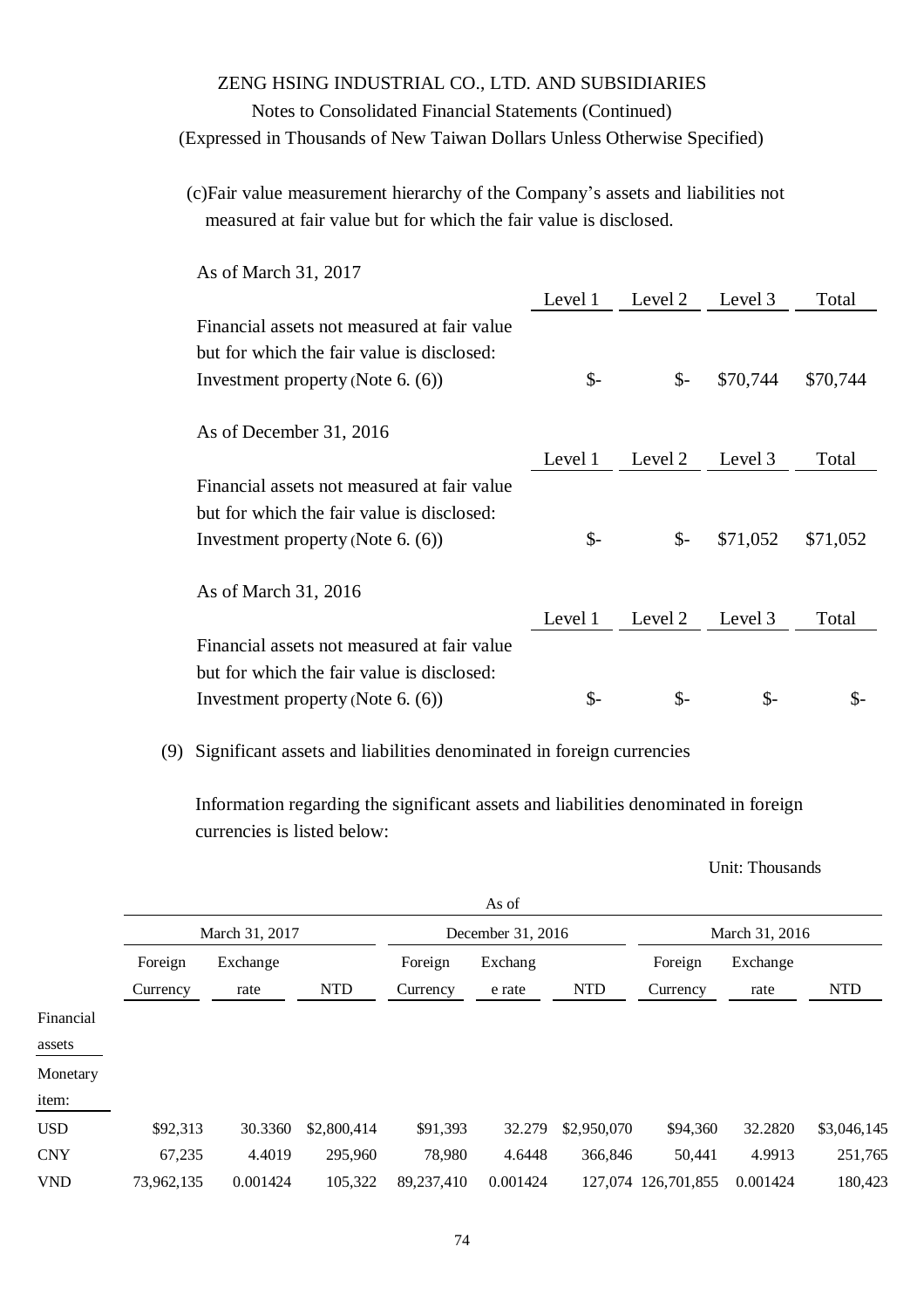ZENG HSING INDUSTRIAL CO., LTD. AND SUBSIDIARIES

Notes to Consolidated Financial Statements (Continued)

(Expressed in Thousands of New Taiwan Dollars Unless Otherwise Specified)

(c) Fair value measurement hierarchy of the Company's assets and liabilities not measured at fair value but for which the fair value is disclosed.

As of March 31, 2017

| | Level 1 | Level 2 | Level 3 | Total |
|---|---|---|---|---|
| Financial assets not measured at fair value but for which the fair value is disclosed: | | | | |
| Investment property (Note 6. (6)) | $- | $- | $70,744 | $70,744 |

As of December 31, 2016

| | Level 1 | Level 2 | Level 3 | Total |
|---|---|---|---|---|
| Financial assets not measured at fair value but for which the fair value is disclosed: | | | | |
| Investment property (Note 6. (6)) | $- | $- | $71,052 | $71,052 |

As of March 31, 2016

| | Level 1 | Level 2 | Level 3 | Total |
|---|---|---|---|---|
| Financial assets not measured at fair value but for which the fair value is disclosed: | | | | |
| Investment property (Note 6. (6)) | $- | $- | $- | $- |

(9) Significant assets and liabilities denominated in foreign currencies

Information regarding the significant assets and liabilities denominated in foreign currencies is listed below:

Unit: Thousands

| | As of | | | | | | | | |
|---|---|---|---|---|---|---|---|---|---|
| | March 31, 2017 | | | December 31, 2016 | | | March 31, 2016 | | |
| | Foreign Currency | Exchange rate | NTD | Foreign Currency | Exchange rate | NTD | Foreign Currency | Exchange rate | NTD |
| Financial assets | | | | | | | | | |
| Monetary item: | | | | | | | | | |
| USD | $92,313 | 30.3360 | $2,800,414 | $91,393 | 32.279 | $2,950,070 | $94,360 | 32.2820 | $3,046,145 |
| CNY | 67,235 | 4.4019 | 295,960 | 78,980 | 4.6448 | 366,846 | 50,441 | 4.9913 | 251,765 |
| VND | 73,962,135 | 0.001424 | 105,322 | 89,237,410 | 0.001424 | 127,074 | 126,701,855 | 0.001424 | 180,423 |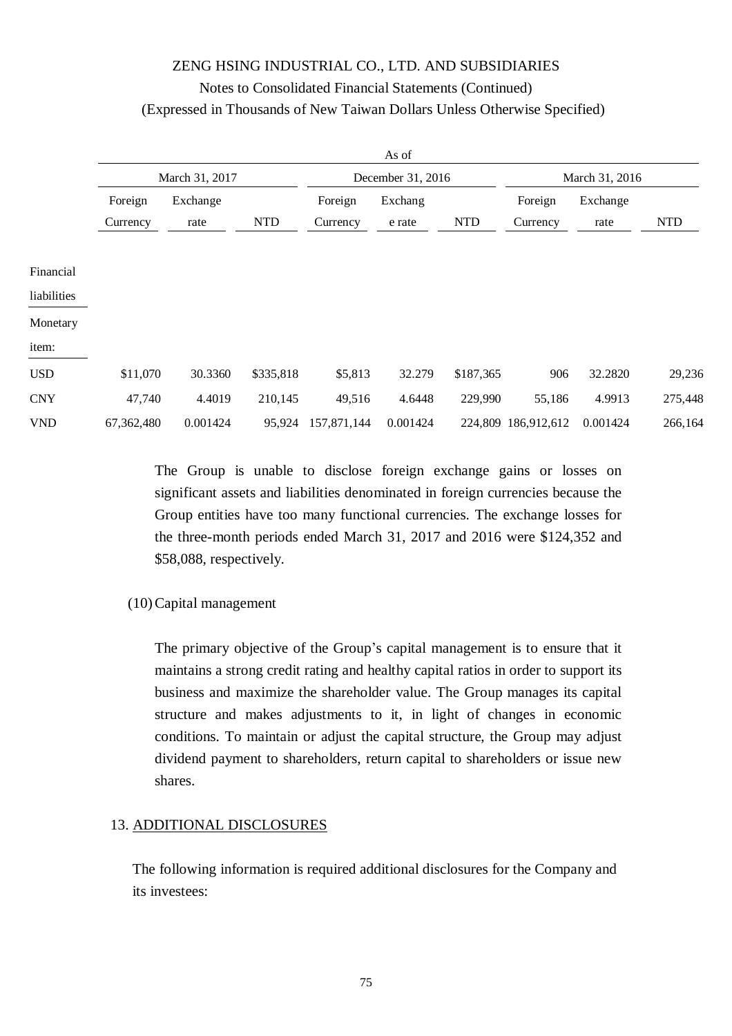|  | As of | | | | | | | | |
|---|---|---|---|---|---|---|---|---|---|
|  | March 31, 2017 | | | December 31, 2016 | | | March 31, 2016 | | |
|  | Foreign Currency | Exchange rate | NTD | Foreign Currency | Exchang e rate | NTD | Foreign Currency | Exchange rate | NTD |
| Financial liabilities | | | | | | | | | |
| Monetary item: | | | | | | | | | |
| USD | $11,070 | 30.3360 | $335,818 | $5,813 | 32.279 | $187,365 | 906 | 32.2820 | 29,236 |
| CNY | 47,740 | 4.4019 | 210,145 | 49,516 | 4.6448 | 229,990 | 55,186 | 4.9913 | 275,448 |
| VND | 67,362,480 | 0.001424 | 95,924 | 157,871,144 | 0.001424 | 224,809 | 186,912,612 | 0.001424 | 266,164 |

The Group is unable to disclose foreign exchange gains or losses on significant assets and liabilities denominated in foreign currencies because the Group entities have too many functional currencies. The exchange losses for the three-month periods ended March 31, 2017 and 2016 were $124,352 and $58,088, respectively.

(10) Capital management

The primary objective of the Group's capital management is to ensure that it maintains a strong credit rating and healthy capital ratios in order to support its business and maximize the shareholder value. The Group manages its capital structure and makes adjustments to it, in light of changes in economic conditions. To maintain or adjust the capital structure, the Group may adjust dividend payment to shareholders, return capital to shareholders or issue new shares.

## 13. ADDITIONAL DISCLOSURES

The following information is required additional disclosures for the Company and its investees: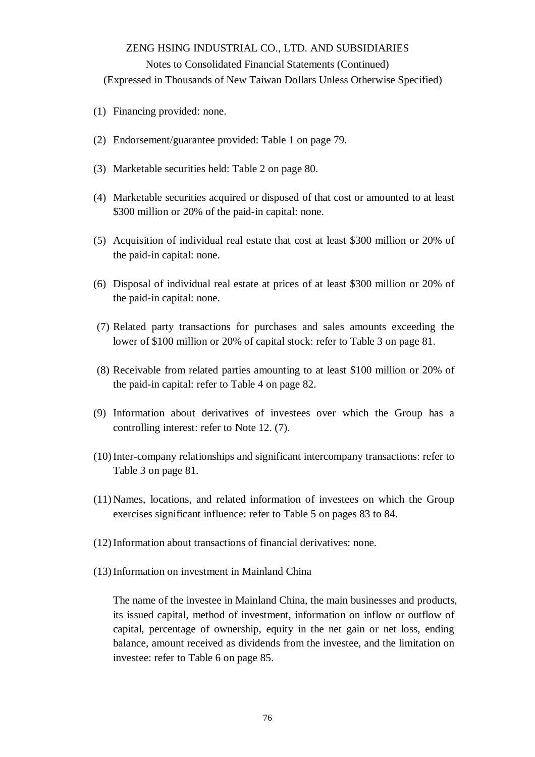(1) Financing provided: none.

(2) Endorsement/guarantee provided: Table 1 on page 79.

(3) Marketable securities held: Table 2 on page 80.

(4) Marketable securities acquired or disposed of that cost or amounted to at least $300 million or 20% of the paid-in capital: none.

(5) Acquisition of individual real estate that cost at least $300 million or 20% of the paid-in capital: none.

(6) Disposal of individual real estate at prices of at least $300 million or 20% of the paid-in capital: none.

(7) Related party transactions for purchases and sales amounts exceeding the lower of $100 million or 20% of capital stock: refer to Table 3 on page 81.

(8) Receivable from related parties amounting to at least $100 million or 20% of the paid-in capital: refer to Table 4 on page 82.

(9) Information about derivatives of investees over which the Group has a controlling interest: refer to Note 12. (7).

(10) Inter-company relationships and significant intercompany transactions: refer to Table 3 on page 81.

(11) Names, locations, and related information of investees on which the Group exercises significant influence: refer to Table 5 on pages 83 to 84.

(12) Information about transactions of financial derivatives: none.

(13) Information on investment in Mainland China

The name of the investee in Mainland China, the main businesses and products, its issued capital, method of investment, information on inflow or outflow of capital, percentage of ownership, equity in the net gain or net loss, ending balance, amount received as dividends from the investee, and the limitation on investee: refer to Table 6 on page 85.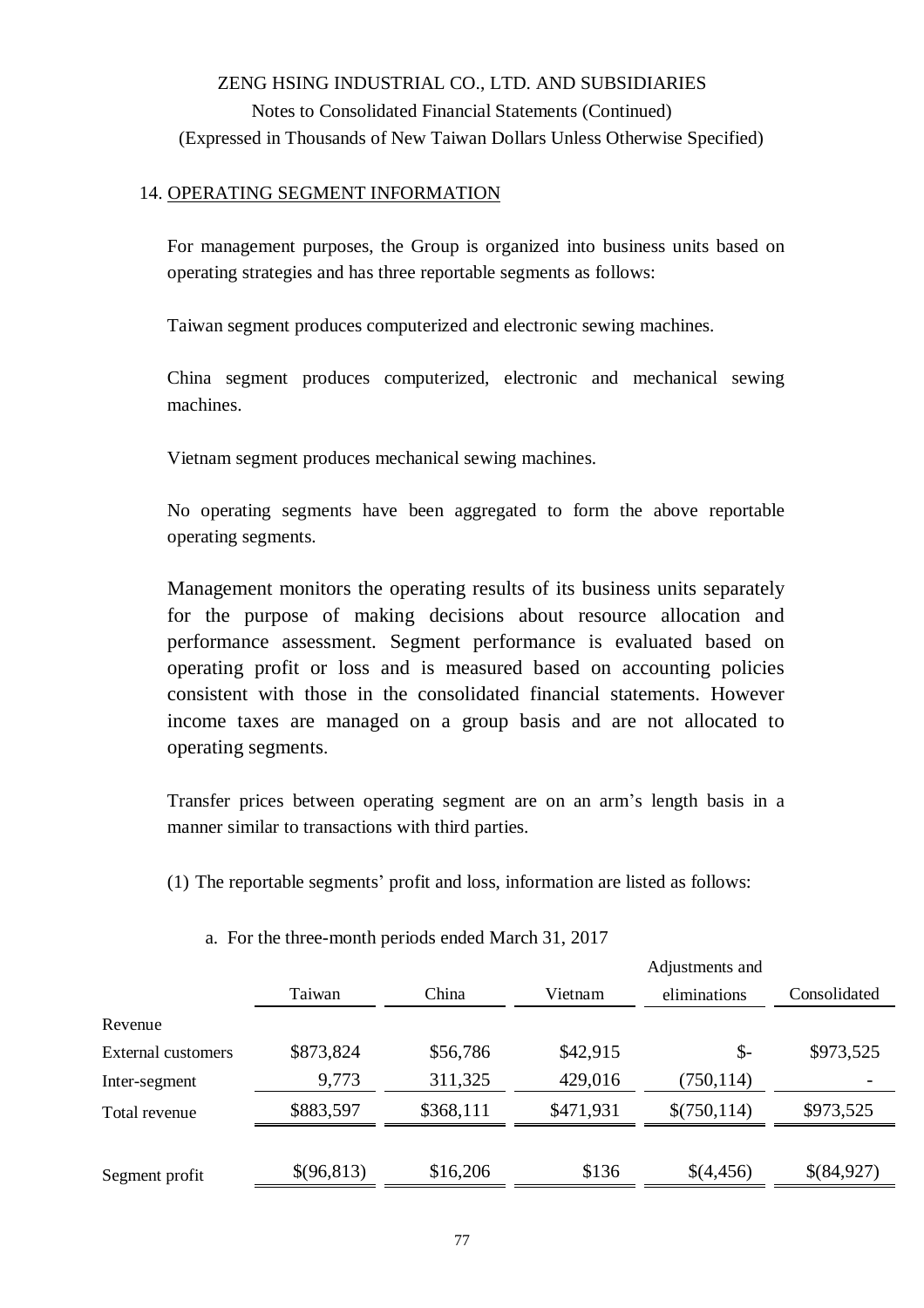ZENG HSING INDUSTRIAL CO., LTD. AND SUBSIDIARIES

Notes to Consolidated Financial Statements (Continued)

(Expressed in Thousands of New Taiwan Dollars Unless Otherwise Specified)

## 14. OPERATING SEGMENT INFORMATION

For management purposes, the Group is organized into business units based on operating strategies and has three reportable segments as follows:

Taiwan segment produces computerized and electronic sewing machines.

China segment produces computerized, electronic and mechanical sewing machines.

Vietnam segment produces mechanical sewing machines.

No operating segments have been aggregated to form the above reportable operating segments.

Management monitors the operating results of its business units separately for the purpose of making decisions about resource allocation and performance assessment. Segment performance is evaluated based on operating profit or loss and is measured based on accounting policies consistent with those in the consolidated financial statements. However income taxes are managed on a group basis and are not allocated to operating segments.

Transfer prices between operating segment are on an arm's length basis in a manner similar to transactions with third parties.

(1) The reportable segments' profit and loss, information are listed as follows:

a. For the three-month periods ended March 31, 2017

| | Taiwan | China | Vietnam | Adjustments and eliminations | Consolidated |
|---|---|---|---|---|---|
| Revenue | | | | | |
| External customers | $873,824 | $56,786 | $42,915 | $- | $973,525 |
| Inter-segment | 9,773 | 311,325 | 429,016 | (750,114) | - |
| Total revenue | $883,597 | $368,111 | $471,931 | $(750,114) | $973,525 |
| Segment profit | $(96,813) | $16,206 | $136 | $(4,456) | $(84,927) |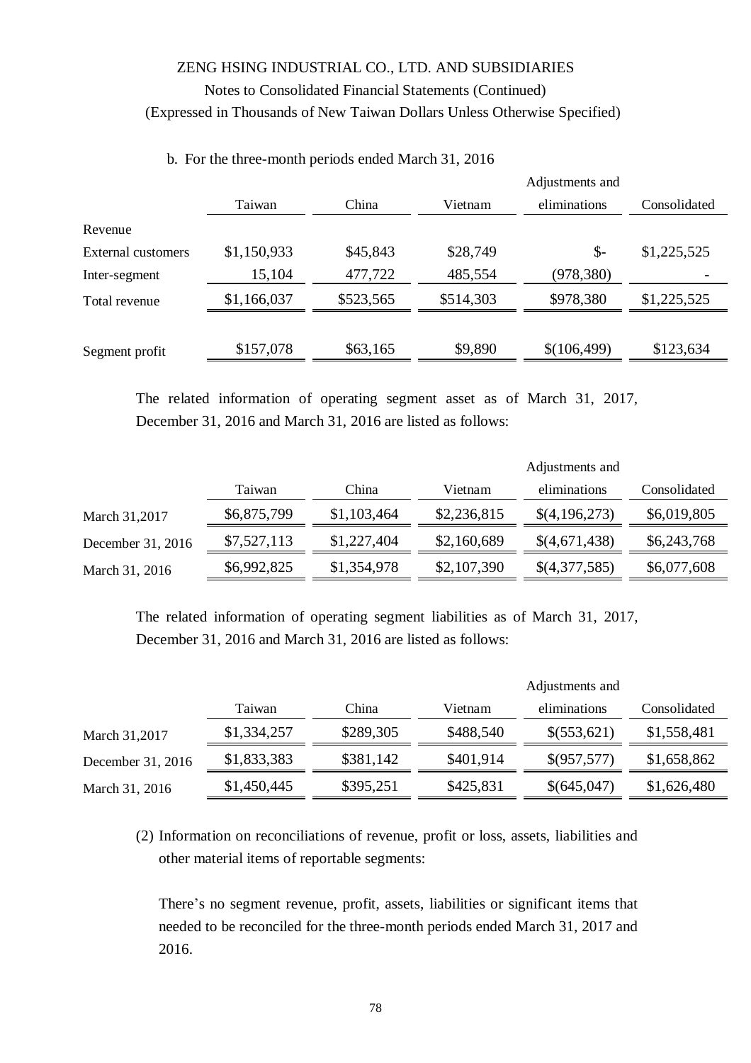b. For the three-month periods ended March 31, 2016

| | Taiwan | China | Vietnam | Adjustments and eliminations | Consolidated |
|---|---|---|---|---|---|
| Revenue | | | | | |
| External customers | $1,150,933 | $45,843 | $28,749 | $- | $1,225,525 |
| Inter-segment | 15,104 | 477,722 | 485,554 | (978,380) | - |
| Total revenue | $1,166,037 | $523,565 | $514,303 | $978,380 | $1,225,525 |
| Segment profit | $157,078 | $63,165 | $9,890 | $(106,499) | $123,634 |

The related information of operating segment asset as of March 31, 2017, December 31, 2016 and March 31, 2016 are listed as follows:

| | Taiwan | China | Vietnam | Adjustments and eliminations | Consolidated |
|---|---|---|---|---|---|
| March 31,2017 | $6,875,799 | $1,103,464 | $2,236,815 | $(4,196,273) | $6,019,805 |
| December 31, 2016 | $7,527,113 | $1,227,404 | $2,160,689 | $(4,671,438) | $6,243,768 |
| March 31, 2016 | $6,992,825 | $1,354,978 | $2,107,390 | $(4,377,585) | $6,077,608 |

The related information of operating segment liabilities as of March 31, 2017, December 31, 2016 and March 31, 2016 are listed as follows:

| | Taiwan | China | Vietnam | Adjustments and eliminations | Consolidated |
|---|---|---|---|---|---|
| March 31,2017 | $1,334,257 | $289,305 | $488,540 | $(553,621) | $1,558,481 |
| December 31, 2016 | $1,833,383 | $381,142 | $401,914 | $(957,577) | $1,658,862 |
| March 31, 2016 | $1,450,445 | $395,251 | $425,831 | $(645,047) | $1,626,480 |

(2) Information on reconciliations of revenue, profit or loss, assets, liabilities and other material items of reportable segments:

There's no segment revenue, profit, assets, liabilities or significant items that needed to be reconciled for the three-month periods ended March 31, 2017 and 2016.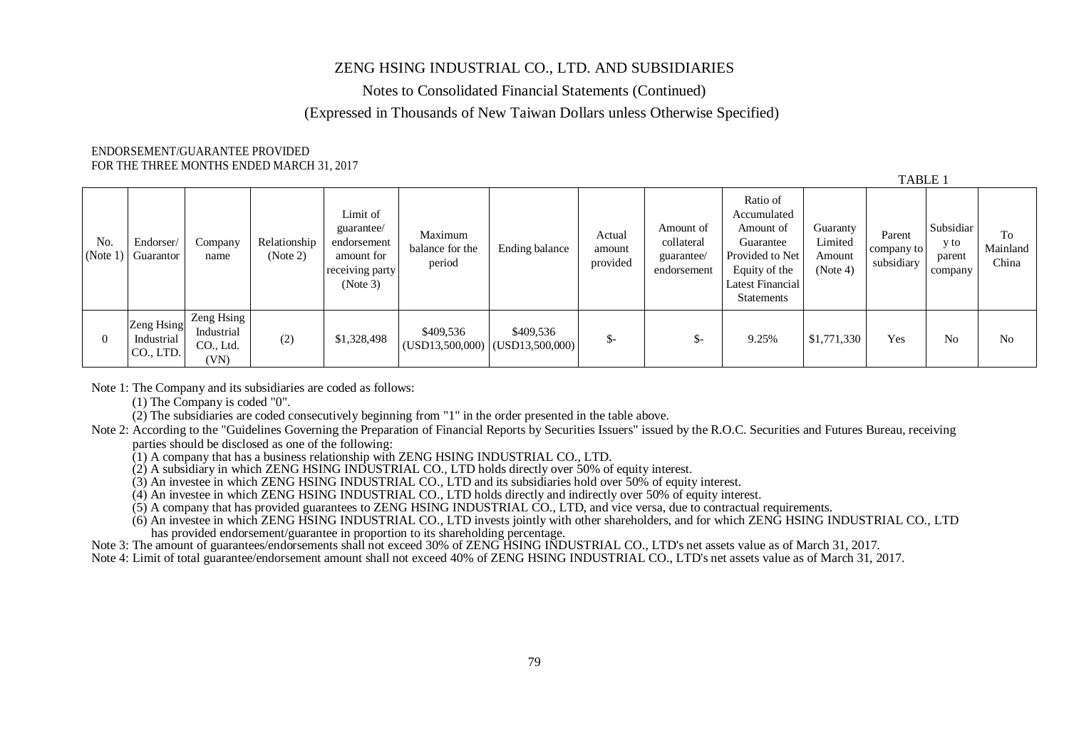ZENG HSING INDUSTRIAL CO., LTD. AND SUBSIDIARIES

Notes to Consolidated Financial Statements (Continued)

(Expressed in Thousands of New Taiwan Dollars unless Otherwise Specified)

ENDORSEMENT/GUARANTEE PROVIDED
FOR THE THREE MONTHS ENDED MARCH 31, 2017

TABLE 1

| No. (Note 1) | Endorser/ Guarantor | Company name | Relationship (Note 2) | Limit of guarantee/ endorsement amount for receiving party (Note 3) | Maximum balance for the period | Ending balance | Actual amount provided | Amount of collateral guarantee/ endorsement | Ratio of Accumulated Amount of Guarantee Provided to Net Equity of the Latest Financial Statements | Guaranty Limited Amount (Note 4) | Parent company to subsidiary | Subsidiary to parent company | To Mainland China |
|---|---|---|---|---|---|---|---|---|---|---|---|---|---|
| 0 | Zeng Hsing Industrial CO., LTD. | Zeng Hsing Industrial CO., Ltd. (VN) | (2) | $1,328,498 | $409,536 (USD13,500,000) | $409,536 (USD13,500,000) | $- | $- | 9.25% | $1,771,330 | Yes | No | No |

Note 1: The Company and its subsidiaries are coded as follows:

(1) The Company is coded "0".

(2) The subsidiaries are coded consecutively beginning from "1" in the order presented in the table above.

Note 2: According to the "Guidelines Governing the Preparation of Financial Reports by Securities Issuers" issued by the R.O.C. Securities and Futures Bureau, receiving parties should be disclosed as one of the following:

(1) A company that has a business relationship with ZENG HSING INDUSTRIAL CO., LTD.

(2) A subsidiary in which ZENG HSING INDUSTRIAL CO., LTD holds directly over 50% of equity interest.

(3) An investee in which ZENG HSING INDUSTRIAL CO., LTD and its subsidiaries hold over 50% of equity interest.

(4) An investee in which ZENG HSING INDUSTRIAL CO., LTD holds directly and indirectly over 50% of equity interest.

(5) A company that has provided guarantees to ZENG HSING INDUSTRIAL CO., LTD, and vice versa, due to contractual requirements.

(6) An investee in which ZENG HSING INDUSTRIAL CO., LTD invests jointly with other shareholders, and for which ZENG HSING INDUSTRIAL CO., LTD has provided endorsement/guarantee in proportion to its shareholding percentage.

Note 3: The amount of guarantees/endorsements shall not exceed 30% of ZENG HSING INDUSTRIAL CO., LTD's net assets value as of March 31, 2017.

Note 4: Limit of total guarantee/endorsement amount shall not exceed 40% of ZENG HSING INDUSTRIAL CO., LTD's net assets value as of March 31, 2017.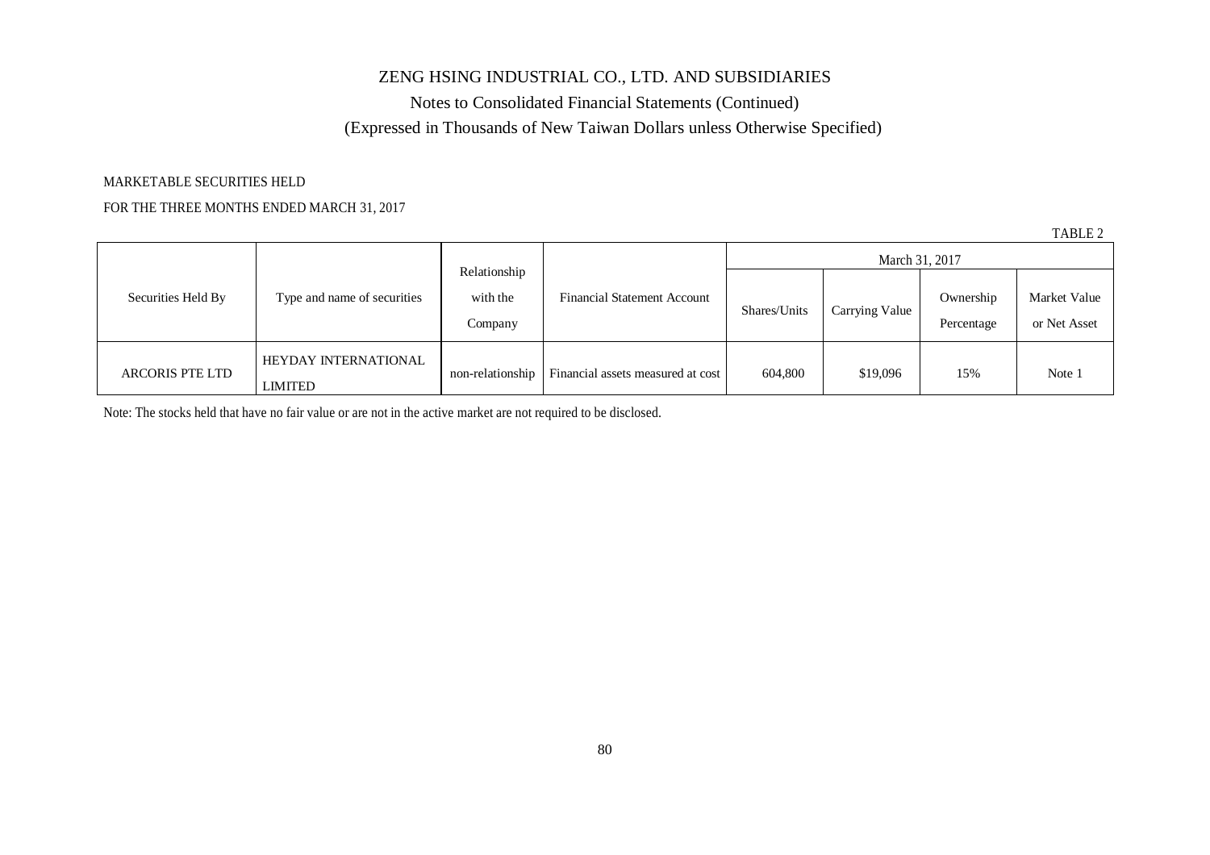# ZENG HSING INDUSTRIAL CO., LTD. AND SUBSIDIARIES

## Notes to Consolidated Financial Statements (Continued)

## (Expressed in Thousands of New Taiwan Dollars unless Otherwise Specified)

MARKETABLE SECURITIES HELD

FOR THE THREE MONTHS ENDED MARCH 31, 2017

TABLE 2

| Securities Held By | Type and name of securities | Relationship with the Company | Financial Statement Account | March 31, 2017 | | | |
|---|---|---|---|---|---|---|---|
| | | | | Shares/Units | Carrying Value | Ownership Percentage | Market Value or Net Asset |
| ARCORIS PTE LTD | HEYDAY INTERNATIONAL LIMITED | non-relationship | Financial assets measured at cost | 604,800 | $19,096 | 15% | Note 1 |

Note: The stocks held that have no fair value or are not in the active market are not required to be disclosed.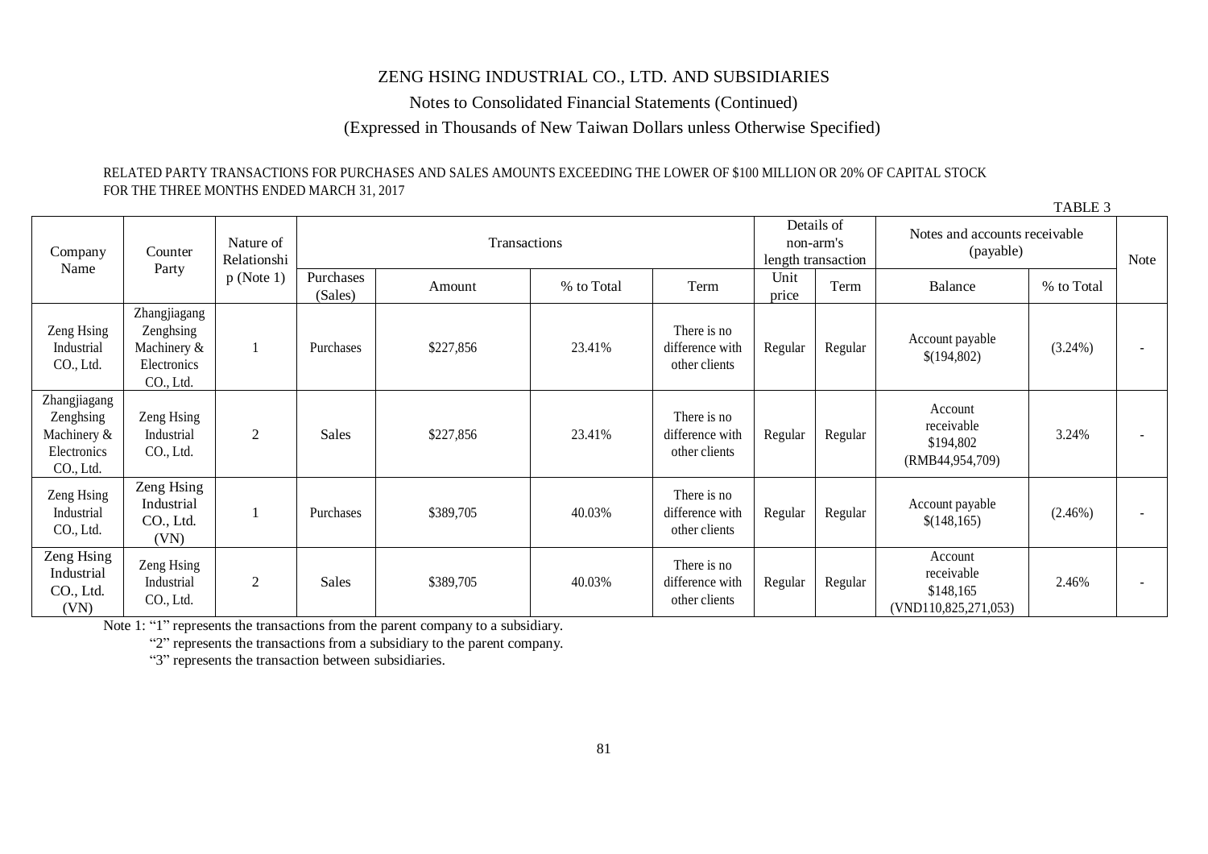ZENG HSING INDUSTRIAL CO., LTD. AND SUBSIDIARIES

Notes to Consolidated Financial Statements (Continued)

(Expressed in Thousands of New Taiwan Dollars unless Otherwise Specified)

RELATED PARTY TRANSACTIONS FOR PURCHASES AND SALES AMOUNTS EXCEEDING THE LOWER OF $100 MILLION OR 20% OF CAPITAL STOCK
FOR THE THREE MONTHS ENDED MARCH 31, 2017

TABLE 3

| Company Name | Counter Party | Nature of Relationship (Note 1) | Transactions | | | | Details of non-arm's length transaction | | Notes and accounts receivable (payable) | | Note |
|---|---|---|---|---|---|---|---|---|---|---|---|
| | | | Purchases (Sales) | Amount | % to Total | Term | Unit price | Term | Balance | % to Total | |
| Zeng Hsing Industrial CO., Ltd. | Zhangjiagang Zenghsing Machinery & Electronics CO., Ltd. | 1 | Purchases | $227,856 | 23.41% | There is no difference with other clients | Regular | Regular | Account payable $(194,802) | (3.24%) | - |
| Zhangjiagang Zenghsing Machinery & Electronics CO., Ltd. | Zeng Hsing Industrial CO., Ltd. | 2 | Sales | $227,856 | 23.41% | There is no difference with other clients | Regular | Regular | Account receivable $194,802 (RMB44,954,709) | 3.24% | - |
| Zeng Hsing Industrial CO., Ltd. | Zeng Hsing Industrial CO., Ltd. (VN) | 1 | Purchases | $389,705 | 40.03% | There is no difference with other clients | Regular | Regular | Account payable $(148,165) | (2.46%) | - |
| Zeng Hsing Industrial CO., Ltd. (VN) | Zeng Hsing Industrial CO., Ltd. | 2 | Sales | $389,705 | 40.03% | There is no difference with other clients | Regular | Regular | Account receivable $148,165 (VND110,825,271,053) | 2.46% | - |

Note 1: "1" represents the transactions from the parent company to a subsidiary.
"2" represents the transactions from a subsidiary to the parent company.
"3" represents the transaction between subsidiaries.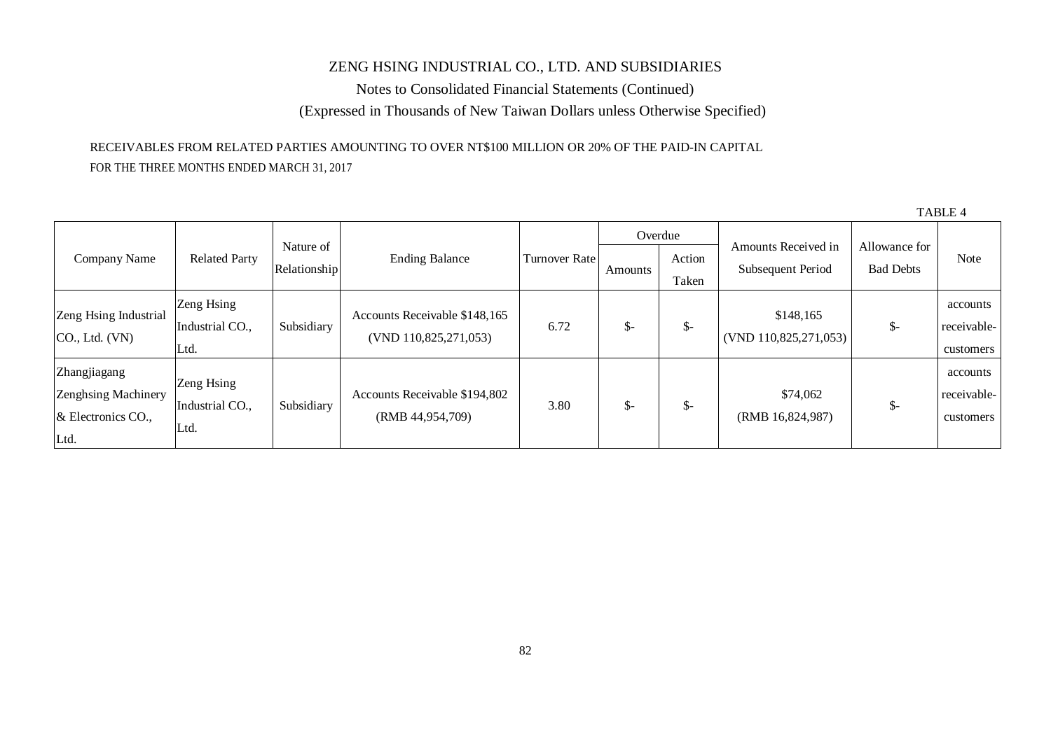# ZENG HSING INDUSTRIAL CO., LTD. AND SUBSIDIARIES

Notes to Consolidated Financial Statements (Continued)

(Expressed in Thousands of New Taiwan Dollars unless Otherwise Specified)

RECEIVABLES FROM RELATED PARTIES AMOUNTING TO OVER NT$100 MILLION OR 20% OF THE PAID-IN CAPITAL

FOR THE THREE MONTHS ENDED MARCH 31, 2017

TABLE 4

| Company Name | Related Party | Nature of Relationship | Ending Balance | Turnover Rate | Overdue | | Amounts Received in Subsequent Period | Allowance for Bad Debts | Note |
|---|---|---|---|---|---|---|---|---|---|
| | | | | | Amounts | Action Taken | | | |
| Zeng Hsing Industrial CO., Ltd. (VN) | Zeng Hsing Industrial CO., Ltd. | Subsidiary | Accounts Receivable $148,165 (VND 110,825,271,053) | 6.72 | $- | $- | $148,165 (VND 110,825,271,053) | $- | accounts receivable-customers |
| Zhangjiagang Zenghsing Machinery & Electronics CO., Ltd. | Zeng Hsing Industrial CO., Ltd. | Subsidiary | Accounts Receivable $194,802 (RMB 44,954,709) | 3.80 | $- | $- | $74,062 (RMB 16,824,987) | $- | accounts receivable-customers |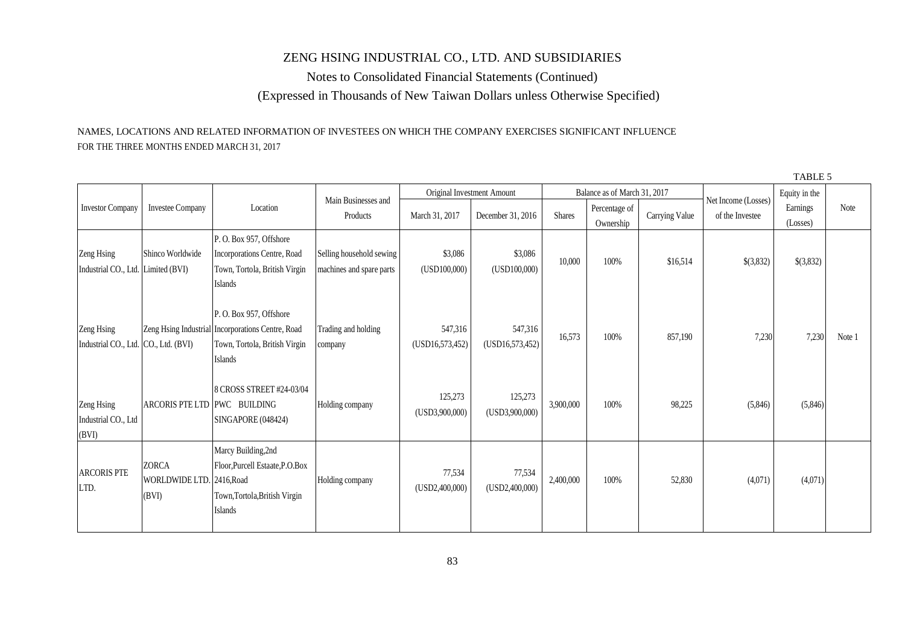# ZENG HSING INDUSTRIAL CO., LTD. AND SUBSIDIARIES

## Notes to Consolidated Financial Statements (Continued)

### (Expressed in Thousands of New Taiwan Dollars unless Otherwise Specified)

NAMES, LOCATIONS AND RELATED INFORMATION OF INVESTEES ON WHICH THE COMPANY EXERCISES SIGNIFICANT INFLUENCE

FOR THE THREE MONTHS ENDED MARCH 31, 2017

TABLE 5

| Investor Company | Investee Company | Location | Main Businesses and Products | Original Investment Amount | | Balance as of March 31, 2017 | | | Net Income (Losses) of the Investee | Equity in the Earnings (Losses) | Note |
|---|---|---|---|---|---|---|---|---|---|---|---|
| | | | | March 31, 2017 | December 31, 2016 | Shares | Percentage of Ownership | Carrying Value | | | |
| Zeng Hsing Industrial CO., Ltd. | Shinco Worldwide Limited (BVI) | P. O. Box 957, Offshore Incorporations Centre, Road Town, Tortola, British Virgin Islands | Selling household sewing machines and spare parts | $3,086 (USD100,000) | $3,086 (USD100,000) | 10,000 | 100% | $16,514 | $(3,832) | $(3,832) | |
| Zeng Hsing Industrial CO., Ltd. | Zeng Hsing Industrial CO., Ltd. (BVI) | P. O. Box 957, Offshore Incorporations Centre, Road Town, Tortola, British Virgin Islands | Trading and holding company | 547,316 (USD16,573,452) | 547,316 (USD16,573,452) | 16,573 | 100% | 857,190 | 7,230 | 7,230 | Note 1 |
| Zeng Hsing Industrial CO., Ltd (BVI) | ARCORIS PTE LTD | 8 CROSS STREET #24-03/04 PWC BUILDING SINGAPORE (048424) | Holding company | 125,273 (USD3,900,000) | 125,273 (USD3,900,000) | 3,900,000 | 100% | 98,225 | (5,846) | (5,846) | |
| ARCORIS PTE LTD. | ZORCA WORLDWIDE LTD. (BVI) | Marcy Building,2nd Floor,Purcell Estaate,P.O.Box 2416,Road Town,Tortola,British Virgin Islands | Holding company | 77,534 (USD2,400,000) | 77,534 (USD2,400,000) | 2,400,000 | 100% | 52,830 | (4,071) | (4,071) | |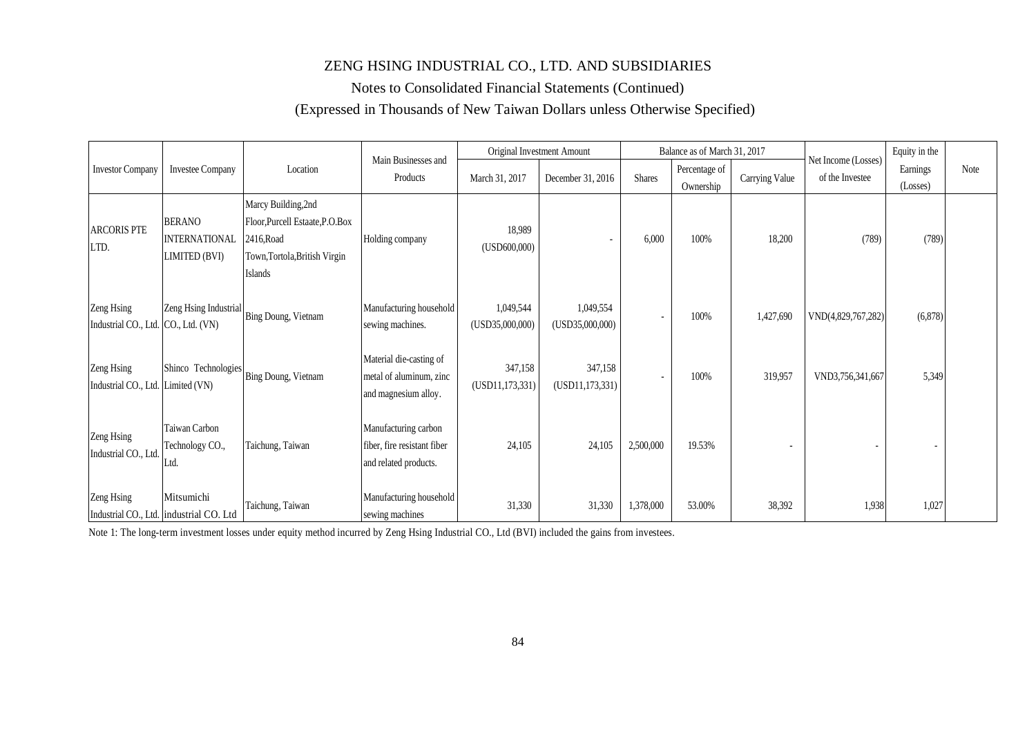ZENG HSING INDUSTRIAL CO., LTD. AND SUBSIDIARIES

Notes to Consolidated Financial Statements (Continued)

(Expressed in Thousands of New Taiwan Dollars unless Otherwise Specified)

| Investor Company | Investee Company | Location | Main Businesses and Products | Original Investment Amount | | Balance as of March 31, 2017 | | | Net Income (Losses) of the Investee | Equity in the Earnings (Losses) | Note |
|---|---|---|---|---|---|---|---|---|---|---|---|
| | | | | March 31, 2017 | December 31, 2016 | Shares | Percentage of Ownership | Carrying Value | | | |
| ARCORIS PTE LTD. | BERANO INTERNATIONAL LIMITED (BVI) | Marcy Building,2nd Floor,Purcell Estaate,P.O.Box 2416,Road Town,Tortola,British Virgin Islands | Holding company | 18,989 (USD600,000) | - | 6,000 | 100% | 18,200 | (789) | (789) | |
| Zeng Hsing Industrial CO., Ltd. | Zeng Hsing Industrial CO., Ltd. (VN) | Bing Doung, Vietnam | Manufacturing household sewing machines. | 1,049,544 (USD35,000,000) | 1,049,554 (USD35,000,000) | - | 100% | 1,427,690 | VND(4,829,767,282) | (6,878) | |
| Zeng Hsing Industrial CO., Ltd. | Shinco Technologies Limited (VN) | Bing Doung, Vietnam | Material die-casting of metal of aluminum, zinc and magnesium alloy. | 347,158 (USD11,173,331) | 347,158 (USD11,173,331) | - | 100% | 319,957 | VND3,756,341,667 | 5,349 | |
| Zeng Hsing Industrial CO., Ltd. | Taiwan Carbon Technology CO., Ltd. | Taichung, Taiwan | Manufacturing carbon fiber, fire resistant fiber and related products. | 24,105 | 24,105 | 2,500,000 | 19.53% | - | - | - | |
| Zeng Hsing Industrial CO., Ltd. | Mitsumichi industrial CO. Ltd | Taichung, Taiwan | Manufacturing household sewing machines | 31,330 | 31,330 | 1,378,000 | 53.00% | 38,392 | 1,938 | 1,027 | |

Note 1: The long-term investment losses under equity method incurred by Zeng Hsing Industrial CO., Ltd (BVI) included the gains from investees.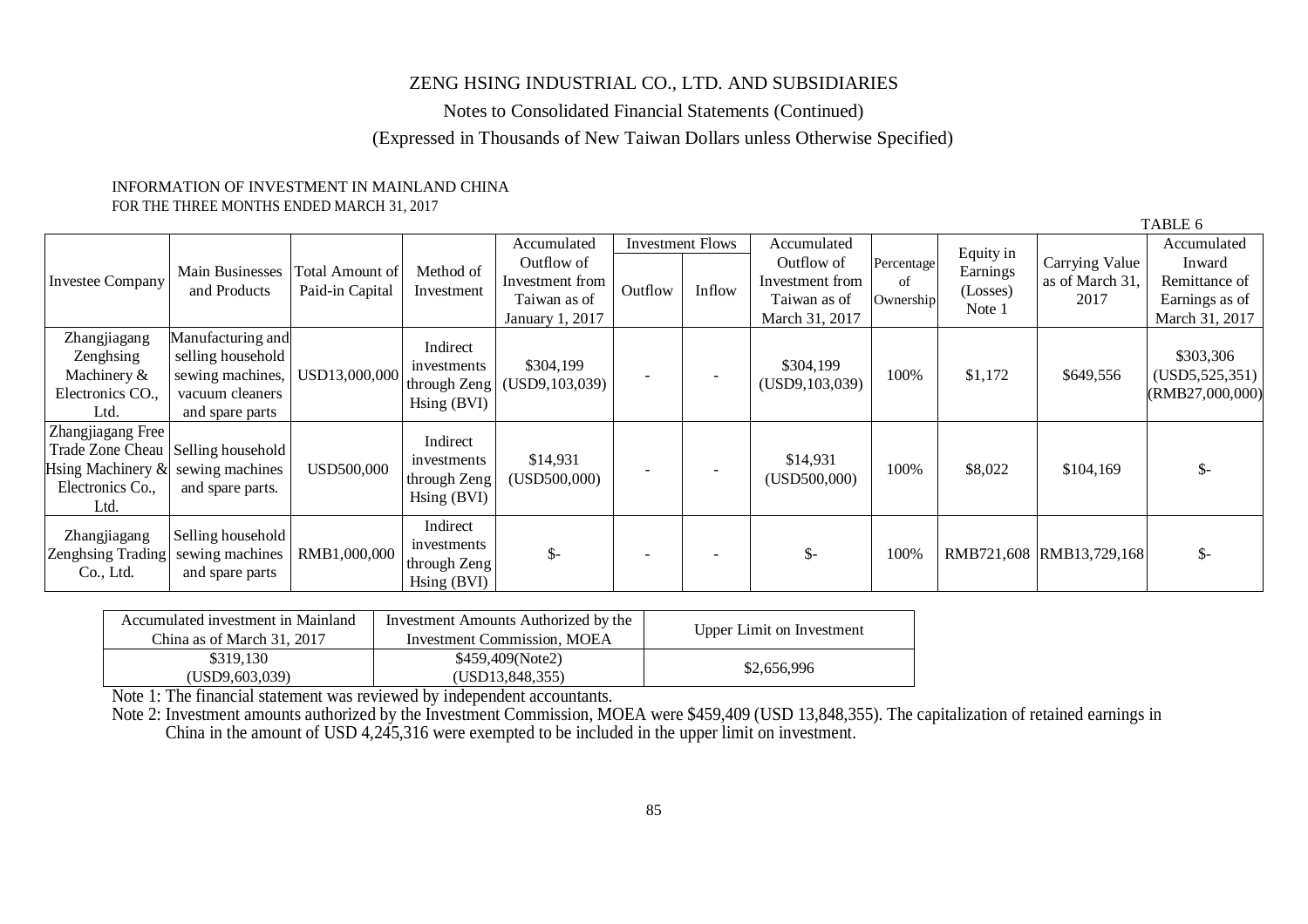ZENG HSING INDUSTRIAL CO., LTD. AND SUBSIDIARIES

Notes to Consolidated Financial Statements (Continued)

(Expressed in Thousands of New Taiwan Dollars unless Otherwise Specified)

INFORMATION OF INVESTMENT IN MAINLAND CHINA
FOR THE THREE MONTHS ENDED MARCH 31, 2017

TABLE 6

| Investee Company | Main Businesses and Products | Total Amount of Paid-in Capital | Method of Investment | Accumulated Outflow of Investment from Taiwan as of January 1, 2017 | Investment Flows | | Accumulated Outflow of Investment from Taiwan as of March 31, 2017 | Percentage of Ownership | Equity in Earnings (Losses) Note 1 | Carrying Value as of March 31, 2017 | Accumulated Inward Remittance of Earnings as of March 31, 2017 |
|---|---|---|---|---|---|---|---|---|---|---|---|
| | | | | | Outflow | Inflow | | | | | |
| Zhangjiagang Zenghsing Machinery & Electronics CO., Ltd. | Manufacturing and selling household sewing machines, vacuum cleaners and spare parts | USD13,000,000 | Indirect investments through Zeng Hsing (BVI) | \$304,199 (USD9,103,039) | - | - | \$304,199 (USD9,103,039) | 100% | \$1,172 | \$649,556 | \$303,306 (USD5,525,351) (RMB27,000,000) |
| Zhangjiagang Free Trade Zone Cheau Hsing Machinery & Electronics Co., Ltd. | Selling household sewing machines and spare parts. | USD500,000 | Indirect investments through Zeng Hsing (BVI) | \$14,931 (USD500,000) | - | - | \$14,931 (USD500,000) | 100% | \$8,022 | \$104,169 | \$- |
| Zhangjiagang Zenghsing Trading Co., Ltd. | Selling household sewing machines and spare parts | RMB1,000,000 | Indirect investments through Zeng Hsing (BVI) | \$- | - | - | \$- | 100% | RMB721,608 | RMB13,729,168 | \$- |

| Accumulated investment in Mainland China as of March 31, 2017 | Investment Amounts Authorized by the Investment Commission, MOEA | Upper Limit on Investment |
|---|---|---|
| \$319,130 (USD9,603,039) | \$459,409(Note2) (USD13,848,355) | \$2,656,996 |

Note 1: The financial statement was reviewed by independent accountants.

Note 2: Investment amounts authorized by the Investment Commission, MOEA were \$459,409 (USD 13,848,355). The capitalization of retained earnings in China in the amount of USD 4,245,316 were exempted to be included in the upper limit on investment.